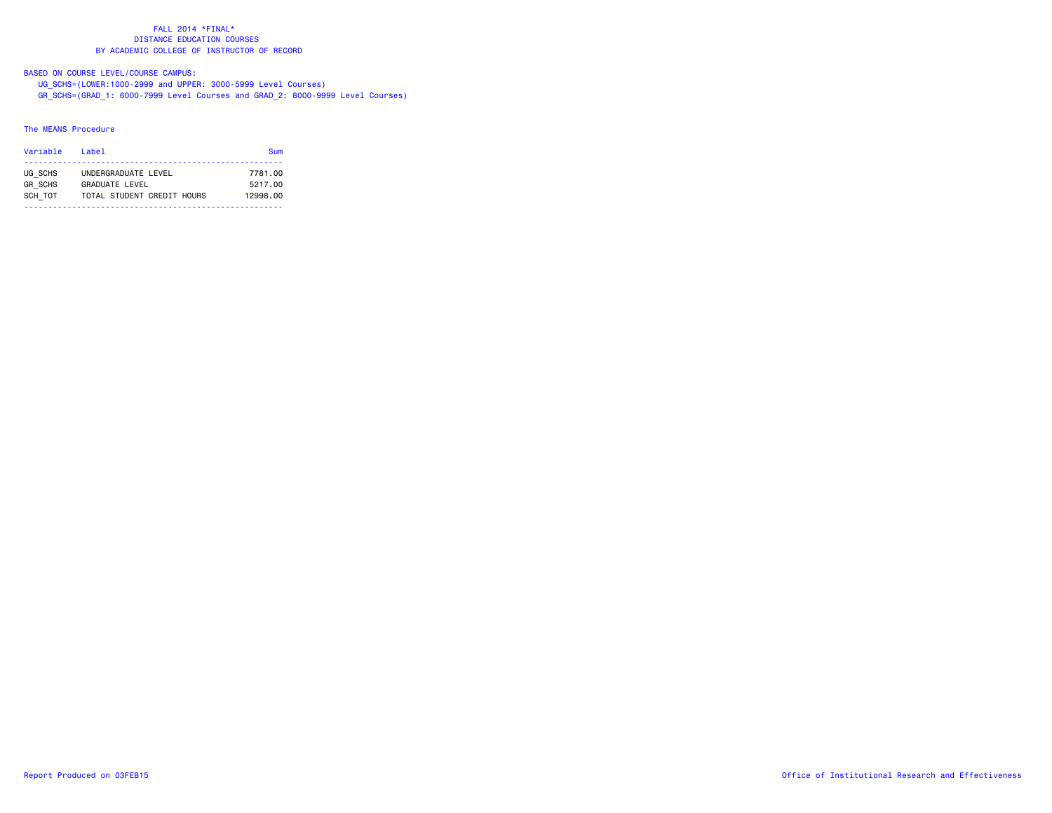# FALL 2014 *FINAL*
## DISTANCE EDUCATION COURSES
## BY ACADEMIC COLLEGE OF INSTRUCTOR OF RECORD

BASED ON COURSE LEVEL/COURSE CAMPUS:
UG_SCHS=(LOWER:1000-2999 and UPPER: 3000-5999 Level Courses)
GR_SCHS=(GRAD_1: 6000-7999 Level Courses and GRAD_2: 8000-9999 Level Courses)

The MEANS Procedure

| Variable | Label | Sum |
|---|---|---|
| UG_SCHS | UNDERGRADUATE LEVEL | 7781.00 |
| GR_SCHS | GRADUATE LEVEL | 5217.00 |
| SCH_TOT | TOTAL STUDENT CREDIT HOURS | 12998.00 |

Report Produced on 03FEB15

Office of Institutional Research and Effectiveness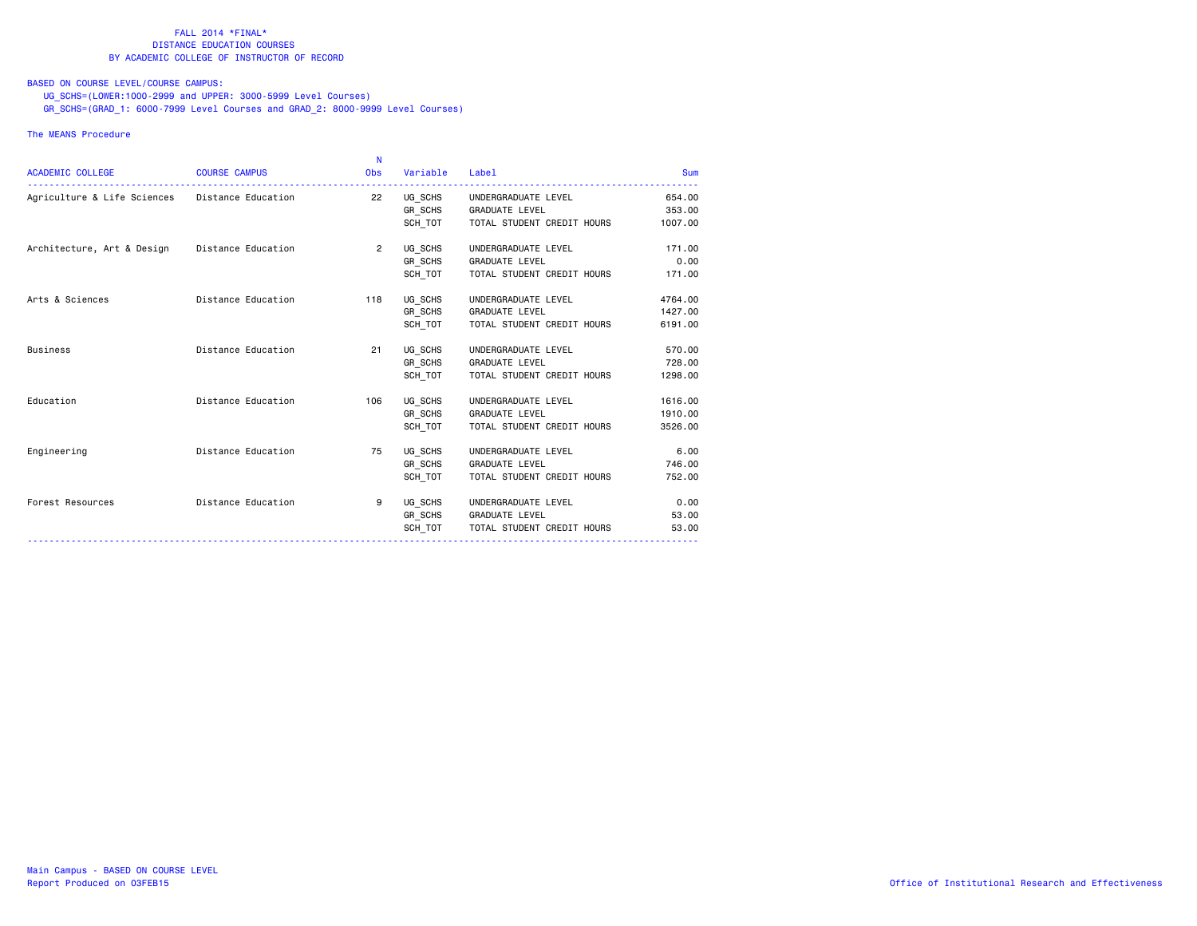FALL 2014 *FINAL*
DISTANCE EDUCATION COURSES
BY ACADEMIC COLLEGE OF INSTRUCTOR OF RECORD

BASED ON COURSE LEVEL/COURSE CAMPUS:
UG_SCHS=(LOWER:1000-2999 and UPPER: 3000-5999 Level Courses)
GR_SCHS=(GRAD_1: 6000-7999 Level Courses and GRAD_2: 8000-9999 Level Courses)

The MEANS Procedure

| ACADEMIC COLLEGE | COURSE CAMPUS | N Obs | Variable | Label | Sum |
|---|---|---|---|---|---|
| Agriculture & Life Sciences | Distance Education | 22 | UG_SCHS | UNDERGRADUATE LEVEL | 654.00 |
| | | | GR_SCHS | GRADUATE LEVEL | 353.00 |
| | | | SCH_TOT | TOTAL STUDENT CREDIT HOURS | 1007.00 |
| Architecture, Art & Design | Distance Education | 2 | UG_SCHS | UNDERGRADUATE LEVEL | 171.00 |
| | | | GR_SCHS | GRADUATE LEVEL | 0.00 |
| | | | SCH_TOT | TOTAL STUDENT CREDIT HOURS | 171.00 |
| Arts & Sciences | Distance Education | 118 | UG_SCHS | UNDERGRADUATE LEVEL | 4764.00 |
| | | | GR_SCHS | GRADUATE LEVEL | 1427.00 |
| | | | SCH_TOT | TOTAL STUDENT CREDIT HOURS | 6191.00 |
| Business | Distance Education | 21 | UG_SCHS | UNDERGRADUATE LEVEL | 570.00 |
| | | | GR_SCHS | GRADUATE LEVEL | 728.00 |
| | | | SCH_TOT | TOTAL STUDENT CREDIT HOURS | 1298.00 |
| Education | Distance Education | 106 | UG_SCHS | UNDERGRADUATE LEVEL | 1616.00 |
| | | | GR_SCHS | GRADUATE LEVEL | 1910.00 |
| | | | SCH_TOT | TOTAL STUDENT CREDIT HOURS | 3526.00 |
| Engineering | Distance Education | 75 | UG_SCHS | UNDERGRADUATE LEVEL | 6.00 |
| | | | GR_SCHS | GRADUATE LEVEL | 746.00 |
| | | | SCH_TOT | TOTAL STUDENT CREDIT HOURS | 752.00 |
| Forest Resources | Distance Education | 9 | UG_SCHS | UNDERGRADUATE LEVEL | 0.00 |
| | | | GR_SCHS | GRADUATE LEVEL | 53.00 |
| | | | SCH_TOT | TOTAL STUDENT CREDIT HOURS | 53.00 |

Main Campus - BASED ON COURSE LEVEL
Report Produced on 03FEB15

Office of Institutional Research and Effectiveness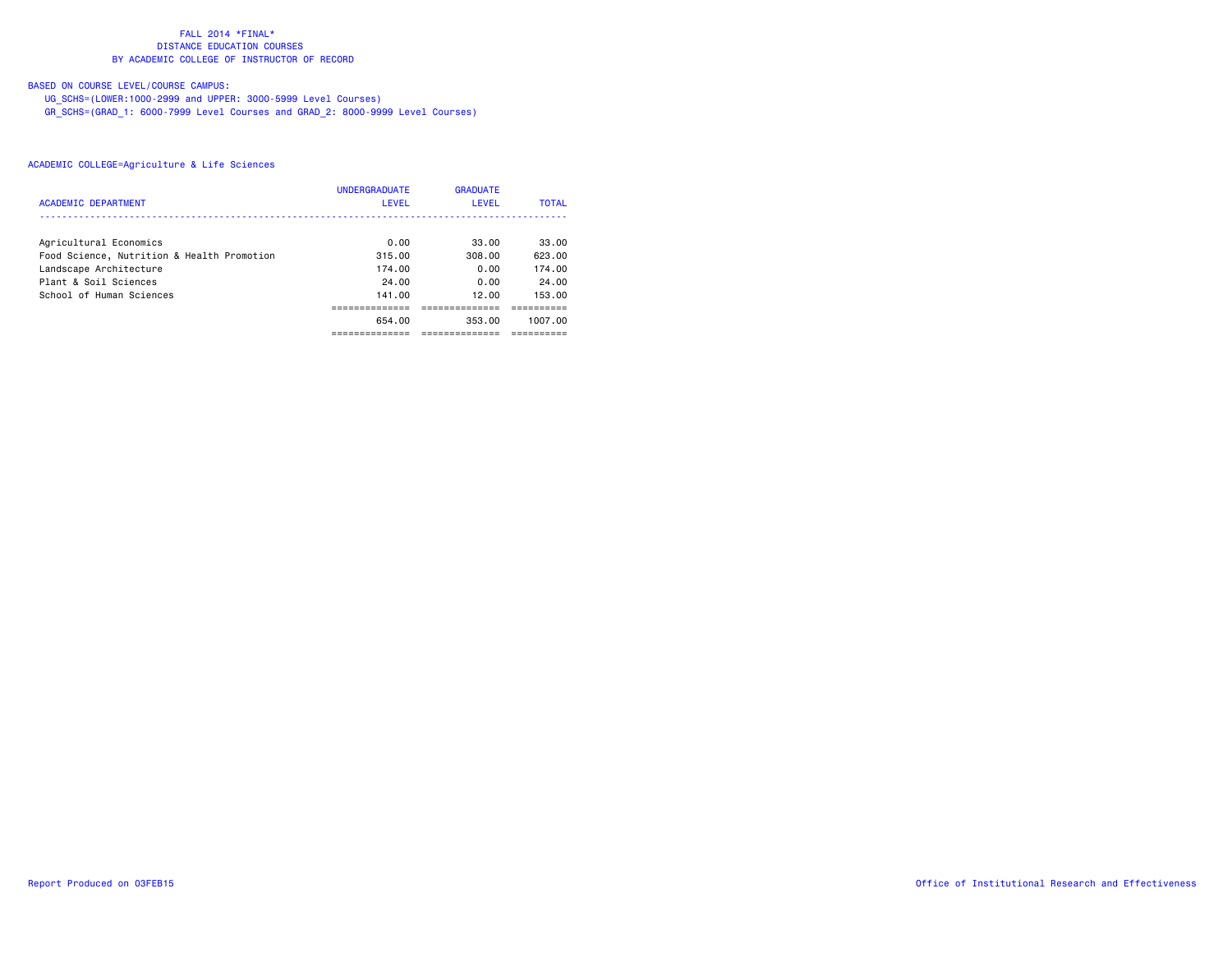FALL 2014 *FINAL*
DISTANCE EDUCATION COURSES
BY ACADEMIC COLLEGE OF INSTRUCTOR OF RECORD

BASED ON COURSE LEVEL/COURSE CAMPUS:
UG_SCHS=(LOWER:1000-2999 and UPPER: 3000-5999 Level Courses)
GR_SCHS=(GRAD_1: 6000-7999 Level Courses and GRAD_2: 8000-9999 Level Courses)

ACADEMIC COLLEGE=Agriculture & Life Sciences

| ACADEMIC DEPARTMENT | UNDERGRADUATE LEVEL | GRADUATE LEVEL | TOTAL |
|---|---|---|---|
| Agricultural Economics | 0.00 | 33.00 | 33.00 |
| Food Science, Nutrition & Health Promotion | 315.00 | 308.00 | 623.00 |
| Landscape Architecture | 174.00 | 0.00 | 174.00 |
| Plant & Soil Sciences | 24.00 | 0.00 | 24.00 |
| School of Human Sciences | 141.00 | 12.00 | 153.00 |
| | 654.00 | 353.00 | 1007.00 |

Report Produced on 03FEB15 — Office of Institutional Research and Effectiveness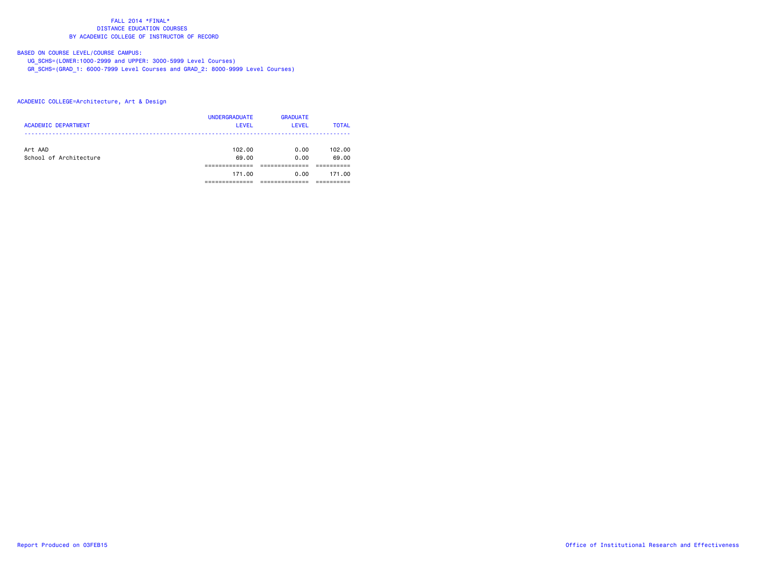FALL 2014 *FINAL*
DISTANCE EDUCATION COURSES
BY ACADEMIC COLLEGE OF INSTRUCTOR OF RECORD

BASED ON COURSE LEVEL/COURSE CAMPUS:
UG_SCHS=(LOWER:1000-2999 and UPPER: 3000-5999 Level Courses)
GR_SCHS=(GRAD_1: 6000-7999 Level Courses and GRAD_2: 8000-9999 Level Courses)

ACADEMIC COLLEGE=Architecture, Art & Design

| ACADEMIC DEPARTMENT | UNDERGRADUATE LEVEL | GRADUATE LEVEL | TOTAL |
|---|---|---|---|
| Art AAD | 102.00 | 0.00 | 102.00 |
| School of Architecture | 69.00 | 0.00 | 69.00 |
| | 171.00 | 0.00 | 171.00 |

Report Produced on 03FEB15

Office of Institutional Research and Effectiveness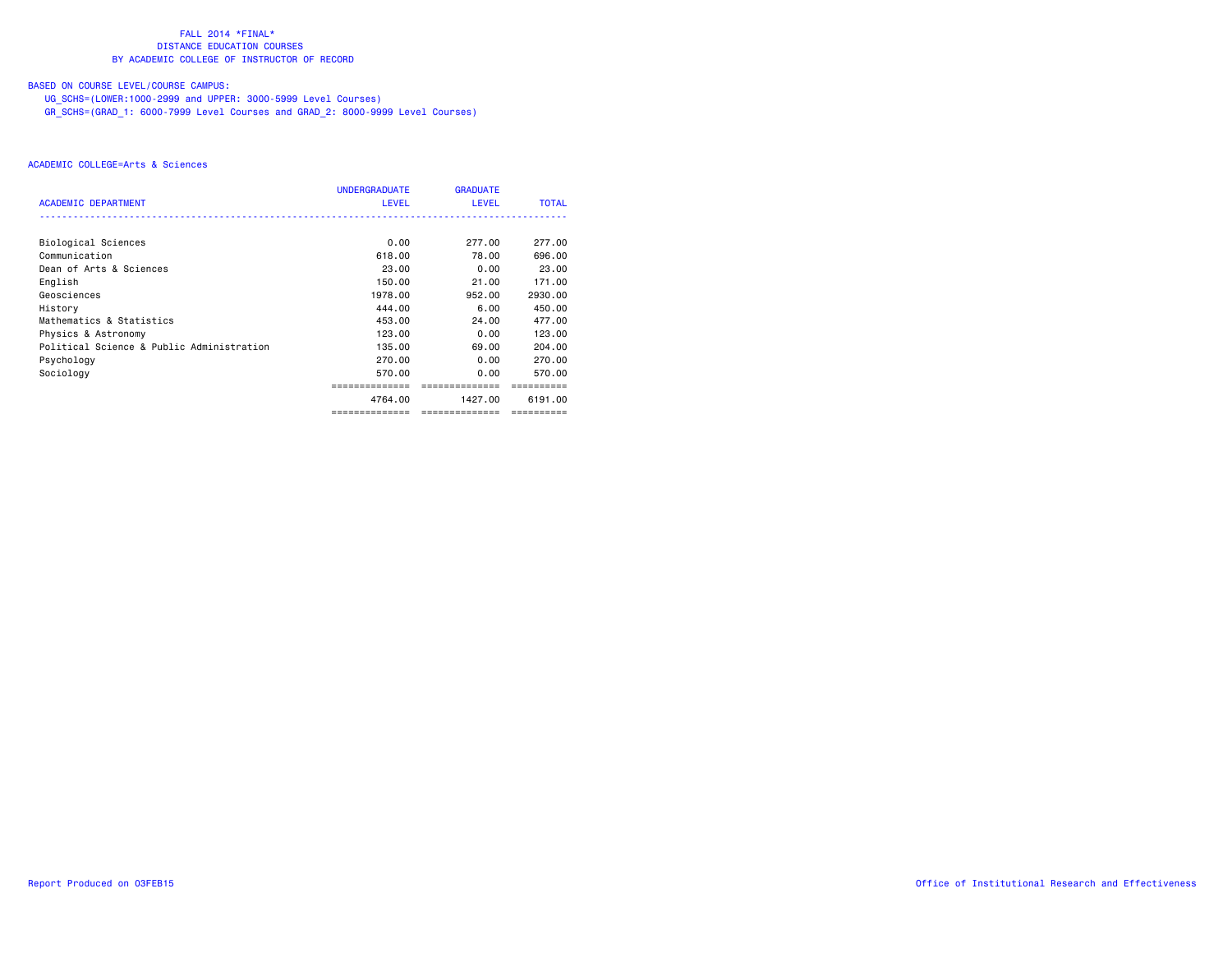FALL 2014 *FINAL*
DISTANCE EDUCATION COURSES
BY ACADEMIC COLLEGE OF INSTRUCTOR OF RECORD

BASED ON COURSE LEVEL/COURSE CAMPUS:
UG_SCHS=(LOWER:1000-2999 and UPPER: 3000-5999 Level Courses)
GR_SCHS=(GRAD_1: 6000-7999 Level Courses and GRAD_2: 8000-9999 Level Courses)

ACADEMIC COLLEGE=Arts & Sciences

| ACADEMIC DEPARTMENT | UNDERGRADUATE LEVEL | GRADUATE LEVEL | TOTAL |
|---|---|---|---|
| Biological Sciences | 0.00 | 277.00 | 277.00 |
| Communication | 618.00 | 78.00 | 696.00 |
| Dean of Arts & Sciences | 23.00 | 0.00 | 23.00 |
| English | 150.00 | 21.00 | 171.00 |
| Geosciences | 1978.00 | 952.00 | 2930.00 |
| History | 444.00 | 6.00 | 450.00 |
| Mathematics & Statistics | 453.00 | 24.00 | 477.00 |
| Physics & Astronomy | 123.00 | 0.00 | 123.00 |
| Political Science & Public Administration | 135.00 | 69.00 | 204.00 |
| Psychology | 270.00 | 0.00 | 270.00 |
| Sociology | 570.00 | 0.00 | 570.00 |
| | 4764.00 | 1427.00 | 6191.00 |

Report Produced on 03FEB15 Office of Institutional Research and Effectiveness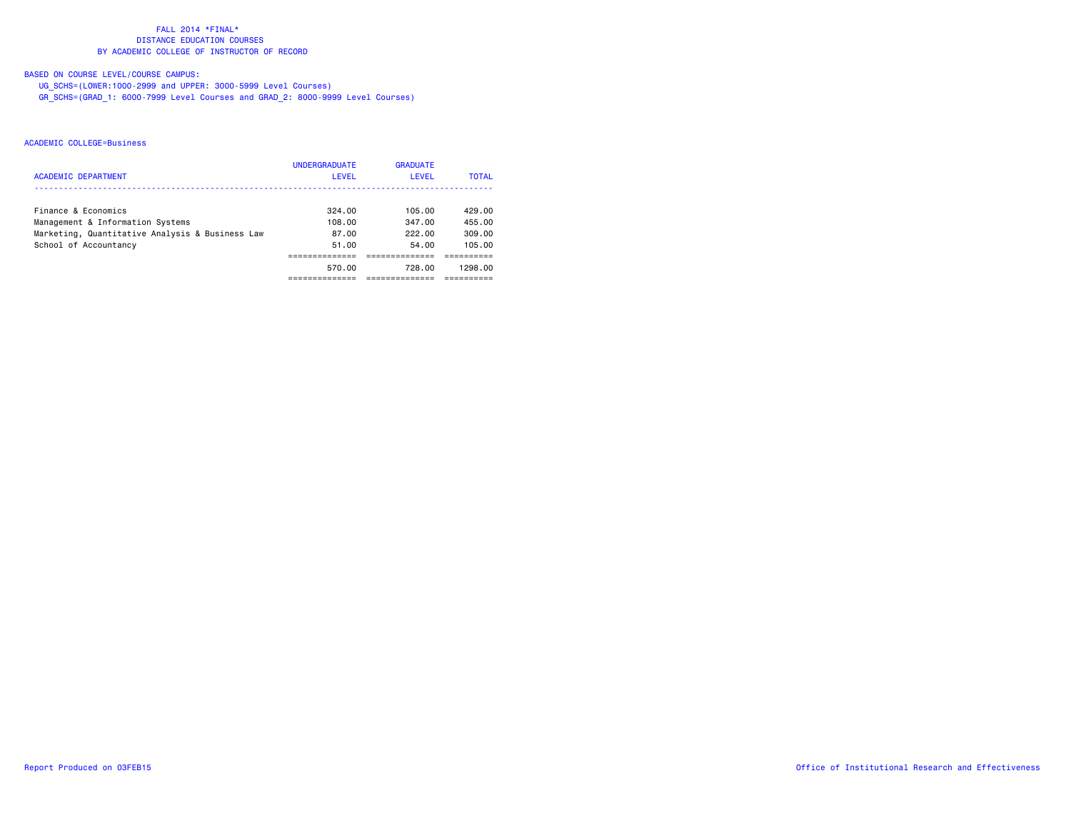FALL 2014 *FINAL*
DISTANCE EDUCATION COURSES
BY ACADEMIC COLLEGE OF INSTRUCTOR OF RECORD

BASED ON COURSE LEVEL/COURSE CAMPUS:
UG_SCHS=(LOWER:1000-2999 and UPPER: 3000-5999 Level Courses)
GR_SCHS=(GRAD_1: 6000-7999 Level Courses and GRAD_2: 8000-9999 Level Courses)

ACADEMIC COLLEGE=Business

| ACADEMIC DEPARTMENT | UNDERGRADUATE LEVEL | GRADUATE LEVEL | TOTAL |
|---|---|---|---|
| Finance & Economics | 324.00 | 105.00 | 429.00 |
| Management & Information Systems | 108.00 | 347.00 | 455.00 |
| Marketing, Quantitative Analysis & Business Law | 87.00 | 222.00 | 309.00 |
| School of Accountancy | 51.00 | 54.00 | 105.00 |
| | 570.00 | 728.00 | 1298.00 |

Report Produced on 03FEB15

Office of Institutional Research and Effectiveness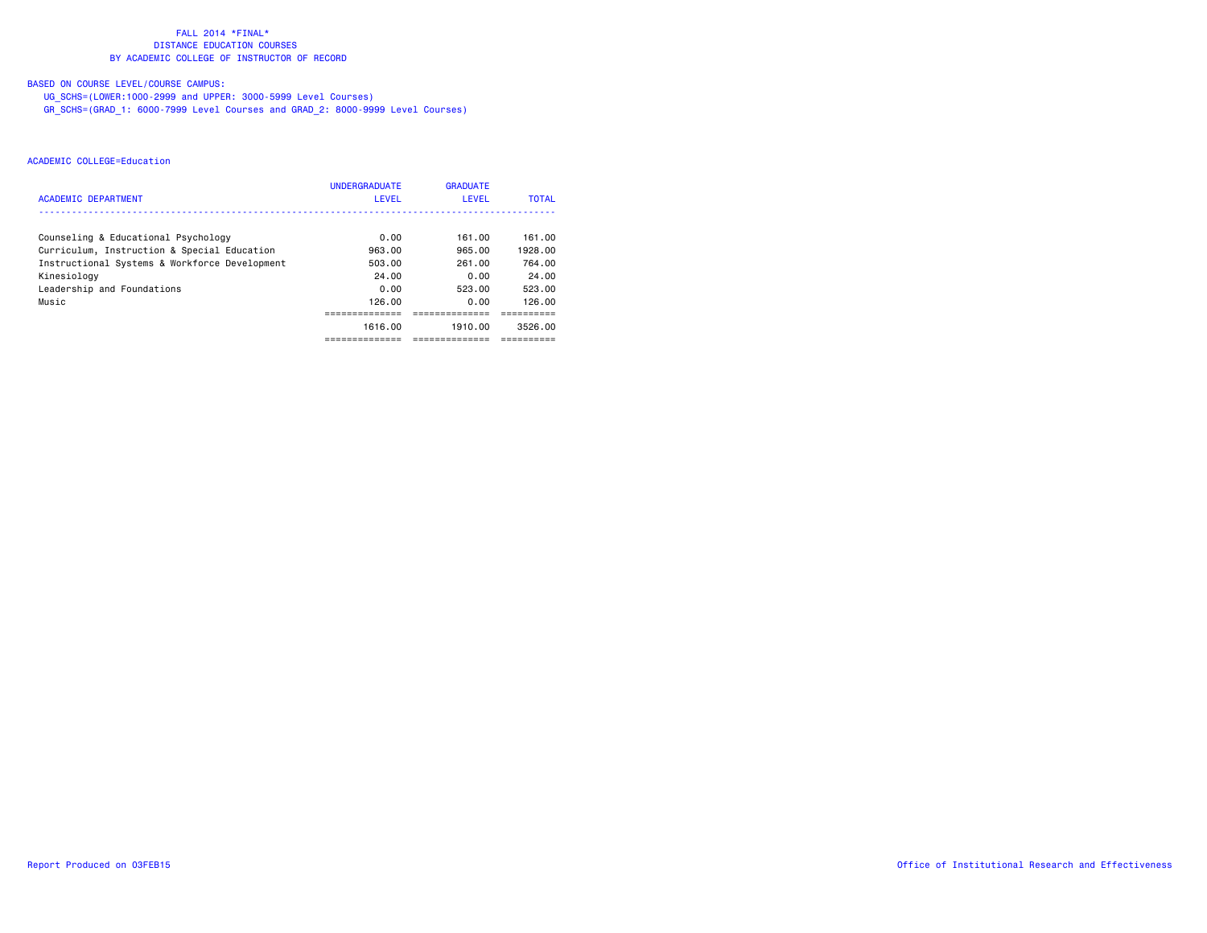FALL 2014 *FINAL*
DISTANCE EDUCATION COURSES
BY ACADEMIC COLLEGE OF INSTRUCTOR OF RECORD

BASED ON COURSE LEVEL/COURSE CAMPUS:
UG_SCHS=(LOWER:1000-2999 and UPPER: 3000-5999 Level Courses)
GR_SCHS=(GRAD_1: 6000-7999 Level Courses and GRAD_2: 8000-9999 Level Courses)

ACADEMIC COLLEGE=Education

| ACADEMIC DEPARTMENT | UNDERGRADUATE LEVEL | GRADUATE LEVEL | TOTAL |
|---|---|---|---|
| Counseling & Educational Psychology | 0.00 | 161.00 | 161.00 |
| Curriculum, Instruction & Special Education | 963.00 | 965.00 | 1928.00 |
| Instructional Systems & Workforce Development | 503.00 | 261.00 | 764.00 |
| Kinesiology | 24.00 | 0.00 | 24.00 |
| Leadership and Foundations | 0.00 | 523.00 | 523.00 |
| Music | 126.00 | 0.00 | 126.00 |
| | 1616.00 | 1910.00 | 3526.00 |

Report Produced on 03FEB15 Office of Institutional Research and Effectiveness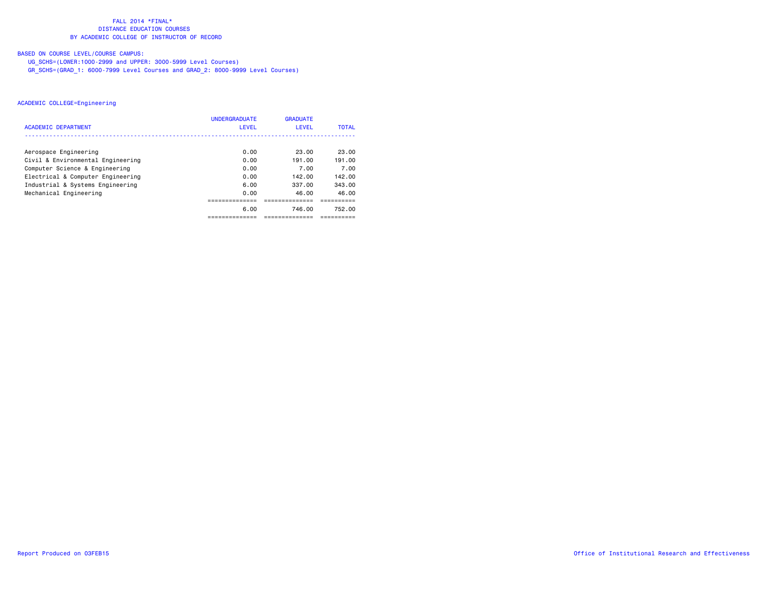FALL 2014 *FINAL*
DISTANCE EDUCATION COURSES
BY ACADEMIC COLLEGE OF INSTRUCTOR OF RECORD

BASED ON COURSE LEVEL/COURSE CAMPUS:
UG_SCHS=(LOWER:1000-2999 and UPPER: 3000-5999 Level Courses)
GR_SCHS=(GRAD_1: 6000-7999 Level Courses and GRAD_2: 8000-9999 Level Courses)

ACADEMIC COLLEGE=Engineering

| ACADEMIC DEPARTMENT | UNDERGRADUATE LEVEL | GRADUATE LEVEL | TOTAL |
|---|---|---|---|
| Aerospace Engineering | 0.00 | 23.00 | 23.00 |
| Civil & Environmental Engineering | 0.00 | 191.00 | 191.00 |
| Computer Science & Engineering | 0.00 | 7.00 | 7.00 |
| Electrical & Computer Engineering | 0.00 | 142.00 | 142.00 |
| Industrial & Systems Engineering | 6.00 | 337.00 | 343.00 |
| Mechanical Engineering | 0.00 | 46.00 | 46.00 |
| | 6.00 | 746.00 | 752.00 |

Report Produced on 03FEB15

Office of Institutional Research and Effectiveness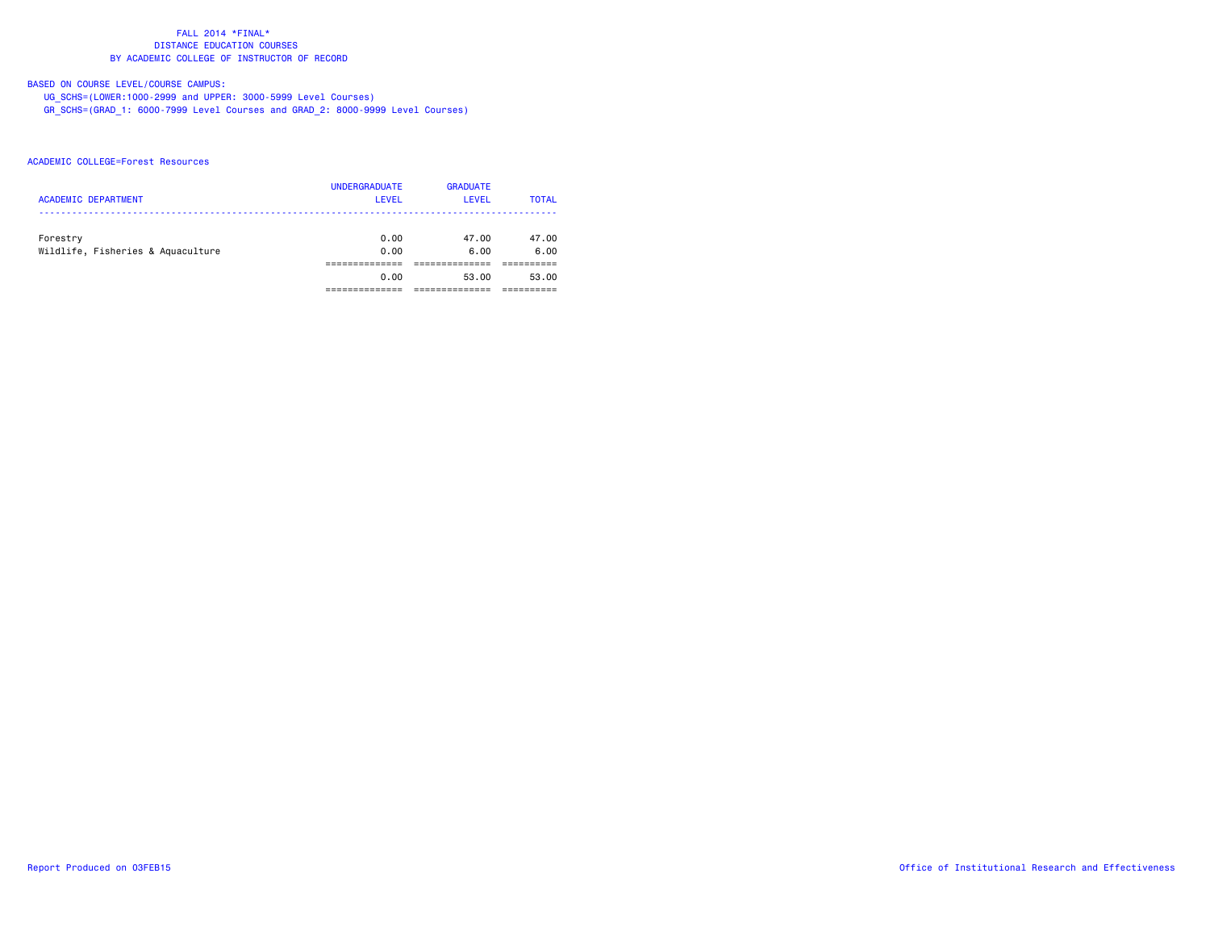FALL 2014 *FINAL*
DISTANCE EDUCATION COURSES
BY ACADEMIC COLLEGE OF INSTRUCTOR OF RECORD

BASED ON COURSE LEVEL/COURSE CAMPUS:
UG_SCHS=(LOWER:1000-2999 and UPPER: 3000-5999 Level Courses)
GR_SCHS=(GRAD_1: 6000-7999 Level Courses and GRAD_2: 8000-9999 Level Courses)

ACADEMIC COLLEGE=Forest Resources

| ACADEMIC DEPARTMENT | UNDERGRADUATE LEVEL | GRADUATE LEVEL | TOTAL |
|---|---|---|---|
| Forestry | 0.00 | 47.00 | 47.00 |
| Wildlife, Fisheries & Aquaculture | 0.00 | 6.00 | 6.00 |
| | 0.00 | 53.00 | 53.00 |

Report Produced on 03FEB15 | Office of Institutional Research and Effectiveness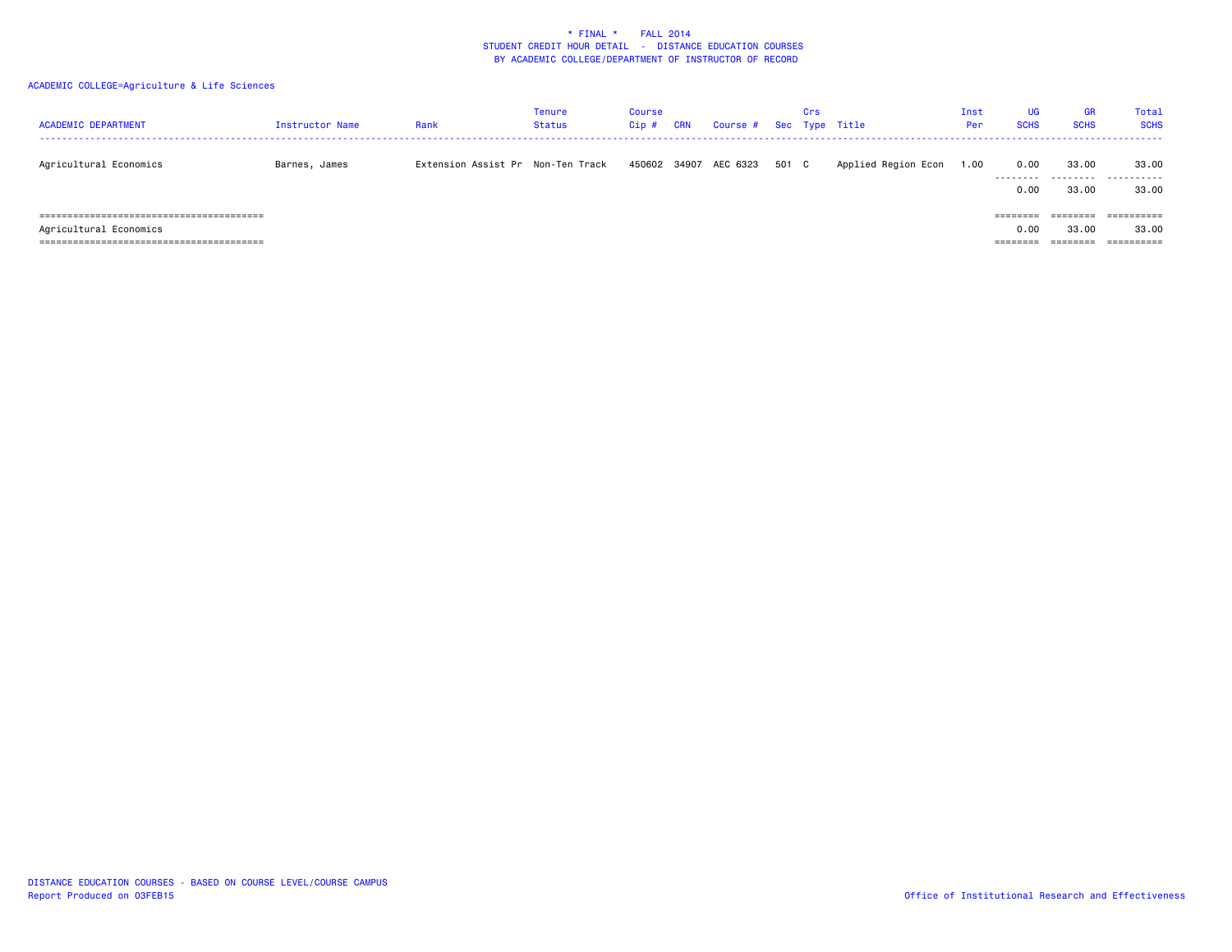* FINAL * FALL 2014
STUDENT CREDIT HOUR DETAIL - DISTANCE EDUCATION COURSES
BY ACADEMIC COLLEGE/DEPARTMENT OF INSTRUCTOR OF RECORD

ACADEMIC COLLEGE=Agriculture & Life Sciences

| ACADEMIC DEPARTMENT | Instructor Name | Rank | Tenure Status | Course Cip # | CRN | Course # | Sec | Crs Type | Title | Inst Per | UG SCHS | GR SCHS | Total SCHS |
|---|---|---|---|---|---|---|---|---|---|---|---|---|---|
| Agricultural Economics | Barnes, James | Extension Assist Pr | Non-Ten Track | 450602 | 34907 | AEC 6323 | 501 | C | Applied Region Econ | 1.00 | 0.00 | 33.00 | 33.00 |
| | | | | | | | | | | | 0.00 | 33.00 | 33.00 |
| Agricultural Economics | | | | | | | | | | | 0.00 | 33.00 | 33.00 |

DISTANCE EDUCATION COURSES - BASED ON COURSE LEVEL/COURSE CAMPUS
Report Produced on 03FEB15

Office of Institutional Research and Effectiveness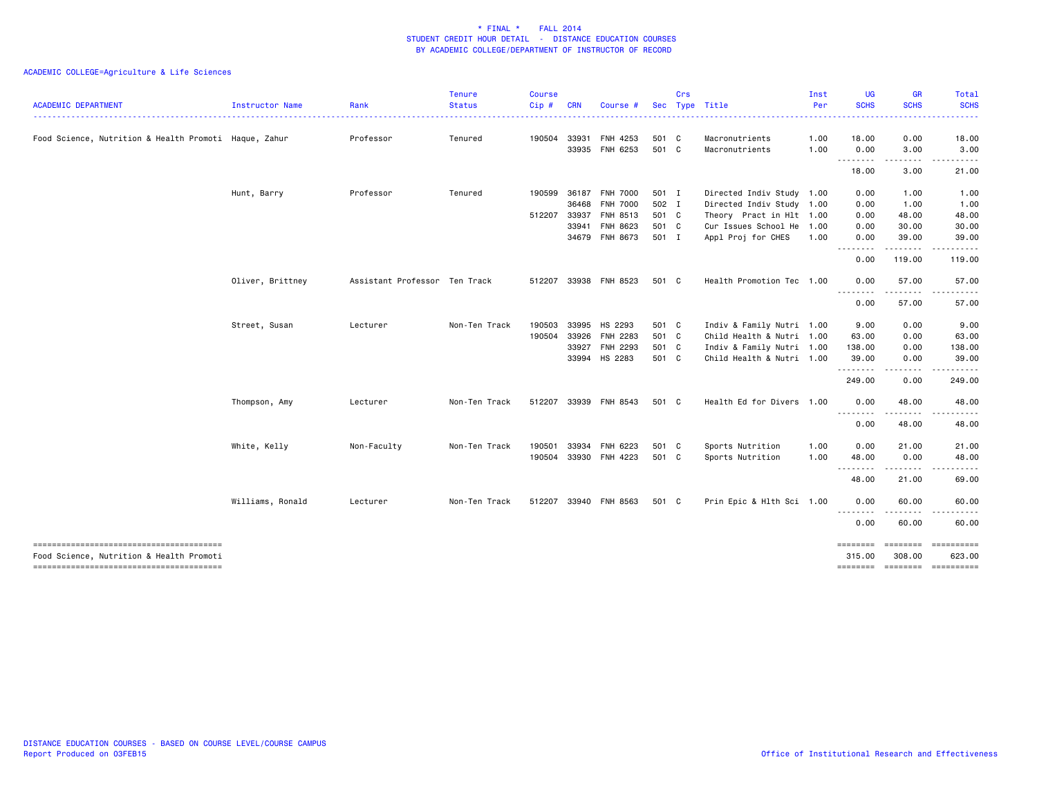**\* FINAL \*    FALL 2014**
**STUDENT CREDIT HOUR DETAIL - DISTANCE EDUCATION COURSES**
**BY ACADEMIC COLLEGE/DEPARTMENT OF INSTRUCTOR OF RECORD**

ACADEMIC COLLEGE=Agriculture & Life Sciences

| ACADEMIC DEPARTMENT | Instructor Name | Rank | Tenure Status | Course Cip # | CRN | Course # | Sec | Crs Type | Title | Inst Per | UG SCHS | GR SCHS | Total SCHS |
|---|---|---|---|---|---|---|---|---|---|---|---|---|---|
| Food Science, Nutrition & Health Promoti | Haque, Zahur | Professor | Tenured | 190504 | 33931 | FNH 4253 | 501 | C | Macronutrients | 1.00 | 18.00 | 0.00 | 18.00 |
| | | | | | 33935 | FNH 6253 | 501 | C | Macronutrients | 1.00 | 0.00 | 3.00 | 3.00 |
| | | | | | | | | | | | 18.00 | 3.00 | 21.00 |
| | Hunt, Barry | Professor | Tenured | 190599 | 36187 | FNH 7000 | 501 | I | Directed Indiv Study | 1.00 | 0.00 | 1.00 | 1.00 |
| | | | | | 36468 | FNH 7000 | 502 | I | Directed Indiv Study | 1.00 | 0.00 | 1.00 | 1.00 |
| | | | | 512207 | 33937 | FNH 8513 | 501 | C | Theory Pract in Hlt | 1.00 | 0.00 | 48.00 | 48.00 |
| | | | | | 33941 | FNH 8623 | 501 | C | Cur Issues School He | 1.00 | 0.00 | 30.00 | 30.00 |
| | | | | | 34679 | FNH 8673 | 501 | I | Appl Proj for CHES | 1.00 | 0.00 | 39.00 | 39.00 |
| | | | | | | | | | | | 0.00 | 119.00 | 119.00 |
| | Oliver, Brittney | Assistant Professor | Ten Track | 512207 | 33938 | FNH 8523 | 501 | C | Health Promotion Tec | 1.00 | 0.00 | 57.00 | 57.00 |
| | | | | | | | | | | | 0.00 | 57.00 | 57.00 |
| | Street, Susan | Lecturer | Non-Ten Track | 190503 | 33995 | HS 2293 | 501 | C | Indiv & Family Nutri | 1.00 | 9.00 | 0.00 | 9.00 |
| | | | | 190504 | 33926 | FNH 2283 | 501 | C | Child Health & Nutri | 1.00 | 63.00 | 0.00 | 63.00 |
| | | | | | 33927 | FNH 2293 | 501 | C | Indiv & Family Nutri | 1.00 | 138.00 | 0.00 | 138.00 |
| | | | | | 33994 | HS 2283 | 501 | C | Child Health & Nutri | 1.00 | 39.00 | 0.00 | 39.00 |
| | | | | | | | | | | | 249.00 | 0.00 | 249.00 |
| | Thompson, Amy | Lecturer | Non-Ten Track | 512207 | 33939 | FNH 8543 | 501 | C | Health Ed for Divers | 1.00 | 0.00 | 48.00 | 48.00 |
| | | | | | | | | | | | 0.00 | 48.00 | 48.00 |
| | White, Kelly | Non-Faculty | Non-Ten Track | 190501 | 33934 | FNH 6223 | 501 | C | Sports Nutrition | 1.00 | 0.00 | 21.00 | 21.00 |
| | | | | 190504 | 33930 | FNH 4223 | 501 | C | Sports Nutrition | 1.00 | 48.00 | 0.00 | 48.00 |
| | | | | | | | | | | | 48.00 | 21.00 | 69.00 |
| | Williams, Ronald | Lecturer | Non-Ten Track | 512207 | 33940 | FNH 8563 | 501 | C | Prin Epic & Hlth Sci | 1.00 | 0.00 | 60.00 | 60.00 |
| | | | | | | | | | | | 0.00 | 60.00 | 60.00 |
| Food Science, Nutrition & Health Promoti | | | | | | | | | | | 315.00 | 308.00 | 623.00 |

DISTANCE EDUCATION COURSES - BASED ON COURSE LEVEL/COURSE CAMPUS
Report Produced on 03FEB15

Office of Institutional Research and Effectiveness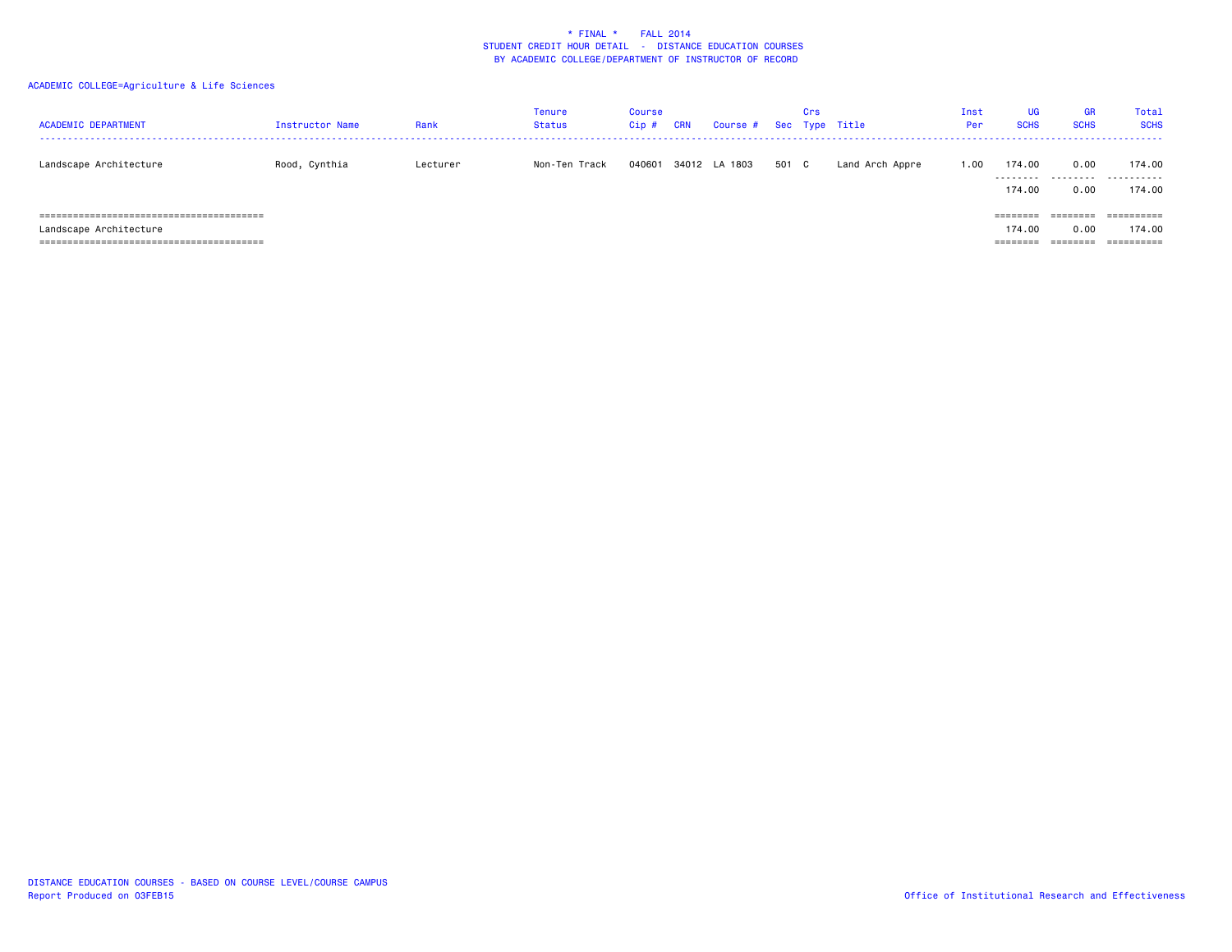\* FINAL \*    FALL 2014
STUDENT CREDIT HOUR DETAIL - DISTANCE EDUCATION COURSES
BY ACADEMIC COLLEGE/DEPARTMENT OF INSTRUCTOR OF RECORD

ACADEMIC COLLEGE=Agriculture & Life Sciences

| ACADEMIC DEPARTMENT | Instructor Name | Rank | Tenure Status | Course Cip # | CRN | Course # | Sec | Crs Type | Title | Inst Per | UG SCHS | GR SCHS | Total SCHS |
|---|---|---|---|---|---|---|---|---|---|---|---|---|---|
| Landscape Architecture | Rood, Cynthia | Lecturer | Non-Ten Track | 040601 | 34012 | LA 1803 | 501 | C | Land Arch Appre | 1.00 | 174.00 | 0.00 | 174.00 |
| | | | | | | | | | | | 174.00 | 0.00 | 174.00 |
| Landscape Architecture | | | | | | | | | | | 174.00 | 0.00 | 174.00 |

DISTANCE EDUCATION COURSES - BASED ON COURSE LEVEL/COURSE CAMPUS
Report Produced on 03FEB15

Office of Institutional Research and Effectiveness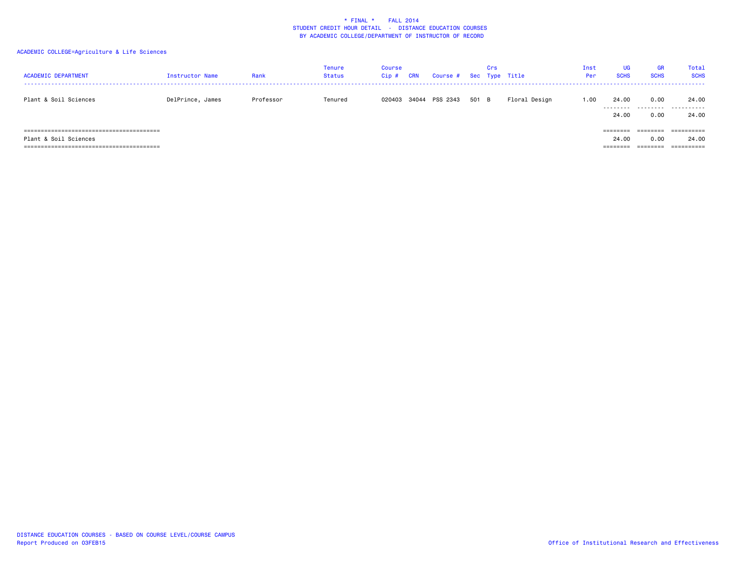\* FINAL \*    FALL 2014
STUDENT CREDIT HOUR DETAIL - DISTANCE EDUCATION COURSES
BY ACADEMIC COLLEGE/DEPARTMENT OF INSTRUCTOR OF RECORD

ACADEMIC COLLEGE=Agriculture & Life Sciences

| ACADEMIC DEPARTMENT | Instructor Name | Rank | Tenure Status | Course Cip # | CRN | Course # | Sec | Crs Type | Title | Inst Per | UG SCHS | GR SCHS | Total SCHS |
|---|---|---|---|---|---|---|---|---|---|---|---|---|---|
| Plant & Soil Sciences | DelPrince, James | Professor | Tenured | 020403 | 34044 | PSS 2343 | 501 | B | Floral Design | 1.00 | 24.00 | 0.00 | 24.00 |
| | | | | | | | | | | | 24.00 | 0.00 | 24.00 |
| Plant & Soil Sciences | | | | | | | | | | | 24.00 | 0.00 | 24.00 |

DISTANCE EDUCATION COURSES - BASED ON COURSE LEVEL/COURSE CAMPUS
Report Produced on 03FEB15

Office of Institutional Research and Effectiveness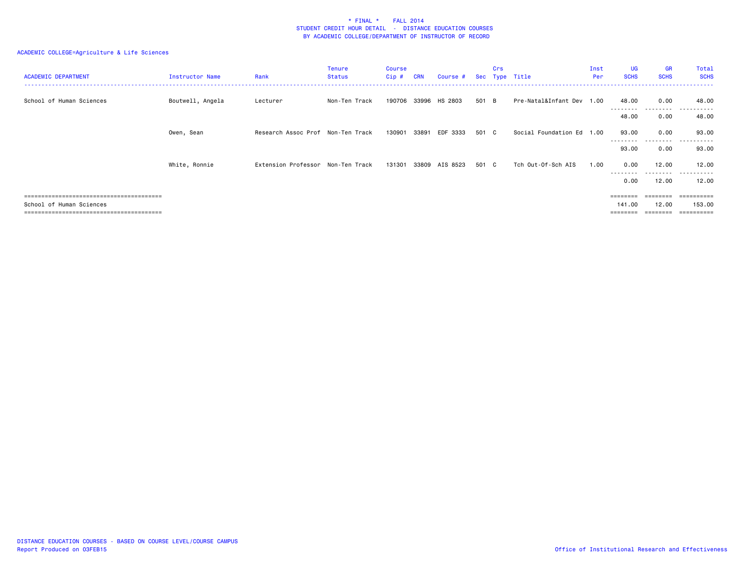* FINAL * FALL 2014
STUDENT CREDIT HOUR DETAIL - DISTANCE EDUCATION COURSES
BY ACADEMIC COLLEGE/DEPARTMENT OF INSTRUCTOR OF RECORD

ACADEMIC COLLEGE=Agriculture & Life Sciences

| ACADEMIC DEPARTMENT | Instructor Name | Rank | Tenure Status | Course Cip # | CRN | Course # | Sec | Crs Type | Title | Inst Per | UG SCHS | GR SCHS | Total SCHS |
|---|---|---|---|---|---|---|---|---|---|---|---|---|---|
| School of Human Sciences | Boutwell, Angela | Lecturer | Non-Ten Track | 190706 | 33996 | HS 2803 | 501 | B | Pre-Natal&Infant Dev | 1.00 | 48.00 | 0.00 | 48.00 |
| | | | | | | | | | | | 48.00 | 0.00 | 48.00 |
| | Owen, Sean | Research Assoc Prof | Non-Ten Track | 130901 | 33891 | EDF 3333 | 501 | C | Social Foundation Ed | 1.00 | 93.00 | 0.00 | 93.00 |
| | | | | | | | | | | | 93.00 | 0.00 | 93.00 |
| | White, Ronnie | Extension Professor | Non-Ten Track | 131301 | 33809 | AIS 8523 | 501 | C | Tch Out-Of-Sch AIS | 1.00 | 0.00 | 12.00 | 12.00 |
| | | | | | | | | | | | 0.00 | 12.00 | 12.00 |
| School of Human Sciences | | | | | | | | | | | 141.00 | 12.00 | 153.00 |

DISTANCE EDUCATION COURSES - BASED ON COURSE LEVEL/COURSE CAMPUS
Report Produced on 03FEB15

Office of Institutional Research and Effectiveness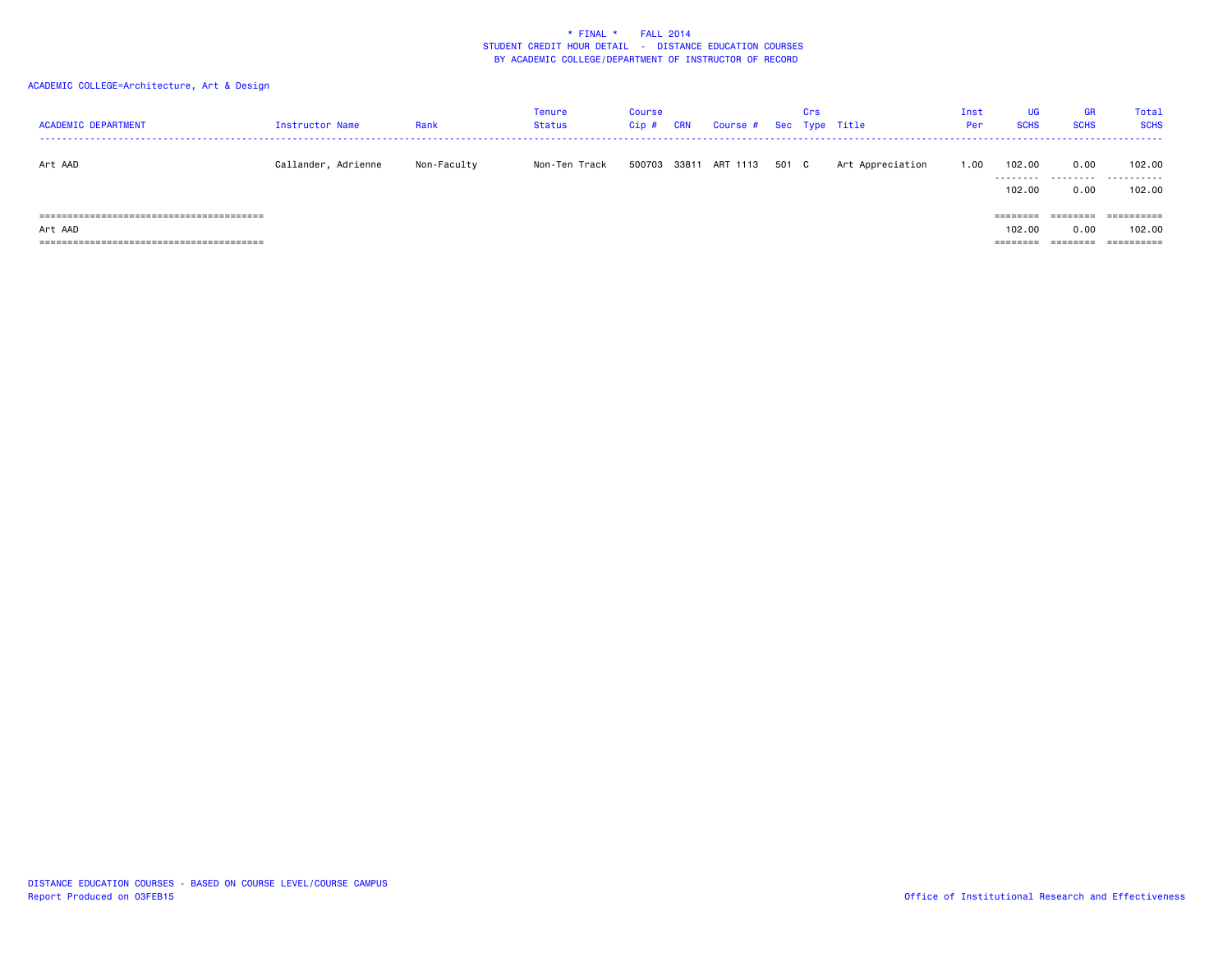\* FINAL \*    FALL 2014
STUDENT CREDIT HOUR DETAIL - DISTANCE EDUCATION COURSES
BY ACADEMIC COLLEGE/DEPARTMENT OF INSTRUCTOR OF RECORD

ACADEMIC COLLEGE=Architecture, Art & Design

| ACADEMIC DEPARTMENT | Instructor Name | Rank | Tenure Status | Course Cip # | CRN | Course # | Sec | Crs Type | Title | Inst Per | UG SCHS | GR SCHS | Total SCHS |
|---|---|---|---|---|---|---|---|---|---|---|---|---|---|
| Art AAD | Callander, Adrienne | Non-Faculty | Non-Ten Track | 500703 | 33811 | ART 1113 | 501 | C | Art Appreciation | 1.00 | 102.00 | 0.00 | 102.00 |
| | | | | | | | | | | | 102.00 | 0.00 | 102.00 |
| Art AAD | | | | | | | | | | | 102.00 | 0.00 | 102.00 |

DISTANCE EDUCATION COURSES - BASED ON COURSE LEVEL/COURSE CAMPUS
Report Produced on 03FEB15

Office of Institutional Research and Effectiveness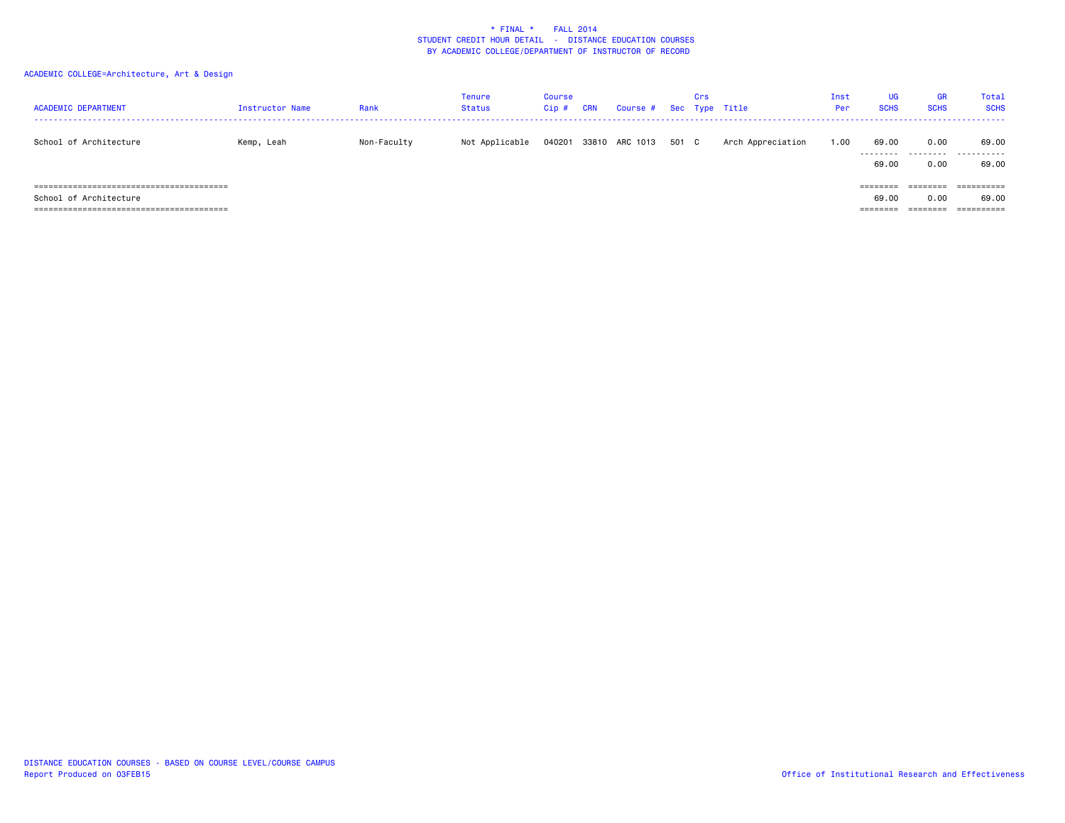\* FINAL \* FALL 2014
STUDENT CREDIT HOUR DETAIL - DISTANCE EDUCATION COURSES
BY ACADEMIC COLLEGE/DEPARTMENT OF INSTRUCTOR OF RECORD

ACADEMIC COLLEGE=Architecture, Art & Design

| ACADEMIC DEPARTMENT | Instructor Name | Rank | Tenure Status | Course Cip # | CRN | Course # | Sec | Crs Type | Title | Inst Per | UG SCHS | GR SCHS | Total SCHS |
|---|---|---|---|---|---|---|---|---|---|---|---|---|---|
| School of Architecture | Kemp, Leah | Non-Faculty | Not Applicable | 040201 | 33810 | ARC 1013 | 501 | C | Arch Appreciation | 1.00 | 69.00 | 0.00 | 69.00 |
| | | | | | | | | | | | 69.00 | 0.00 | 69.00 |
| School of Architecture | | | | | | | | | | | 69.00 | 0.00 | 69.00 |

DISTANCE EDUCATION COURSES - BASED ON COURSE LEVEL/COURSE CAMPUS
Report Produced on 03FEB15

Office of Institutional Research and Effectiveness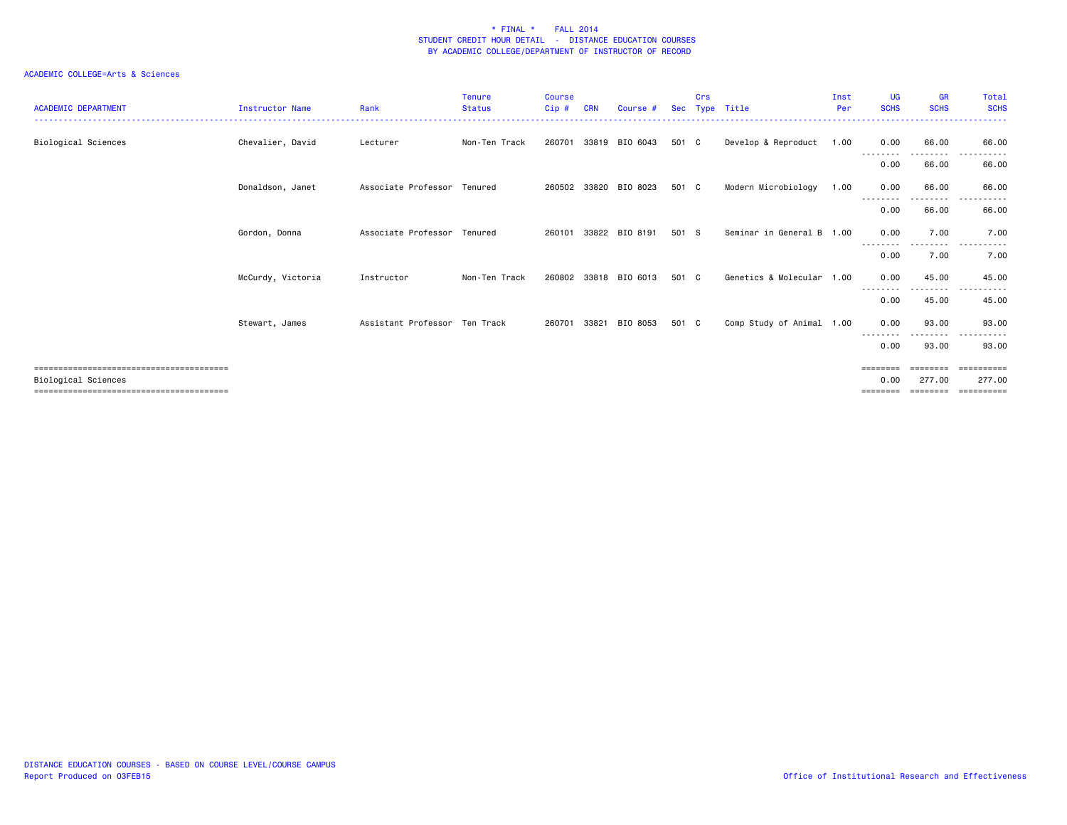\* FINAL \*    FALL 2014
STUDENT CREDIT HOUR DETAIL - DISTANCE EDUCATION COURSES
BY ACADEMIC COLLEGE/DEPARTMENT OF INSTRUCTOR OF RECORD

ACADEMIC COLLEGE=Arts & Sciences

| ACADEMIC DEPARTMENT | Instructor Name | Rank | Tenure Status | Course Cip # | CRN | Course # | Sec | Crs Type | Title | Inst Per | UG SCHS | GR SCHS | Total SCHS |
|---|---|---|---|---|---|---|---|---|---|---|---|---|---|
| Biological Sciences | Chevalier, David | Lecturer | Non-Ten Track | 260701 | 33819 | BIO 6043 | 501 | C | Develop & Reproduct | 1.00 | 0.00 | 66.00 | 66.00 |
| | | | | | | | | | | | 0.00 | 66.00 | 66.00 |
| | Donaldson, Janet | Associate Professor | Tenured | 260502 | 33820 | BIO 8023 | 501 | C | Modern Microbiology | 1.00 | 0.00 | 66.00 | 66.00 |
| | | | | | | | | | | | 0.00 | 66.00 | 66.00 |
| | Gordon, Donna | Associate Professor | Tenured | 260101 | 33822 | BIO 8191 | 501 | S | Seminar in General B | 1.00 | 0.00 | 7.00 | 7.00 |
| | | | | | | | | | | | 0.00 | 7.00 | 7.00 |
| | McCurdy, Victoria | Instructor | Non-Ten Track | 260802 | 33818 | BIO 6013 | 501 | C | Genetics & Molecular | 1.00 | 0.00 | 45.00 | 45.00 |
| | | | | | | | | | | | 0.00 | 45.00 | 45.00 |
| | Stewart, James | Assistant Professor | Ten Track | 260701 | 33821 | BIO 8053 | 501 | C | Comp Study of Animal | 1.00 | 0.00 | 93.00 | 93.00 |
| | | | | | | | | | | | 0.00 | 93.00 | 93.00 |
| Biological Sciences | | | | | | | | | | | 0.00 | 277.00 | 277.00 |

DISTANCE EDUCATION COURSES - BASED ON COURSE LEVEL/COURSE CAMPUS
Report Produced on 03FEB15

Office of Institutional Research and Effectiveness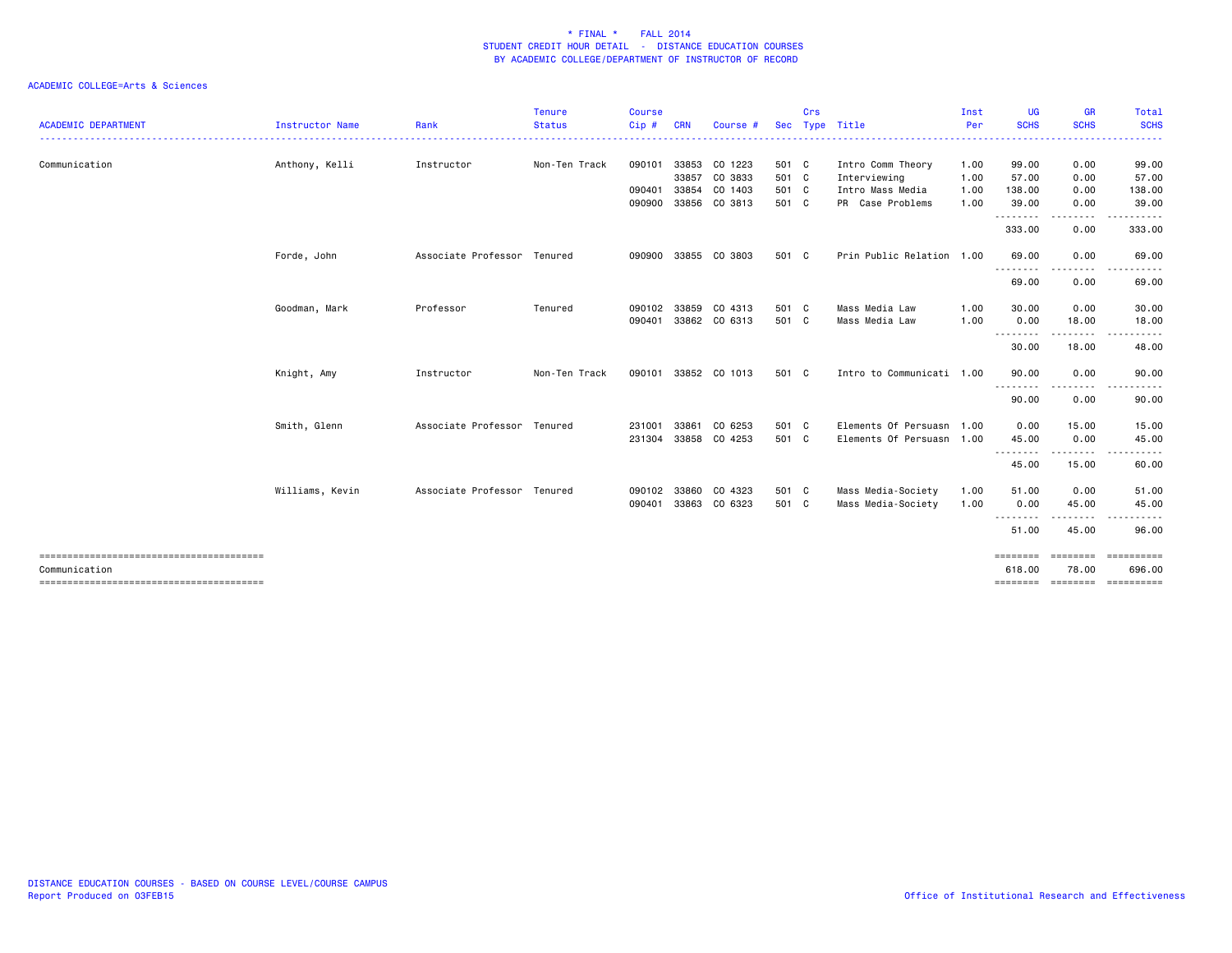# \* FINAL \* FALL 2014
## STUDENT CREDIT HOUR DETAIL - DISTANCE EDUCATION COURSES
## BY ACADEMIC COLLEGE/DEPARTMENT OF INSTRUCTOR OF RECORD

ACADEMIC COLLEGE=Arts & Sciences

| ACADEMIC DEPARTMENT | Instructor Name | Rank | Tenure Status | Course Cip # | CRN | Course # | Sec | Crs Type | Title | Inst Per | UG SCHS | GR SCHS | Total SCHS |
|---|---|---|---|---|---|---|---|---|---|---|---|---|---|
| Communication | Anthony, Kelli | Instructor | Non-Ten Track | 090101 | 33853 | CO 1223 | 501 | C | Intro Comm Theory | 1.00 | 99.00 | 0.00 | 99.00 |
| | | | | | 33857 | CO 3833 | 501 | C | Interviewing | 1.00 | 57.00 | 0.00 | 57.00 |
| | | | | 090401 | 33854 | CO 1403 | 501 | C | Intro Mass Media | 1.00 | 138.00 | 0.00 | 138.00 |
| | | | | 090900 | 33856 | CO 3813 | 501 | C | PR Case Problems | 1.00 | 39.00 | 0.00 | 39.00 |
| | | | | | | | | | | | 333.00 | 0.00 | 333.00 |
| | Forde, John | Associate Professor | Tenured | 090900 | 33855 | CO 3803 | 501 | C | Prin Public Relation | 1.00 | 69.00 | 0.00 | 69.00 |
| | | | | | | | | | | | 69.00 | 0.00 | 69.00 |
| | Goodman, Mark | Professor | Tenured | 090102 | 33859 | CO 4313 | 501 | C | Mass Media Law | 1.00 | 30.00 | 0.00 | 30.00 |
| | | | | 090401 | 33862 | CO 6313 | 501 | C | Mass Media Law | 1.00 | 0.00 | 18.00 | 18.00 |
| | | | | | | | | | | | 30.00 | 18.00 | 48.00 |
| | Knight, Amy | Instructor | Non-Ten Track | 090101 | 33852 | CO 1013 | 501 | C | Intro to Communicati | 1.00 | 90.00 | 0.00 | 90.00 |
| | | | | | | | | | | | 90.00 | 0.00 | 90.00 |
| | Smith, Glenn | Associate Professor | Tenured | 231001 | 33861 | CO 6253 | 501 | C | Elements Of Persuasn | 1.00 | 0.00 | 15.00 | 15.00 |
| | | | | 231304 | 33858 | CO 4253 | 501 | C | Elements Of Persuasn | 1.00 | 45.00 | 0.00 | 45.00 |
| | | | | | | | | | | | 45.00 | 15.00 | 60.00 |
| | Williams, Kevin | Associate Professor | Tenured | 090102 | 33860 | CO 4323 | 501 | C | Mass Media-Society | 1.00 | 51.00 | 0.00 | 51.00 |
| | | | | 090401 | 33863 | CO 6323 | 501 | C | Mass Media-Society | 1.00 | 0.00 | 45.00 | 45.00 |
| | | | | | | | | | | | 51.00 | 45.00 | 96.00 |
| Communication | | | | | | | | | | | 618.00 | 78.00 | 696.00 |

DISTANCE EDUCATION COURSES - BASED ON COURSE LEVEL/COURSE CAMPUS
Report Produced on 03FEB15

Office of Institutional Research and Effectiveness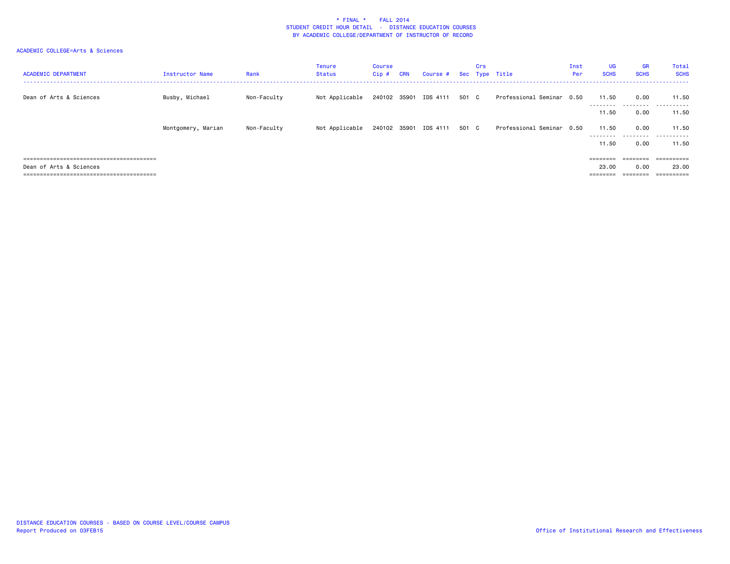# * FINAL * FALL 2014

## STUDENT CREDIT HOUR DETAIL - DISTANCE EDUCATION COURSES

## BY ACADEMIC COLLEGE/DEPARTMENT OF INSTRUCTOR OF RECORD

ACADEMIC COLLEGE=Arts & Sciences

| ACADEMIC DEPARTMENT | Instructor Name | Rank | Tenure Status | Course Cip # | CRN | Course # | Sec | Crs Type | Title | Inst Per | UG SCHS | GR SCHS | Total SCHS |
|---|---|---|---|---|---|---|---|---|---|---|---|---|---|
| Dean of Arts & Sciences | Busby, Michael | Non-Faculty | Not Applicable | 240102 | 35901 | IDS 4111 | 501 | C | Professional Seminar | 0.50 | 11.50 | 0.00 | 11.50 |
| | | | | | | | | | | | 11.50 | 0.00 | 11.50 |
| | Montgomery, Marian | Non-Faculty | Not Applicable | 240102 | 35901 | IDS 4111 | 501 | C | Professional Seminar | 0.50 | 11.50 | 0.00 | 11.50 |
| | | | | | | | | | | | 11.50 | 0.00 | 11.50 |
| Dean of Arts & Sciences | | | | | | | | | | | 23.00 | 0.00 | 23.00 |

DISTANCE EDUCATION COURSES - BASED ON COURSE LEVEL/COURSE CAMPUS
Report Produced on 03FEB15

Office of Institutional Research and Effectiveness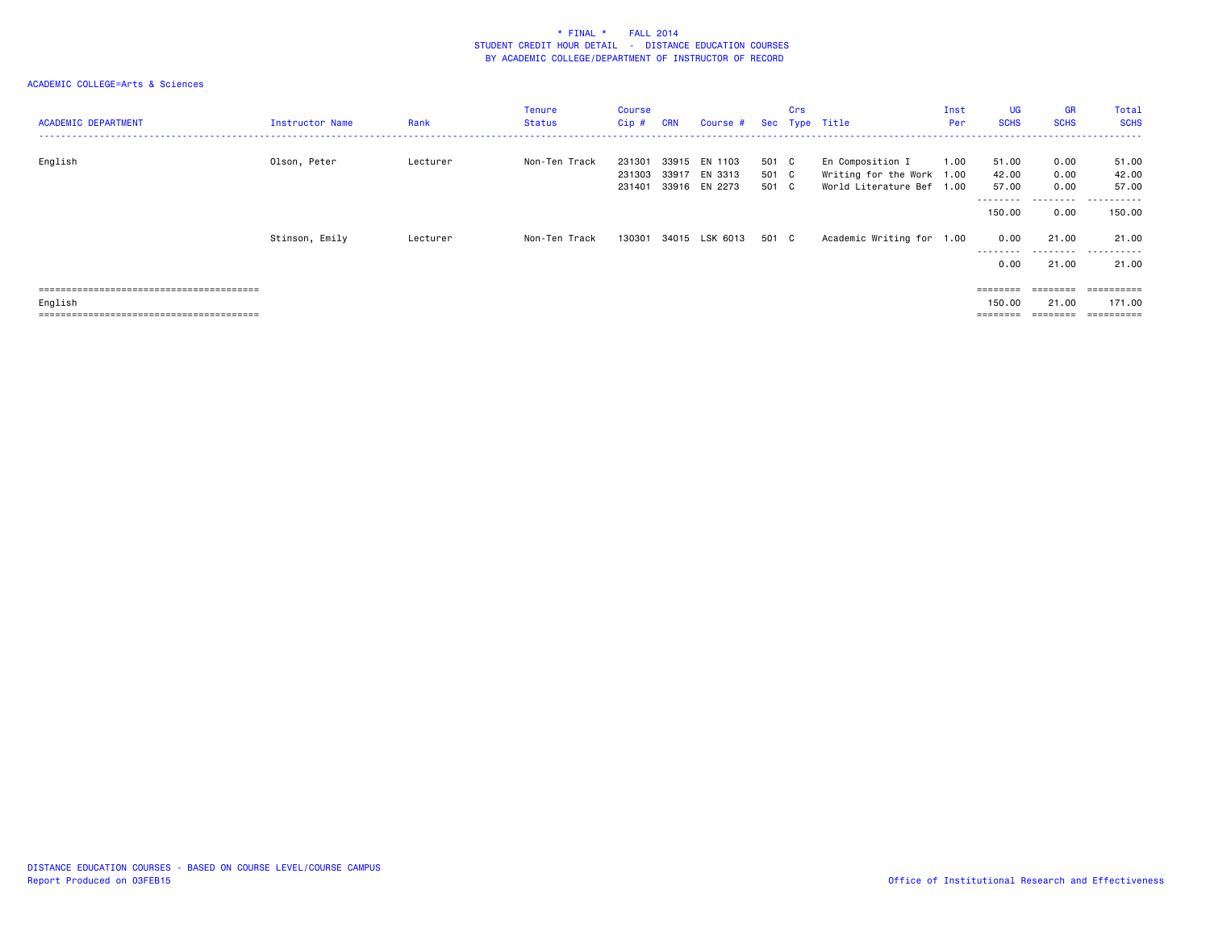\* FINAL \*    FALL 2014
STUDENT CREDIT HOUR DETAIL - DISTANCE EDUCATION COURSES
BY ACADEMIC COLLEGE/DEPARTMENT OF INSTRUCTOR OF RECORD

ACADEMIC COLLEGE=Arts & Sciences

| ACADEMIC DEPARTMENT | Instructor Name | Rank | Tenure Status | Course Cip # | CRN | Course # | Sec | Crs Type | Title | Inst Per | UG SCHS | GR SCHS | Total SCHS |
|---|---|---|---|---|---|---|---|---|---|---|---|---|---|
| English | Olson, Peter | Lecturer | Non-Ten Track | 231301 | 33915 | EN 1103 | 501 | C | En Composition I | 1.00 | 51.00 | 0.00 | 51.00 |
| | | | | 231303 | 33917 | EN 3313 | 501 | C | Writing for the Work | 1.00 | 42.00 | 0.00 | 42.00 |
| | | | | 231401 | 33916 | EN 2273 | 501 | C | World Literature Bef | 1.00 | 57.00 | 0.00 | 57.00 |
| | | | | | | | | | | | 150.00 | 0.00 | 150.00 |
| | Stinson, Emily | Lecturer | Non-Ten Track | 130301 | 34015 | LSK 6013 | 501 | C | Academic Writing for | 1.00 | 0.00 | 21.00 | 21.00 |
| | | | | | | | | | | | 0.00 | 21.00 | 21.00 |
| English | | | | | | | | | | | 150.00 | 21.00 | 171.00 |

DISTANCE EDUCATION COURSES - BASED ON COURSE LEVEL/COURSE CAMPUS
Report Produced on 03FEB15

Office of Institutional Research and Effectiveness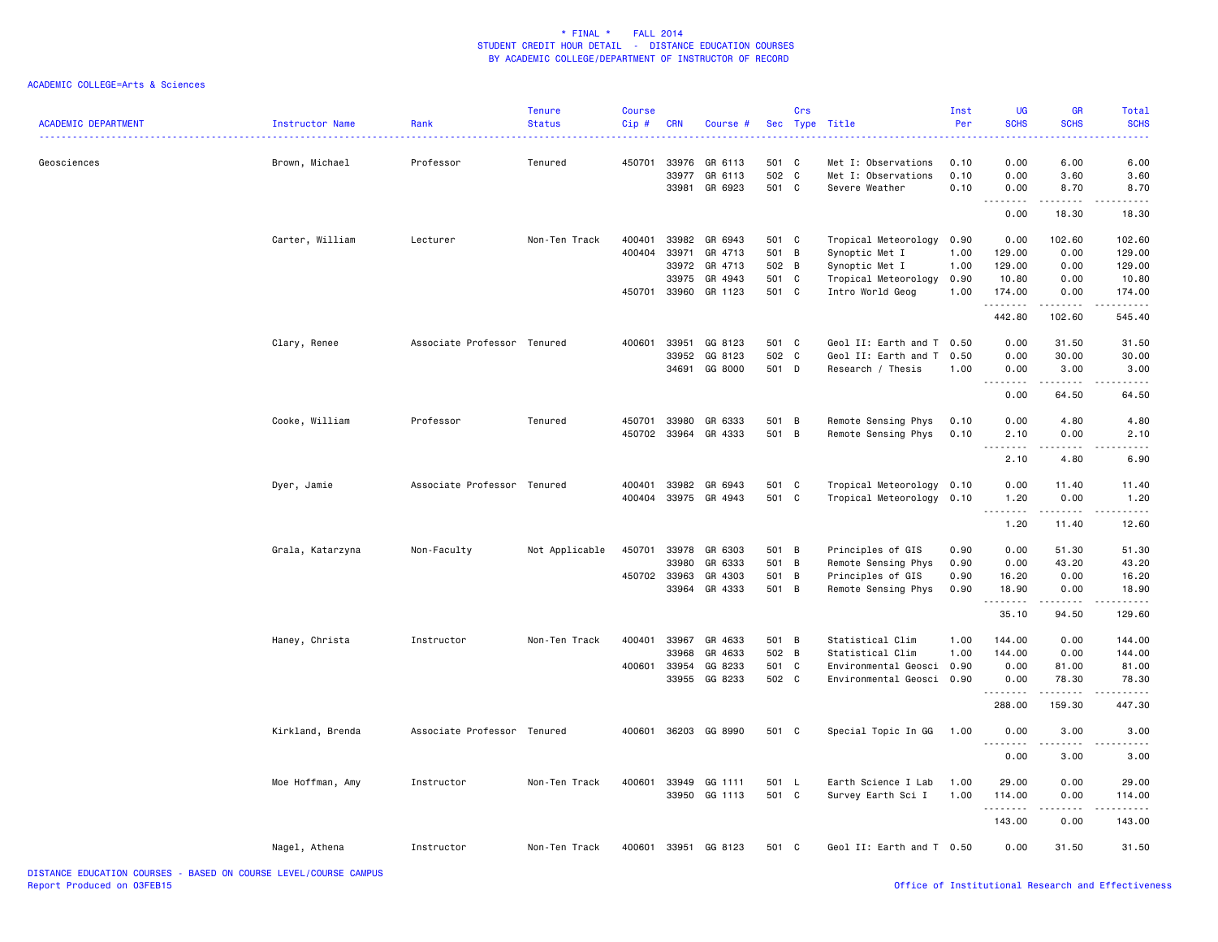\* FINAL \*    FALL 2014
STUDENT CREDIT HOUR DETAIL - DISTANCE EDUCATION COURSES
BY ACADEMIC COLLEGE/DEPARTMENT OF INSTRUCTOR OF RECORD

ACADEMIC COLLEGE=Arts & Sciences

| ACADEMIC DEPARTMENT | Instructor Name | Rank | Tenure Status | Course Cip # | CRN | Course # | Sec | Crs Type | Title | Inst Per | UG SCHS | GR SCHS | Total SCHS |
|---|---|---|---|---|---|---|---|---|---|---|---|---|---|
| Geosciences | Brown, Michael | Professor | Tenured | 450701 | 33976 | GR 6113 | 501 | C | Met I: Observations | 0.10 | 0.00 | 6.00 | 6.00 |
| | | | | | 33977 | GR 6113 | 502 | C | Met I: Observations | 0.10 | 0.00 | 3.60 | 3.60 |
| | | | | | 33981 | GR 6923 | 501 | C | Severe Weather | 0.10 | 0.00 | 8.70 | 8.70 |
| | | | | | | | | | | | 0.00 | 18.30 | 18.30 |
| | Carter, William | Lecturer | Non-Ten Track | 400401 | 33982 | GR 6943 | 501 | C | Tropical Meteorology | 0.90 | 0.00 | 102.60 | 102.60 |
| | | | | 400404 | 33971 | GR 4713 | 501 | B | Synoptic Met I | 1.00 | 129.00 | 0.00 | 129.00 |
| | | | | | 33972 | GR 4713 | 502 | B | Synoptic Met I | 1.00 | 129.00 | 0.00 | 129.00 |
| | | | | | 33975 | GR 4943 | 501 | C | Tropical Meteorology | 0.90 | 10.80 | 0.00 | 10.80 |
| | | | | 450701 | 33960 | GR 1123 | 501 | C | Intro World Geog | 1.00 | 174.00 | 0.00 | 174.00 |
| | | | | | | | | | | | 442.80 | 102.60 | 545.40 |
| | Clary, Renee | Associate Professor | Tenured | 400601 | 33951 | GG 8123 | 501 | C | Geol II: Earth and T | 0.50 | 0.00 | 31.50 | 31.50 |
| | | | | | 33952 | GG 8123 | 502 | C | Geol II: Earth and T | 0.50 | 0.00 | 30.00 | 30.00 |
| | | | | | 34691 | GG 8000 | 501 | D | Research / Thesis | 1.00 | 0.00 | 3.00 | 3.00 |
| | | | | | | | | | | | 0.00 | 64.50 | 64.50 |
| | Cooke, William | Professor | Tenured | 450701 | 33980 | GR 6333 | 501 | B | Remote Sensing Phys | 0.10 | 0.00 | 4.80 | 4.80 |
| | | | | 450702 | 33964 | GR 4333 | 501 | B | Remote Sensing Phys | 0.10 | 2.10 | 0.00 | 2.10 |
| | | | | | | | | | | | 2.10 | 4.80 | 6.90 |
| | Dyer, Jamie | Associate Professor | Tenured | 400401 | 33982 | GR 6943 | 501 | C | Tropical Meteorology | 0.10 | 0.00 | 11.40 | 11.40 |
| | | | | 400404 | 33975 | GR 4943 | 501 | C | Tropical Meteorology | 0.10 | 1.20 | 0.00 | 1.20 |
| | | | | | | | | | | | 1.20 | 11.40 | 12.60 |
| | Grala, Katarzyna | Non-Faculty | Not Applicable | 450701 | 33978 | GR 6303 | 501 | B | Principles of GIS | 0.90 | 0.00 | 51.30 | 51.30 |
| | | | | | 33980 | GR 6333 | 501 | B | Remote Sensing Phys | 0.90 | 0.00 | 43.20 | 43.20 |
| | | | | 450702 | 33963 | GR 4303 | 501 | B | Principles of GIS | 0.90 | 16.20 | 0.00 | 16.20 |
| | | | | | 33964 | GR 4333 | 501 | B | Remote Sensing Phys | 0.90 | 18.90 | 0.00 | 18.90 |
| | | | | | | | | | | | 35.10 | 94.50 | 129.60 |
| | Haney, Christa | Instructor | Non-Ten Track | 400401 | 33967 | GR 4633 | 501 | B | Statistical Clim | 1.00 | 144.00 | 0.00 | 144.00 |
| | | | | | 33968 | GR 4633 | 502 | B | Statistical Clim | 1.00 | 144.00 | 0.00 | 144.00 |
| | | | | 400601 | 33954 | GG 8233 | 501 | C | Environmental Geosci | 0.90 | 0.00 | 81.00 | 81.00 |
| | | | | | 33955 | GG 8233 | 502 | C | Environmental Geosci | 0.90 | 0.00 | 78.30 | 78.30 |
| | | | | | | | | | | | 288.00 | 159.30 | 447.30 |
| | Kirkland, Brenda | Associate Professor | Tenured | 400601 | 36203 | GG 8990 | 501 | C | Special Topic In GG | 1.00 | 0.00 | 3.00 | 3.00 |
| | | | | | | | | | | | 0.00 | 3.00 | 3.00 |
| | Moe Hoffman, Amy | Instructor | Non-Ten Track | 400601 | 33949 | GG 1111 | 501 | L | Earth Science I Lab | 1.00 | 29.00 | 0.00 | 29.00 |
| | | | | | 33950 | GG 1113 | 501 | C | Survey Earth Sci I | 1.00 | 114.00 | 0.00 | 114.00 |
| | | | | | | | | | | | 143.00 | 0.00 | 143.00 |
| | Nagel, Athena | Instructor | Non-Ten Track | 400601 | 33951 | GG 8123 | 501 | C | Geol II: Earth and T | 0.50 | 0.00 | 31.50 | 31.50 |

DISTANCE EDUCATION COURSES - BASED ON COURSE LEVEL/COURSE CAMPUS
Report Produced on 03FEB15

Office of Institutional Research and Effectiveness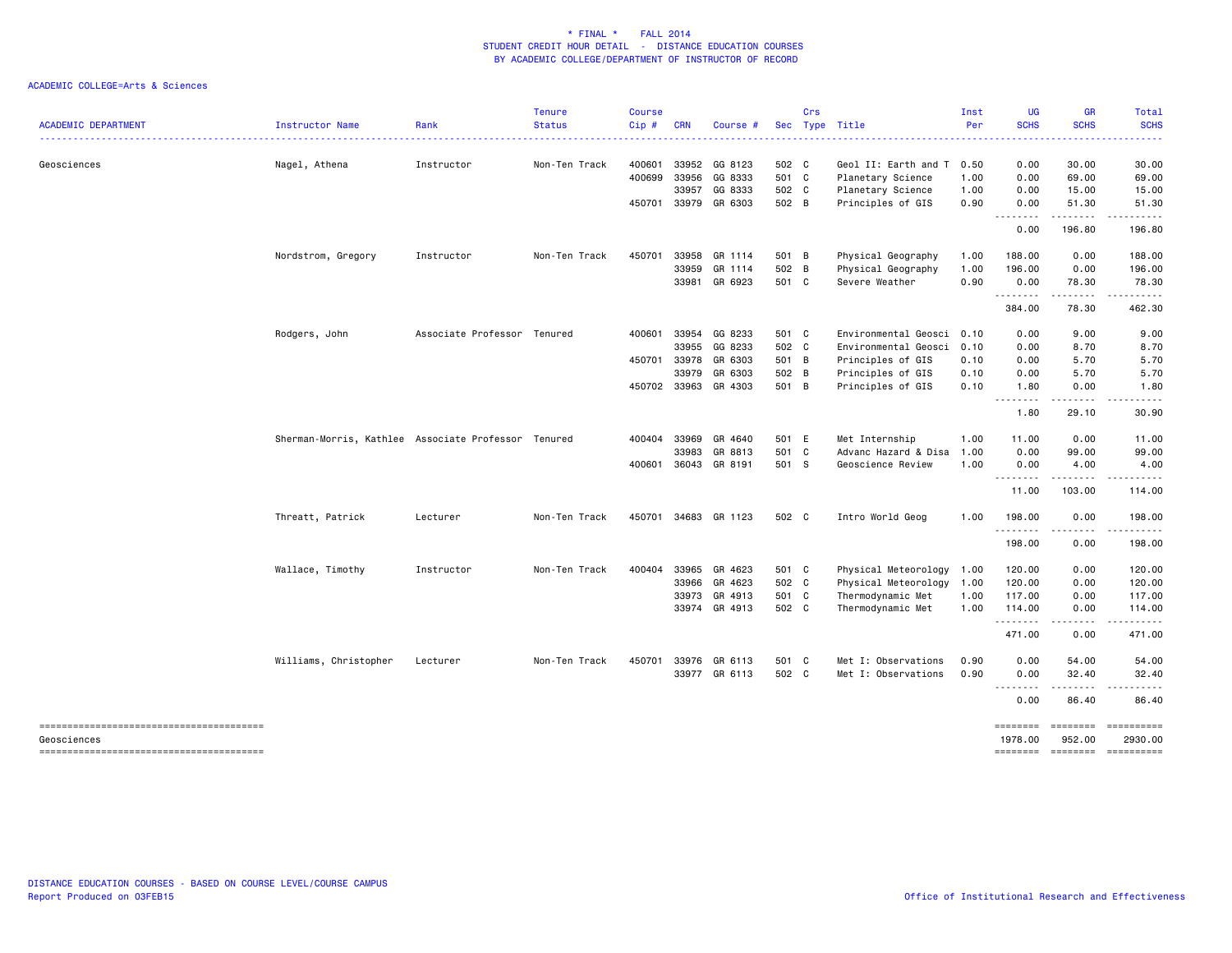# * FINAL * FALL 2014
## STUDENT CREDIT HOUR DETAIL - DISTANCE EDUCATION COURSES
### BY ACADEMIC COLLEGE/DEPARTMENT OF INSTRUCTOR OF RECORD

ACADEMIC COLLEGE=Arts & Sciences

| ACADEMIC DEPARTMENT | Instructor Name | Rank | Tenure Status | Course Cip # | CRN | Course # | Sec | Crs Type | Title | Inst Per | UG SCHS | GR SCHS | Total SCHS |
|---|---|---|---|---|---|---|---|---|---|---|---|---|---|
| Geosciences | Nagel, Athena | Instructor | Non-Ten Track | 400601 | 33952 | GG 8123 | 502 | C | Geol II: Earth and T | 0.50 | 0.00 | 30.00 | 30.00 |
| | | | | 400699 | 33956 | GG 8333 | 501 | C | Planetary Science | 1.00 | 0.00 | 69.00 | 69.00 |
| | | | | | 33957 | GG 8333 | 502 | C | Planetary Science | 1.00 | 0.00 | 15.00 | 15.00 |
| | | | | 450701 | 33979 | GR 6303 | 502 | B | Principles of GIS | 0.90 | 0.00 | 51.30 | 51.30 |
| | | | | | | | | | | | 0.00 | 196.80 | 196.80 |
| | Nordstrom, Gregory | Instructor | Non-Ten Track | 450701 | 33958 | GR 1114 | 501 | B | Physical Geography | 1.00 | 188.00 | 0.00 | 188.00 |
| | | | | | 33959 | GR 1114 | 502 | B | Physical Geography | 1.00 | 196.00 | 0.00 | 196.00 |
| | | | | | 33981 | GR 6923 | 501 | C | Severe Weather | 0.90 | 0.00 | 78.30 | 78.30 |
| | | | | | | | | | | | 384.00 | 78.30 | 462.30 |
| | Rodgers, John | Associate Professor | Tenured | 400601 | 33954 | GG 8233 | 501 | C | Environmental Geosci | 0.10 | 0.00 | 9.00 | 9.00 |
| | | | | | 33955 | GG 8233 | 502 | C | Environmental Geosci | 0.10 | 0.00 | 8.70 | 8.70 |
| | | | | 450701 | 33978 | GR 6303 | 501 | B | Principles of GIS | 0.10 | 0.00 | 5.70 | 5.70 |
| | | | | | 33979 | GR 6303 | 502 | B | Principles of GIS | 0.10 | 0.00 | 5.70 | 5.70 |
| | | | | 450702 | 33963 | GR 4303 | 501 | B | Principles of GIS | 0.10 | 1.80 | 0.00 | 1.80 |
| | | | | | | | | | | | 1.80 | 29.10 | 30.90 |
| | Sherman-Morris, Kathlee | Associate Professor | Tenured | 400404 | 33969 | GR 4640 | 501 | E | Met Internship | 1.00 | 11.00 | 0.00 | 11.00 |
| | | | | | 33983 | GR 8813 | 501 | C | Advanc Hazard & Disa | 1.00 | 0.00 | 99.00 | 99.00 |
| | | | | 400601 | 36043 | GR 8191 | 501 | S | Geoscience Review | 1.00 | 0.00 | 4.00 | 4.00 |
| | | | | | | | | | | | 11.00 | 103.00 | 114.00 |
| | Threatt, Patrick | Lecturer | Non-Ten Track | 450701 | 34683 | GR 1123 | 502 | C | Intro World Geog | 1.00 | 198.00 | 0.00 | 198.00 |
| | | | | | | | | | | | 198.00 | 0.00 | 198.00 |
| | Wallace, Timothy | Instructor | Non-Ten Track | 400404 | 33965 | GR 4623 | 501 | C | Physical Meteorology | 1.00 | 120.00 | 0.00 | 120.00 |
| | | | | | 33966 | GR 4623 | 502 | C | Physical Meteorology | 1.00 | 120.00 | 0.00 | 120.00 |
| | | | | | 33973 | GR 4913 | 501 | C | Thermodynamic Met | 1.00 | 117.00 | 0.00 | 117.00 |
| | | | | | 33974 | GR 4913 | 502 | C | Thermodynamic Met | 1.00 | 114.00 | 0.00 | 114.00 |
| | | | | | | | | | | | 471.00 | 0.00 | 471.00 |
| | Williams, Christopher | Lecturer | Non-Ten Track | 450701 | 33976 | GR 6113 | 501 | C | Met I: Observations | 0.90 | 0.00 | 54.00 | 54.00 |
| | | | | | 33977 | GR 6113 | 502 | C | Met I: Observations | 0.90 | 0.00 | 32.40 | 32.40 |
| | | | | | | | | | | | 0.00 | 86.40 | 86.40 |
| Geosciences | | | | | | | | | | | 1978.00 | 952.00 | 2930.00 |

DISTANCE EDUCATION COURSES - BASED ON COURSE LEVEL/COURSE CAMPUS
Report Produced on 03FEB15

Office of Institutional Research and Effectiveness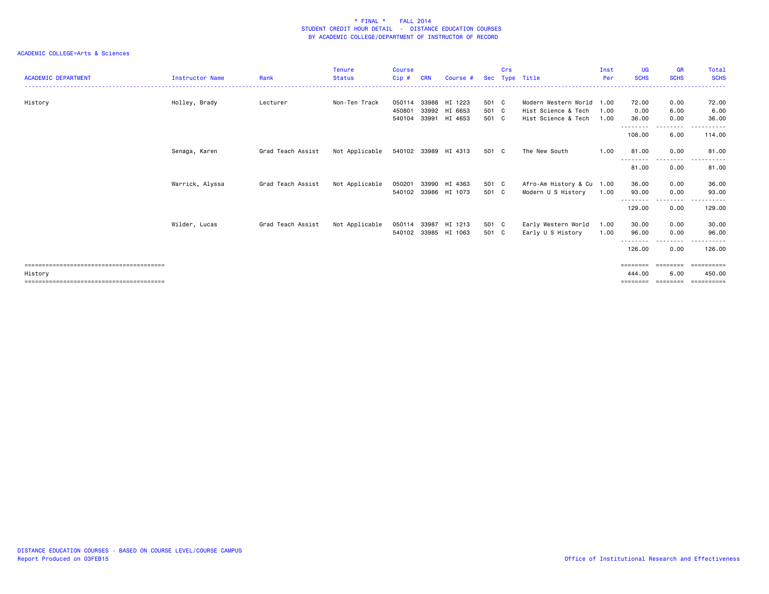\* FINAL \* FALL 2014
STUDENT CREDIT HOUR DETAIL - DISTANCE EDUCATION COURSES
BY ACADEMIC COLLEGE/DEPARTMENT OF INSTRUCTOR OF RECORD

ACADEMIC COLLEGE=Arts & Sciences

| ACADEMIC DEPARTMENT | Instructor Name | Rank | Tenure Status | Course Cip # | CRN | Course # | Sec | Crs Type | Title | Inst Per | UG SCHS | GR SCHS | Total SCHS |
|---|---|---|---|---|---|---|---|---|---|---|---|---|---|
| History | Holley, Brady | Lecturer | Non-Ten Track | 050114 | 33988 | HI 1223 | 501 | C | Modern Western World | 1.00 | 72.00 | 0.00 | 72.00 |
| | | | | 450801 | 33992 | HI 6653 | 501 | C | Hist Science & Tech | 1.00 | 0.00 | 6.00 | 6.00 |
| | | | | 540104 | 33991 | HI 4653 | 501 | C | Hist Science & Tech | 1.00 | 36.00 | 0.00 | 36.00 |
| | | | | | | | | | | | 108.00 | 6.00 | 114.00 |
| | Senaga, Karen | Grad Teach Assist | Not Applicable | 540102 | 33989 | HI 4313 | 501 | C | The New South | 1.00 | 81.00 | 0.00 | 81.00 |
| | | | | | | | | | | | 81.00 | 0.00 | 81.00 |
| | Warrick, Alyssa | Grad Teach Assist | Not Applicable | 050201 | 33990 | HI 4363 | 501 | C | Afro-Am History & Cu | 1.00 | 36.00 | 0.00 | 36.00 |
| | | | | 540102 | 33986 | HI 1073 | 501 | C | Modern U S History | 1.00 | 93.00 | 0.00 | 93.00 |
| | | | | | | | | | | | 129.00 | 0.00 | 129.00 |
| | Wilder, Lucas | Grad Teach Assist | Not Applicable | 050114 | 33987 | HI 1213 | 501 | C | Early Western World | 1.00 | 30.00 | 0.00 | 30.00 |
| | | | | 540102 | 33985 | HI 1063 | 501 | C | Early U S History | 1.00 | 96.00 | 0.00 | 96.00 |
| | | | | | | | | | | | 126.00 | 0.00 | 126.00 |
| History | | | | | | | | | | | 444.00 | 6.00 | 450.00 |

DISTANCE EDUCATION COURSES - BASED ON COURSE LEVEL/COURSE CAMPUS
Report Produced on 03FEB15

Office of Institutional Research and Effectiveness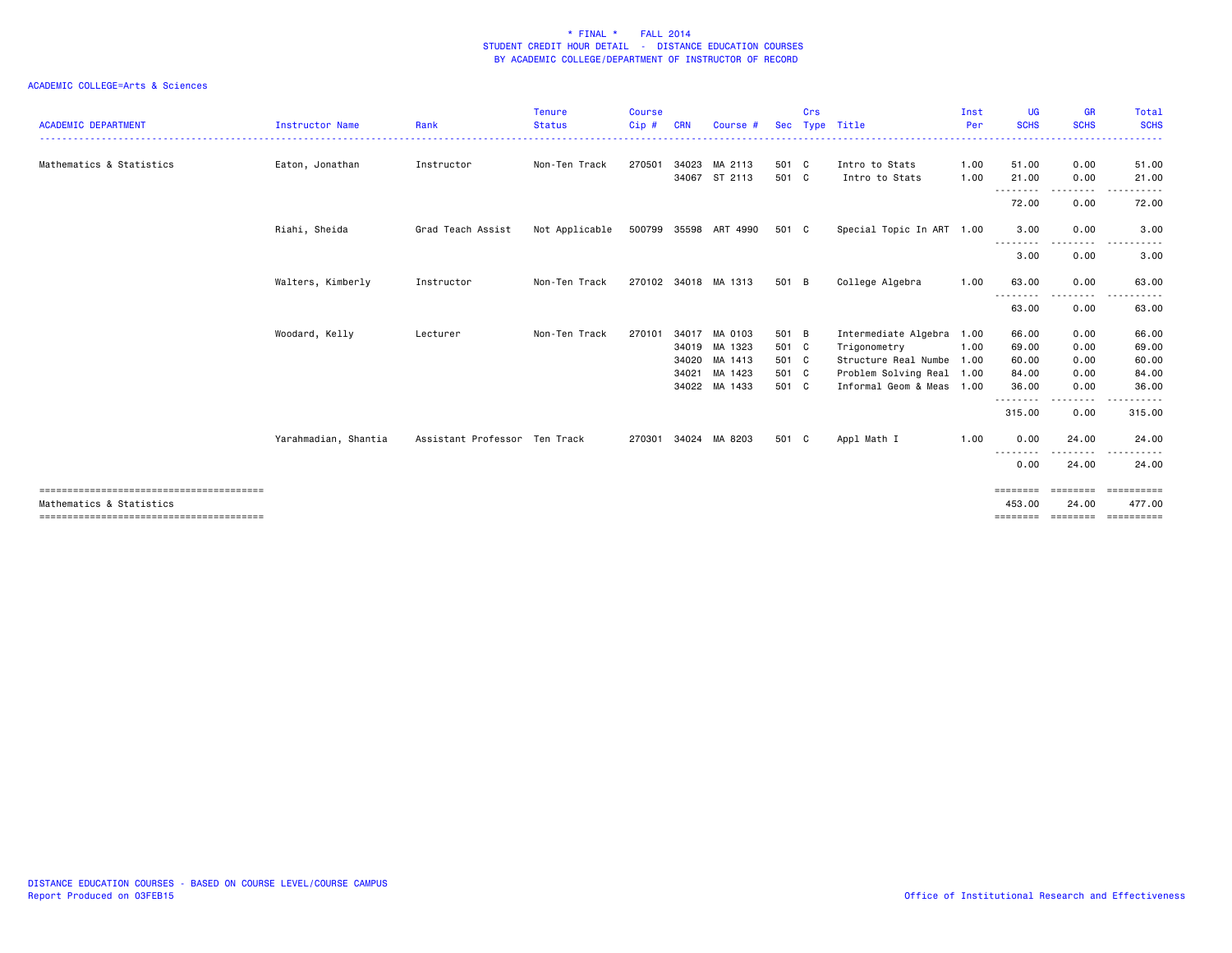\* FINAL \*    FALL 2014
STUDENT CREDIT HOUR DETAIL - DISTANCE EDUCATION COURSES
BY ACADEMIC COLLEGE/DEPARTMENT OF INSTRUCTOR OF RECORD

ACADEMIC COLLEGE=Arts & Sciences

| ACADEMIC DEPARTMENT | Instructor Name | Rank | Tenure Status | Course Cip # | CRN | Course # | Sec | Crs Type | Title | Inst Per | UG SCHS | GR SCHS | Total SCHS |
|---|---|---|---|---|---|---|---|---|---|---|---|---|---|
| Mathematics & Statistics | Eaton, Jonathan | Instructor | Non-Ten Track | 270501 | 34023 | MA 2113 | 501 | C | Intro to Stats | 1.00 | 51.00 | 0.00 | 51.00 |
| | | | | | 34067 | ST 2113 | 501 | C | Intro to Stats | 1.00 | 21.00 | 0.00 | 21.00 |
| | | | | | | | | | | | 72.00 | 0.00 | 72.00 |
| | Riahi, Sheida | Grad Teach Assist | Not Applicable | 500799 | 35598 | ART 4990 | 501 | C | Special Topic In ART | 1.00 | 3.00 | 0.00 | 3.00 |
| | | | | | | | | | | | 3.00 | 0.00 | 3.00 |
| | Walters, Kimberly | Instructor | Non-Ten Track | 270102 | 34018 | MA 1313 | 501 | B | College Algebra | 1.00 | 63.00 | 0.00 | 63.00 |
| | | | | | | | | | | | 63.00 | 0.00 | 63.00 |
| | Woodard, Kelly | Lecturer | Non-Ten Track | 270101 | 34017 | MA 0103 | 501 | B | Intermediate Algebra | 1.00 | 66.00 | 0.00 | 66.00 |
| | | | | | 34019 | MA 1323 | 501 | C | Trigonometry | 1.00 | 69.00 | 0.00 | 69.00 |
| | | | | | 34020 | MA 1413 | 501 | C | Structure Real Numbe | 1.00 | 60.00 | 0.00 | 60.00 |
| | | | | | 34021 | MA 1423 | 501 | C | Problem Solving Real | 1.00 | 84.00 | 0.00 | 84.00 |
| | | | | | 34022 | MA 1433 | 501 | C | Informal Geom & Meas | 1.00 | 36.00 | 0.00 | 36.00 |
| | | | | | | | | | | | 315.00 | 0.00 | 315.00 |
| | Yarahmadian, Shantia | Assistant Professor | Ten Track | 270301 | 34024 | MA 8203 | 501 | C | Appl Math I | 1.00 | 0.00 | 24.00 | 24.00 |
| | | | | | | | | | | | 0.00 | 24.00 | 24.00 |
| Mathematics & Statistics | | | | | | | | | | | 453.00 | 24.00 | 477.00 |

DISTANCE EDUCATION COURSES - BASED ON COURSE LEVEL/COURSE CAMPUS
Report Produced on 03FEB15

Office of Institutional Research and Effectiveness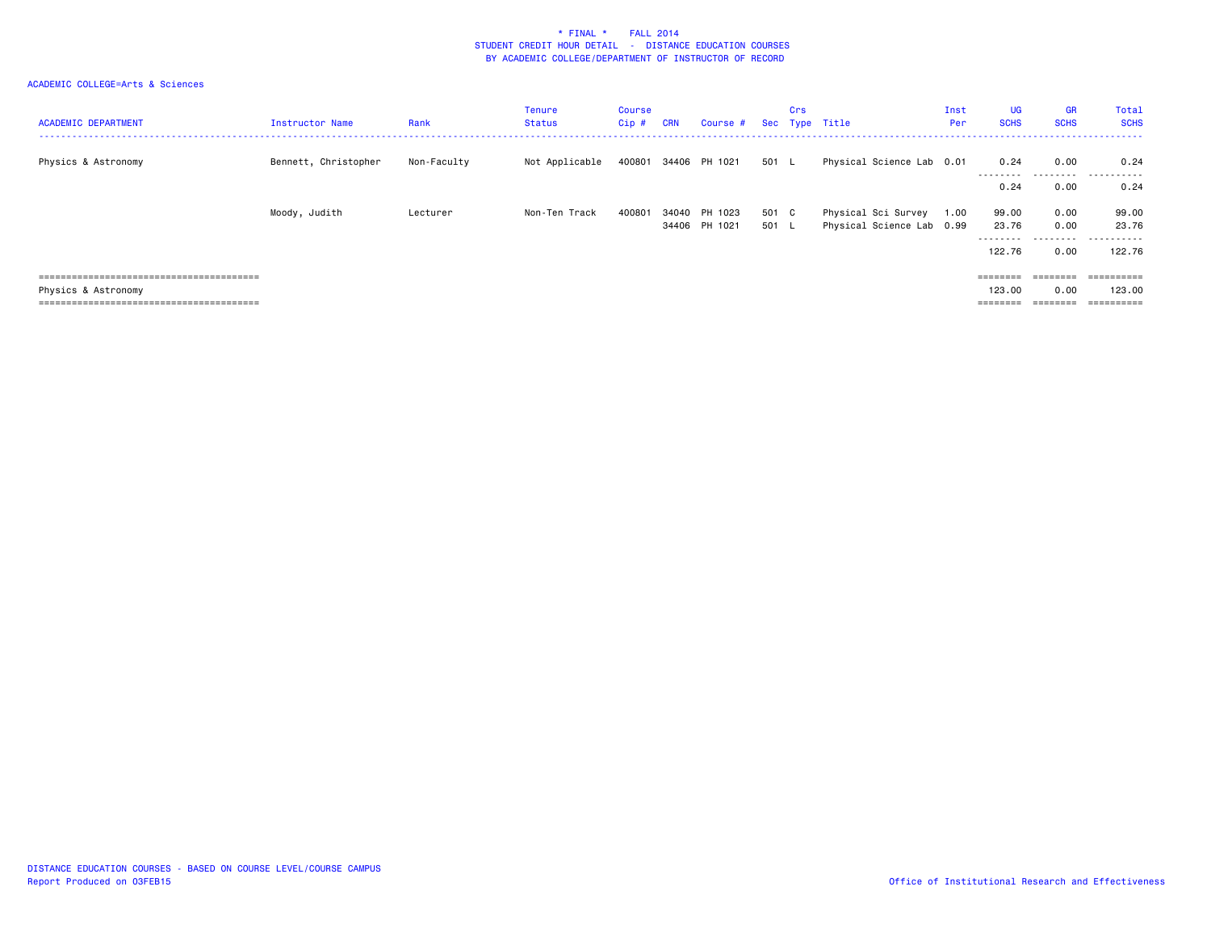\* FINAL \*    FALL 2014
STUDENT CREDIT HOUR DETAIL - DISTANCE EDUCATION COURSES
BY ACADEMIC COLLEGE/DEPARTMENT OF INSTRUCTOR OF RECORD

ACADEMIC COLLEGE=Arts & Sciences

| ACADEMIC DEPARTMENT | Instructor Name | Rank | Tenure Status | Course Cip # | CRN | Course # | Sec | Crs Type | Title | Inst Per | UG SCHS | GR SCHS | Total SCHS |
|---|---|---|---|---|---|---|---|---|---|---|---|---|---|
| Physics & Astronomy | Bennett, Christopher | Non-Faculty | Not Applicable | 400801 | 34406 | PH 1021 | 501 | L | Physical Science Lab | 0.01 | 0.24 | 0.00 | 0.24 |
| | | | | | | | | | | | 0.24 | 0.00 | 0.24 |
| | Moody, Judith | Lecturer | Non-Ten Track | 400801 | 34040 | PH 1023 | 501 | C | Physical Sci Survey | 1.00 | 99.00 | 0.00 | 99.00 |
| | | | | | 34406 | PH 1021 | 501 | L | Physical Science Lab | 0.99 | 23.76 | 0.00 | 23.76 |
| | | | | | | | | | | | 122.76 | 0.00 | 122.76 |
| Physics & Astronomy | | | | | | | | | | | 123.00 | 0.00 | 123.00 |

DISTANCE EDUCATION COURSES - BASED ON COURSE LEVEL/COURSE CAMPUS
Report Produced on 03FEB15

Office of Institutional Research and Effectiveness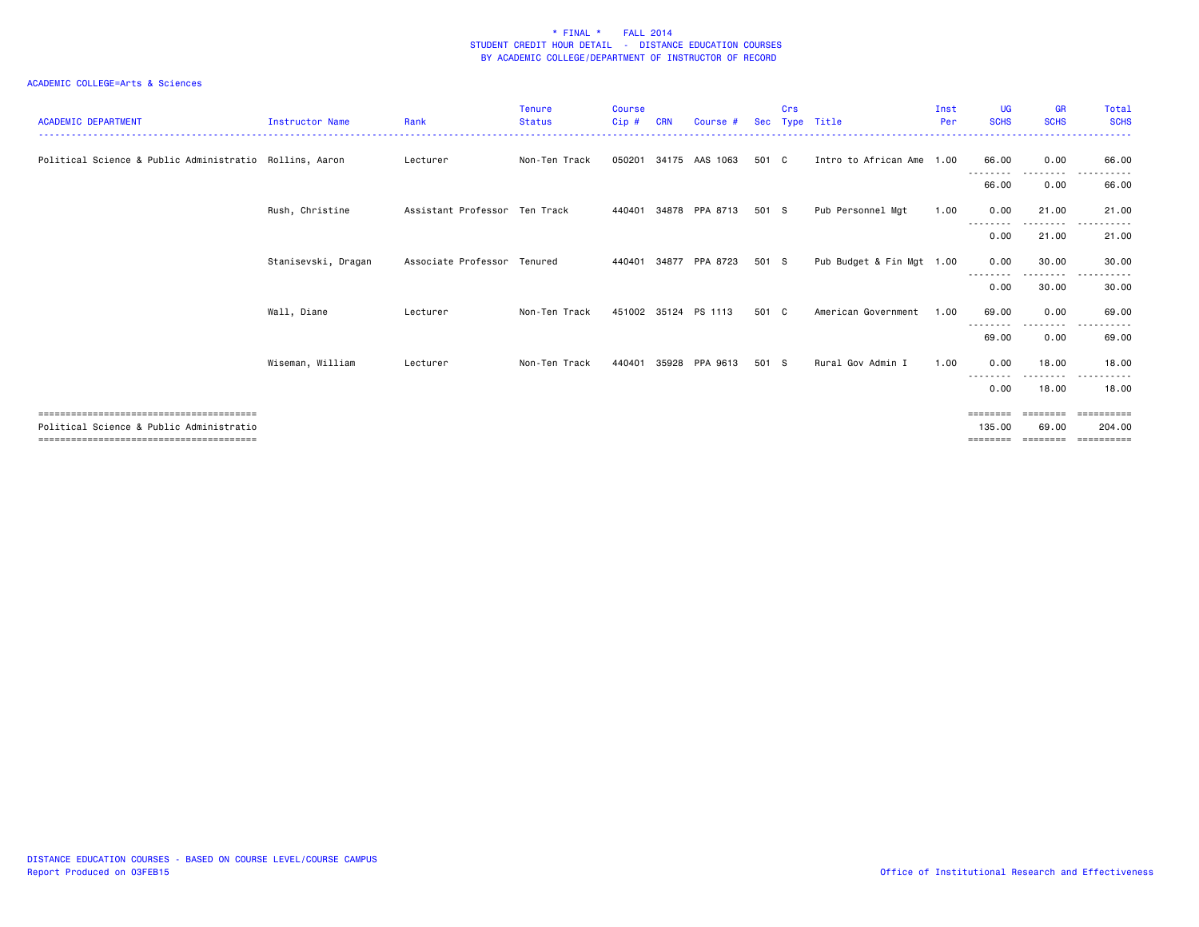\* FINAL \*    FALL 2014
STUDENT CREDIT HOUR DETAIL - DISTANCE EDUCATION COURSES
BY ACADEMIC COLLEGE/DEPARTMENT OF INSTRUCTOR OF RECORD

ACADEMIC COLLEGE=Arts & Sciences

| ACADEMIC DEPARTMENT | Instructor Name | Rank | Tenure Status | Course Cip # | CRN | Course # | Sec | Crs Type | Title | Inst Per | UG SCHS | GR SCHS | Total SCHS |
|---|---|---|---|---|---|---|---|---|---|---|---|---|---|
| Political Science & Public Administratio | Rollins, Aaron | Lecturer | Non-Ten Track | 050201 | 34175 | AAS 1063 | 501 | C | Intro to African Ame | 1.00 | 66.00 | 0.00 | 66.00 |
| | | | | | | | | | | | 66.00 | 0.00 | 66.00 |
| | Rush, Christine | Assistant Professor | Ten Track | 440401 | 34878 | PPA 8713 | 501 | S | Pub Personnel Mgt | 1.00 | 0.00 | 21.00 | 21.00 |
| | | | | | | | | | | | 0.00 | 21.00 | 21.00 |
| | Stanisevski, Dragan | Associate Professor | Tenured | 440401 | 34877 | PPA 8723 | 501 | S | Pub Budget & Fin Mgt | 1.00 | 0.00 | 30.00 | 30.00 |
| | | | | | | | | | | | 0.00 | 30.00 | 30.00 |
| | Wall, Diane | Lecturer | Non-Ten Track | 451002 | 35124 | PS 1113 | 501 | C | American Government | 1.00 | 69.00 | 0.00 | 69.00 |
| | | | | | | | | | | | 69.00 | 0.00 | 69.00 |
| | Wiseman, William | Lecturer | Non-Ten Track | 440401 | 35928 | PPA 9613 | 501 | S | Rural Gov Admin I | 1.00 | 0.00 | 18.00 | 18.00 |
| | | | | | | | | | | | 0.00 | 18.00 | 18.00 |
| Political Science & Public Administratio | | | | | | | | | | | 135.00 | 69.00 | 204.00 |

DISTANCE EDUCATION COURSES - BASED ON COURSE LEVEL/COURSE CAMPUS
Report Produced on 03FEB15

Office of Institutional Research and Effectiveness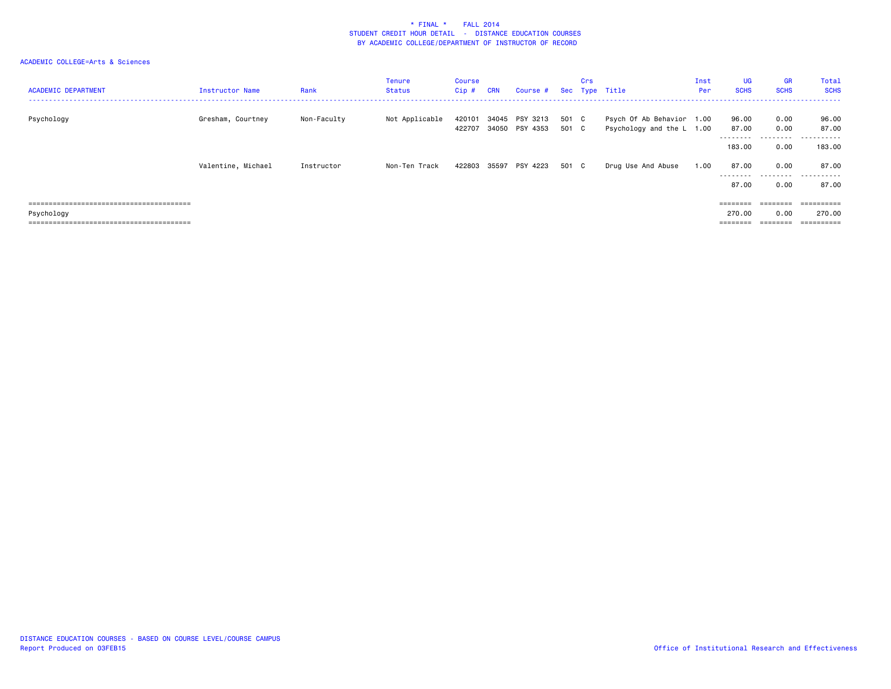\* FINAL \* FALL 2014
STUDENT CREDIT HOUR DETAIL - DISTANCE EDUCATION COURSES
BY ACADEMIC COLLEGE/DEPARTMENT OF INSTRUCTOR OF RECORD

ACADEMIC COLLEGE=Arts & Sciences

| ACADEMIC DEPARTMENT | Instructor Name | Rank | Tenure Status | Course Cip # | CRN | Course # | Sec | Crs Type | Title | Inst Per | UG SCHS | GR SCHS | Total SCHS |
|---|---|---|---|---|---|---|---|---|---|---|---|---|---|
| Psychology | Gresham, Courtney | Non-Faculty | Not Applicable | 420101 | 34045 | PSY 3213 | 501 | C | Psych Of Ab Behavior | 1.00 | 96.00 | 0.00 | 96.00 |
| | | | | 422707 | 34050 | PSY 4353 | 501 | C | Psychology and the L | 1.00 | 87.00 | 0.00 | 87.00 |
| | | | | | | | | | | | 183.00 | 0.00 | 183.00 |
| | Valentine, Michael | Instructor | Non-Ten Track | 422803 | 35597 | PSY 4223 | 501 | C | Drug Use And Abuse | 1.00 | 87.00 | 0.00 | 87.00 |
| | | | | | | | | | | | 87.00 | 0.00 | 87.00 |
| Psychology | | | | | | | | | | | 270.00 | 0.00 | 270.00 |

DISTANCE EDUCATION COURSES - BASED ON COURSE LEVEL/COURSE CAMPUS
Report Produced on 03FEB15

Office of Institutional Research and Effectiveness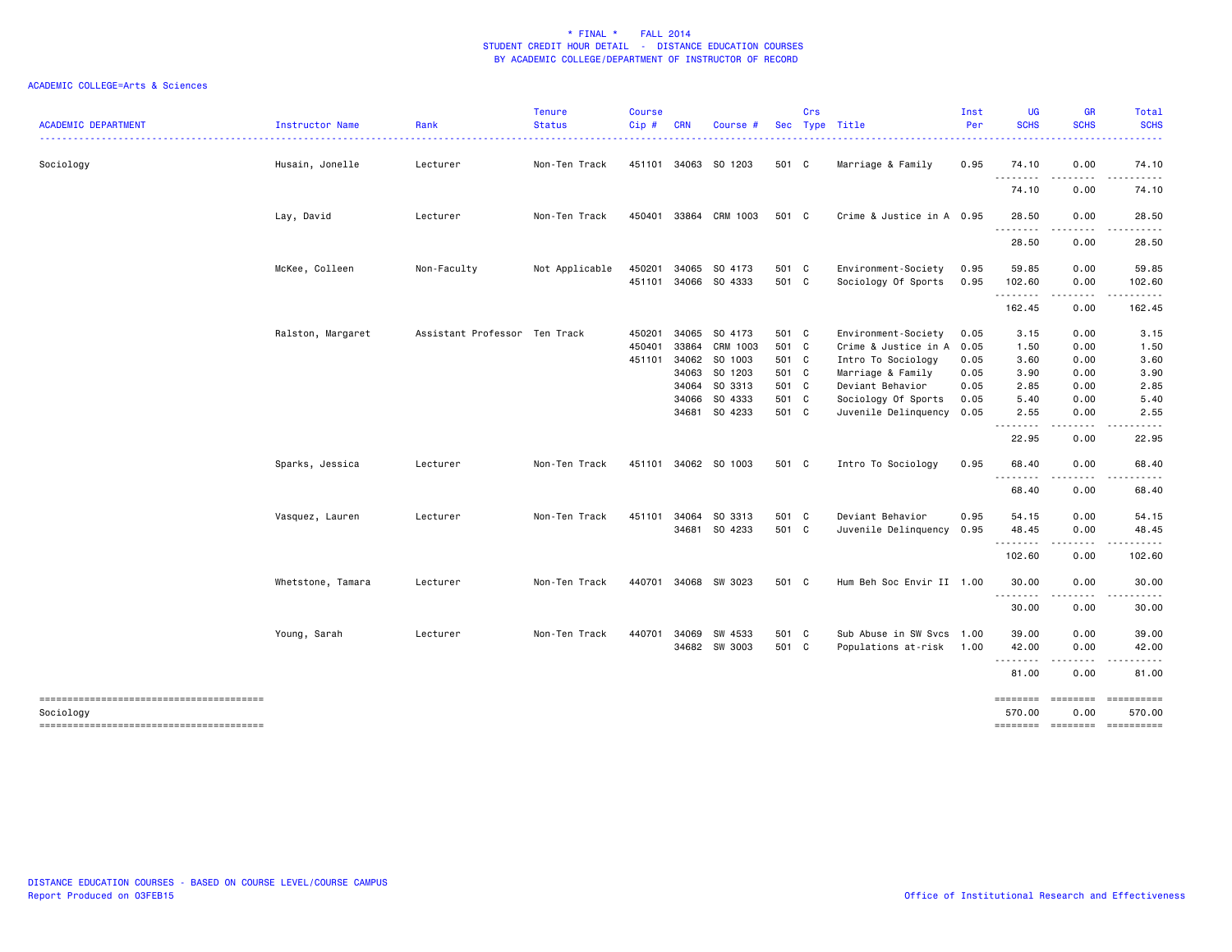\* FINAL \*    FALL 2014
STUDENT CREDIT HOUR DETAIL  -  DISTANCE EDUCATION COURSES
BY ACADEMIC COLLEGE/DEPARTMENT OF INSTRUCTOR OF RECORD

ACADEMIC COLLEGE=Arts & Sciences

| ACADEMIC DEPARTMENT | Instructor Name | Rank | Tenure Status | Course Cip # | CRN | Course # | Sec | Crs Type | Title | Inst Per | UG SCHS | GR SCHS | Total SCHS |
|---|---|---|---|---|---|---|---|---|---|---|---|---|---|
| Sociology | Husain, Jonelle | Lecturer | Non-Ten Track | 451101 | 34063 | SO 1203 | 501 | C | Marriage & Family | 0.95 | 74.10 | 0.00 | 74.10 |
| | | | | | | | | | | | 74.10 | 0.00 | 74.10 |
| | Lay, David | Lecturer | Non-Ten Track | 450401 | 33864 | CRM 1003 | 501 | C | Crime & Justice in A | 0.95 | 28.50 | 0.00 | 28.50 |
| | | | | | | | | | | | 28.50 | 0.00 | 28.50 |
| | McKee, Colleen | Non-Faculty | Not Applicable | 450201 | 34065 | SO 4173 | 501 | C | Environment-Society | 0.95 | 59.85 | 0.00 | 59.85 |
| | | | | 451101 | 34066 | SO 4333 | 501 | C | Sociology Of Sports | 0.95 | 102.60 | 0.00 | 102.60 |
| | | | | | | | | | | | 162.45 | 0.00 | 162.45 |
| | Ralston, Margaret | Assistant Professor | Ten Track | 450201 | 34065 | SO 4173 | 501 | C | Environment-Society | 0.05 | 3.15 | 0.00 | 3.15 |
| | | | | 450401 | 33864 | CRM 1003 | 501 | C | Crime & Justice in A | 0.05 | 1.50 | 0.00 | 1.50 |
| | | | | 451101 | 34062 | SO 1003 | 501 | C | Intro To Sociology | 0.05 | 3.60 | 0.00 | 3.60 |
| | | | | | 34063 | SO 1203 | 501 | C | Marriage & Family | 0.05 | 3.90 | 0.00 | 3.90 |
| | | | | | 34064 | SO 3313 | 501 | C | Deviant Behavior | 0.05 | 2.85 | 0.00 | 2.85 |
| | | | | | 34066 | SO 4333 | 501 | C | Sociology Of Sports | 0.05 | 5.40 | 0.00 | 5.40 |
| | | | | | 34681 | SO 4233 | 501 | C | Juvenile Delinquency | 0.05 | 2.55 | 0.00 | 2.55 |
| | | | | | | | | | | | 22.95 | 0.00 | 22.95 |
| | Sparks, Jessica | Lecturer | Non-Ten Track | 451101 | 34062 | SO 1003 | 501 | C | Intro To Sociology | 0.95 | 68.40 | 0.00 | 68.40 |
| | | | | | | | | | | | 68.40 | 0.00 | 68.40 |
| | Vasquez, Lauren | Lecturer | Non-Ten Track | 451101 | 34064 | SO 3313 | 501 | C | Deviant Behavior | 0.95 | 54.15 | 0.00 | 54.15 |
| | | | | | 34681 | SO 4233 | 501 | C | Juvenile Delinquency | 0.95 | 48.45 | 0.00 | 48.45 |
| | | | | | | | | | | | 102.60 | 0.00 | 102.60 |
| | Whetstone, Tamara | Lecturer | Non-Ten Track | 440701 | 34068 | SW 3023 | 501 | C | Hum Beh Soc Envir II | 1.00 | 30.00 | 0.00 | 30.00 |
| | | | | | | | | | | | 30.00 | 0.00 | 30.00 |
| | Young, Sarah | Lecturer | Non-Ten Track | 440701 | 34069 | SW 4533 | 501 | C | Sub Abuse in SW Svcs | 1.00 | 39.00 | 0.00 | 39.00 |
| | | | | | 34682 | SW 3003 | 501 | C | Populations at-risk | 1.00 | 42.00 | 0.00 | 42.00 |
| | | | | | | | | | | | 81.00 | 0.00 | 81.00 |
| Sociology | | | | | | | | | | | 570.00 | 0.00 | 570.00 |

DISTANCE EDUCATION COURSES - BASED ON COURSE LEVEL/COURSE CAMPUS
Report Produced on 03FEB15

Office of Institutional Research and Effectiveness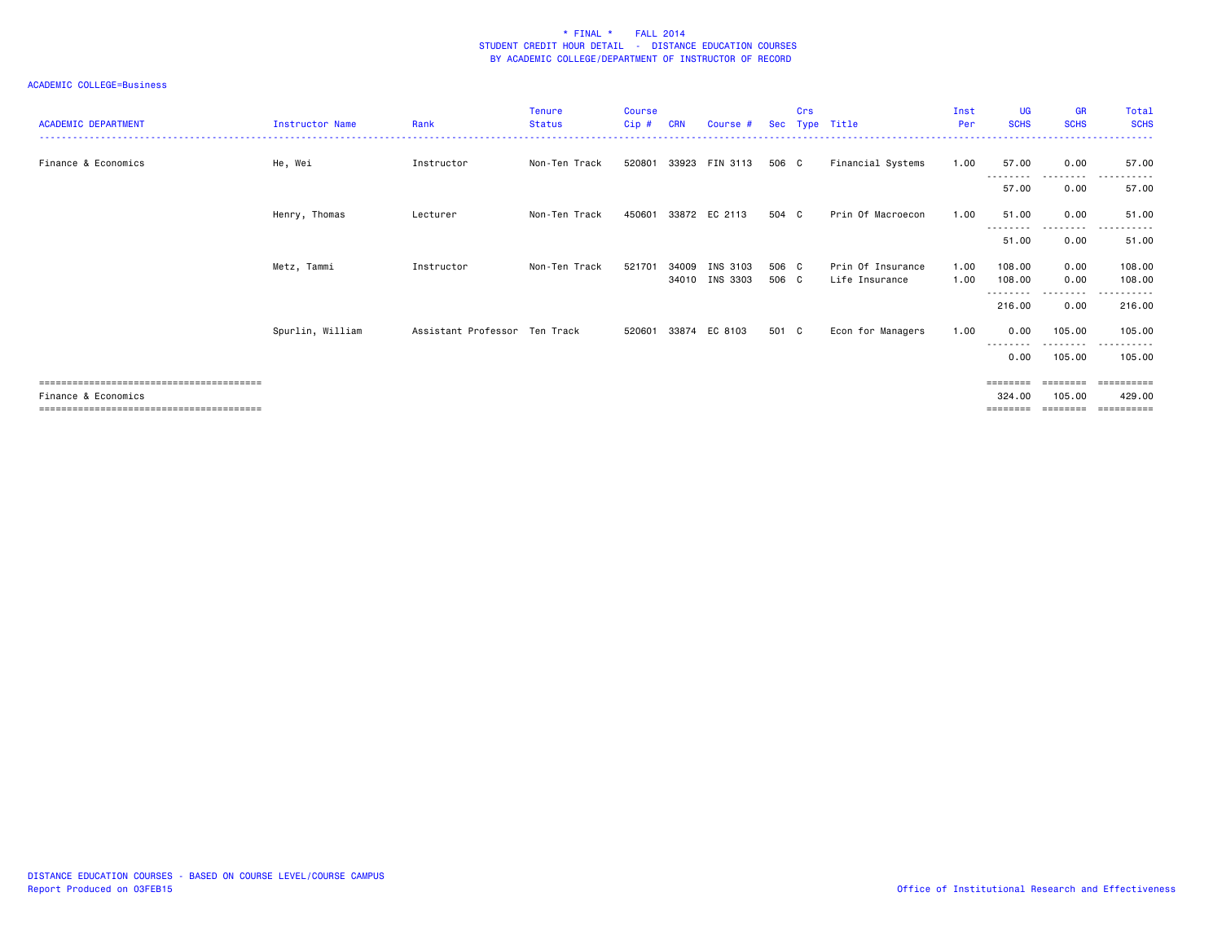\* FINAL \*    FALL 2014
STUDENT CREDIT HOUR DETAIL - DISTANCE EDUCATION COURSES
BY ACADEMIC COLLEGE/DEPARTMENT OF INSTRUCTOR OF RECORD

ACADEMIC COLLEGE=Business

| ACADEMIC DEPARTMENT | Instructor Name | Rank | Tenure Status | Course Cip # | CRN | Course # | Sec | Crs Type | Title | Inst Per | UG SCHS | GR SCHS | Total SCHS |
|---|---|---|---|---|---|---|---|---|---|---|---|---|---|
| Finance & Economics | He, Wei | Instructor | Non-Ten Track | 520801 | 33923 | FIN 3113 | 506 | C | Financial Systems | 1.00 | 57.00 | 0.00 | 57.00 |
| | | | | | | | | | | | 57.00 | 0.00 | 57.00 |
| | Henry, Thomas | Lecturer | Non-Ten Track | 450601 | 33872 | EC 2113 | 504 | C | Prin Of Macroecon | 1.00 | 51.00 | 0.00 | 51.00 |
| | | | | | | | | | | | 51.00 | 0.00 | 51.00 |
| | Metz, Tammi | Instructor | Non-Ten Track | 521701 | 34009 | INS 3103 | 506 | C | Prin Of Insurance | 1.00 | 108.00 | 0.00 | 108.00 |
| | | | | | 34010 | INS 3303 | 506 | C | Life Insurance | 1.00 | 108.00 | 0.00 | 108.00 |
| | | | | | | | | | | | 216.00 | 0.00 | 216.00 |
| | Spurlin, William | Assistant Professor | Ten Track | 520601 | 33874 | EC 8103 | 501 | C | Econ for Managers | 1.00 | 0.00 | 105.00 | 105.00 |
| | | | | | | | | | | | 0.00 | 105.00 | 105.00 |
| Finance & Economics | | | | | | | | | | | 324.00 | 105.00 | 429.00 |

DISTANCE EDUCATION COURSES - BASED ON COURSE LEVEL/COURSE CAMPUS
Report Produced on 03FEB15

Office of Institutional Research and Effectiveness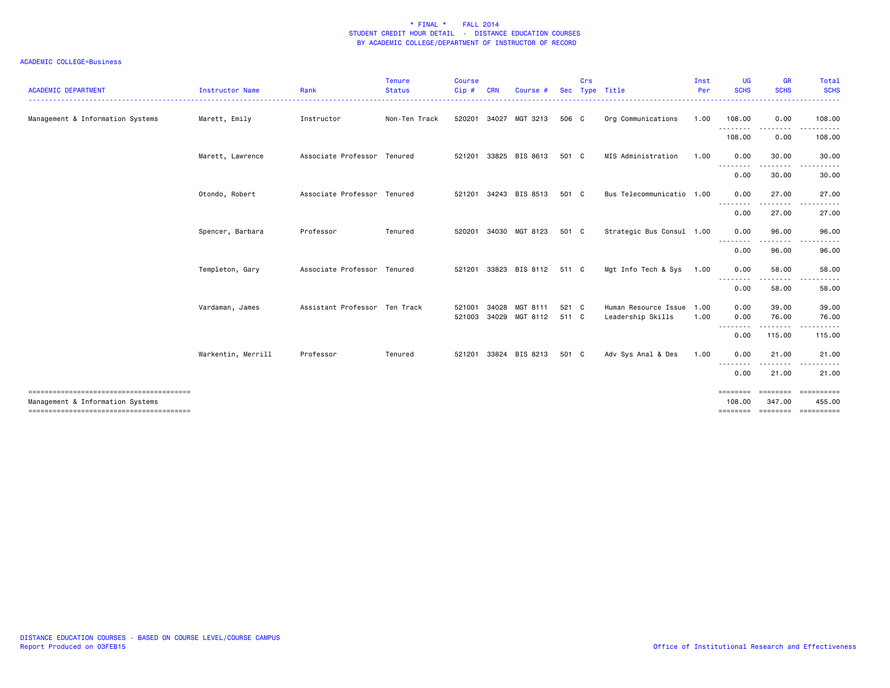**\* FINAL \* FALL 2014**
**STUDENT CREDIT HOUR DETAIL - DISTANCE EDUCATION COURSES**
**BY ACADEMIC COLLEGE/DEPARTMENT OF INSTRUCTOR OF RECORD**

ACADEMIC COLLEGE=Business

| ACADEMIC DEPARTMENT | Instructor Name | Rank | Tenure Status | Course Cip # | CRN | Course # | Sec | Crs Type | Title | Inst Per | UG SCHS | GR SCHS | Total SCHS |
|---|---|---|---|---|---|---|---|---|---|---|---|---|---|
| Management & Information Systems | Marett, Emily | Instructor | Non-Ten Track | 520201 | 34027 | MGT 3213 | 506 | C | Org Communications | 1.00 | 108.00 | 0.00 | 108.00 |
| | | | | | | | | | | | 108.00 | 0.00 | 108.00 |
| | Marett, Lawrence | Associate Professor | Tenured | 521201 | 33825 | BIS 8613 | 501 | C | MIS Administration | 1.00 | 0.00 | 30.00 | 30.00 |
| | | | | | | | | | | | 0.00 | 30.00 | 30.00 |
| | Otondo, Robert | Associate Professor | Tenured | 521201 | 34243 | BIS 8513 | 501 | C | Bus Telecommunicatio | 1.00 | 0.00 | 27.00 | 27.00 |
| | | | | | | | | | | | 0.00 | 27.00 | 27.00 |
| | Spencer, Barbara | Professor | Tenured | 520201 | 34030 | MGT 8123 | 501 | C | Strategic Bus Consul | 1.00 | 0.00 | 96.00 | 96.00 |
| | | | | | | | | | | | 0.00 | 96.00 | 96.00 |
| | Templeton, Gary | Associate Professor | Tenured | 521201 | 33823 | BIS 8112 | 511 | C | Mgt Info Tech & Sys | 1.00 | 0.00 | 58.00 | 58.00 |
| | | | | | | | | | | | 0.00 | 58.00 | 58.00 |
| | Vardaman, James | Assistant Professor | Ten Track | 521001 | 34028 | MGT 8111 | 521 | C | Human Resource Issue | 1.00 | 0.00 | 39.00 | 39.00 |
| | | | | 521003 | 34029 | MGT 8112 | 511 | C | Leadership Skills | 1.00 | 0.00 | 76.00 | 76.00 |
| | | | | | | | | | | | 0.00 | 115.00 | 115.00 |
| | Warkentin, Merrill | Professor | Tenured | 521201 | 33824 | BIS 8213 | 501 | C | Adv Sys Anal & Des | 1.00 | 0.00 | 21.00 | 21.00 |
| | | | | | | | | | | | 0.00 | 21.00 | 21.00 |
| Management & Information Systems | | | | | | | | | | | 108.00 | 347.00 | 455.00 |

DISTANCE EDUCATION COURSES - BASED ON COURSE LEVEL/COURSE CAMPUS
Report Produced on 03FEB15

Office of Institutional Research and Effectiveness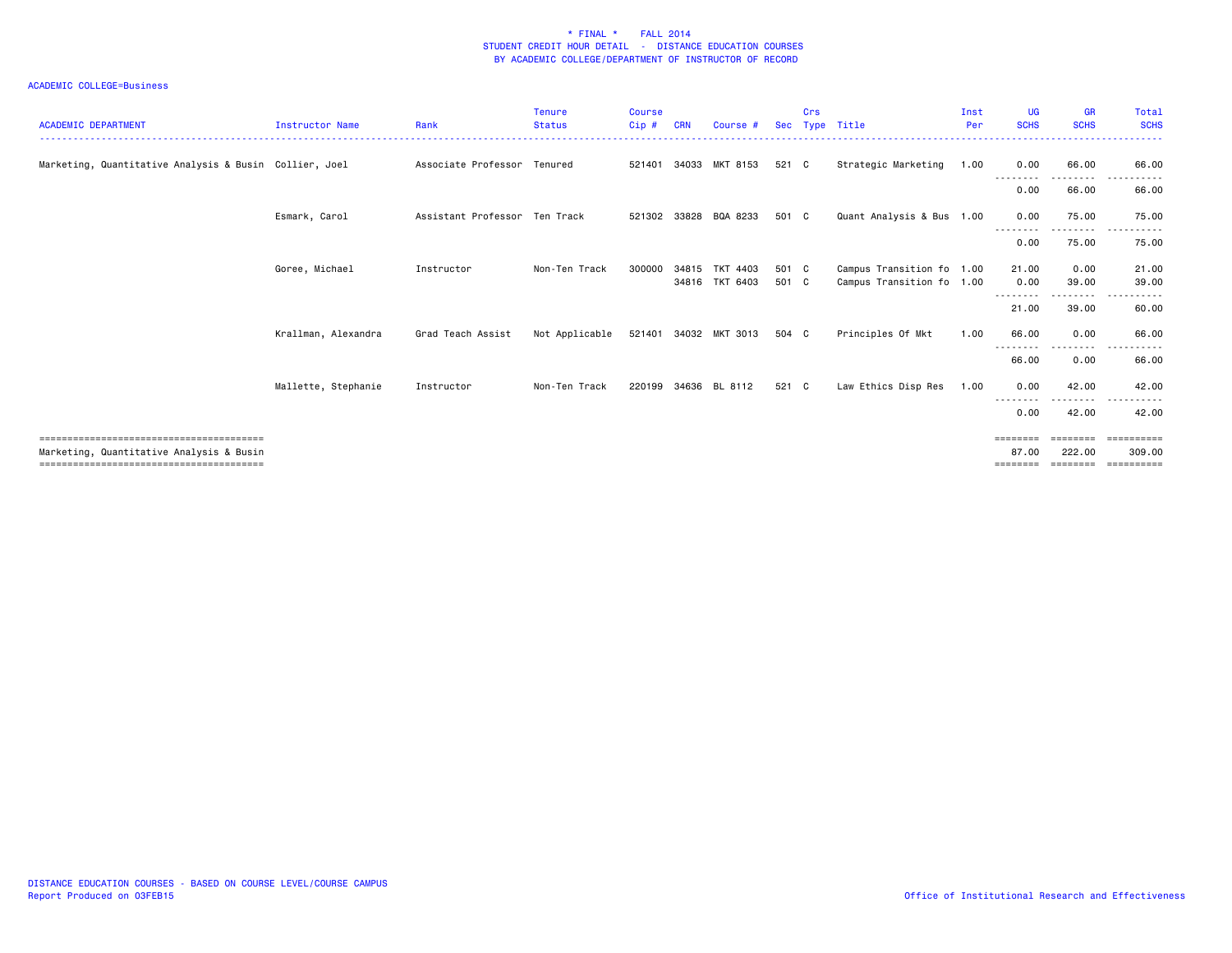# \* FINAL \* FALL 2014
## STUDENT CREDIT HOUR DETAIL - DISTANCE EDUCATION COURSES
### BY ACADEMIC COLLEGE/DEPARTMENT OF INSTRUCTOR OF RECORD

ACADEMIC COLLEGE=Business

| ACADEMIC DEPARTMENT | Instructor Name | Rank | Tenure Status | Course Cip # | CRN | Course # | Sec | Crs Type | Title | Inst Per | UG SCHS | GR SCHS | Total SCHS |
|---|---|---|---|---|---|---|---|---|---|---|---|---|---|
| Marketing, Quantitative Analysis & Busin | Collier, Joel | Associate Professor | Tenured | 521401 | 34033 | MKT 8153 | 521 | C | Strategic Marketing | 1.00 | 0.00 | 66.00 | 66.00 |
| | | | | | | | | | | | 0.00 | 66.00 | 66.00 |
| | Esmark, Carol | Assistant Professor | Ten Track | 521302 | 33828 | BQA 8233 | 501 | C | Quant Analysis & Bus | 1.00 | 0.00 | 75.00 | 75.00 |
| | | | | | | | | | | | 0.00 | 75.00 | 75.00 |
| | Goree, Michael | Instructor | Non-Ten Track | 300000 | 34815 | TKT 4403 | 501 | C | Campus Transition fo | 1.00 | 21.00 | 0.00 | 21.00 |
| | | | | | 34816 | TKT 6403 | 501 | C | Campus Transition fo | 1.00 | 0.00 | 39.00 | 39.00 |
| | | | | | | | | | | | 21.00 | 39.00 | 60.00 |
| | Krallman, Alexandra | Grad Teach Assist | Not Applicable | 521401 | 34032 | MKT 3013 | 504 | C | Principles Of Mkt | 1.00 | 66.00 | 0.00 | 66.00 |
| | | | | | | | | | | | 66.00 | 0.00 | 66.00 |
| | Mallette, Stephanie | Instructor | Non-Ten Track | 220199 | 34636 | BL 8112 | 521 | C | Law Ethics Disp Res | 1.00 | 0.00 | 42.00 | 42.00 |
| | | | | | | | | | | | 0.00 | 42.00 | 42.00 |
| Marketing, Quantitative Analysis & Busin | | | | | | | | | | | 87.00 | 222.00 | 309.00 |

DISTANCE EDUCATION COURSES - BASED ON COURSE LEVEL/COURSE CAMPUS
Report Produced on 03FEB15

Office of Institutional Research and Effectiveness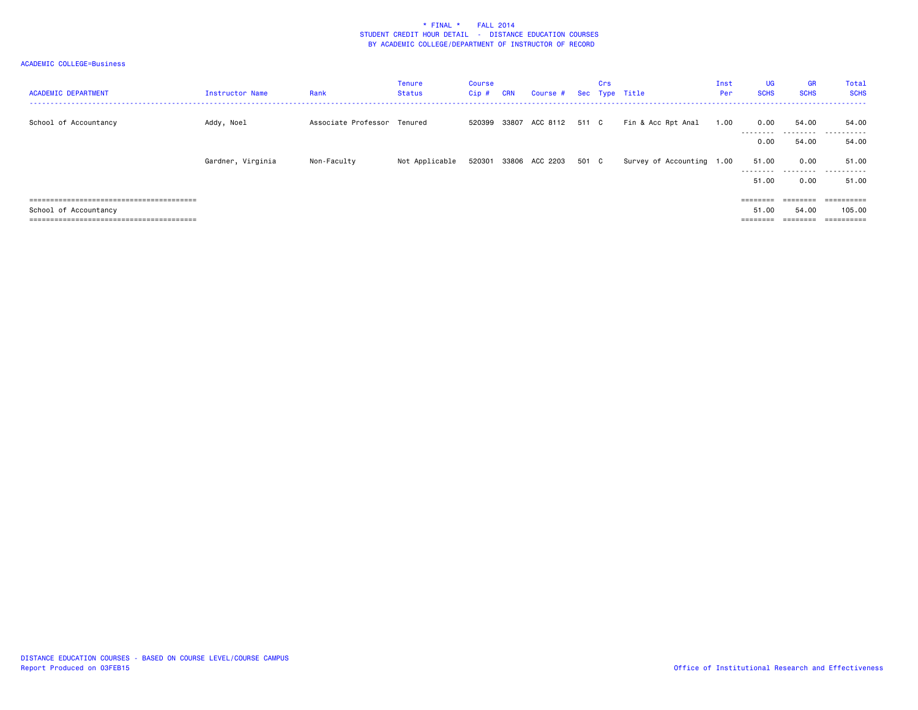\* FINAL \*    FALL 2014
STUDENT CREDIT HOUR DETAIL - DISTANCE EDUCATION COURSES
BY ACADEMIC COLLEGE/DEPARTMENT OF INSTRUCTOR OF RECORD

ACADEMIC COLLEGE=Business

| ACADEMIC DEPARTMENT | Instructor Name | Rank | Tenure Status | Course Cip # | CRN | Course # | Sec | Crs Type | Title | Inst Per | UG SCHS | GR SCHS | Total SCHS |
|---|---|---|---|---|---|---|---|---|---|---|---|---|---|
| School of Accountancy | Addy, Noel | Associate Professor | Tenured | 520399 | 33807 | ACC 8112 | 511 | C | Fin & Acc Rpt Anal | 1.00 | 0.00 | 54.00 | 54.00 |
| | | | | | | | | | | | 0.00 | 54.00 | 54.00 |
| | Gardner, Virginia | Non-Faculty | Not Applicable | 520301 | 33806 | ACC 2203 | 501 | C | Survey of Accounting | 1.00 | 51.00 | 0.00 | 51.00 |
| | | | | | | | | | | | 51.00 | 0.00 | 51.00 |
| School of Accountancy | | | | | | | | | | | 51.00 | 54.00 | 105.00 |

DISTANCE EDUCATION COURSES - BASED ON COURSE LEVEL/COURSE CAMPUS
Report Produced on 03FEB15

Office of Institutional Research and Effectiveness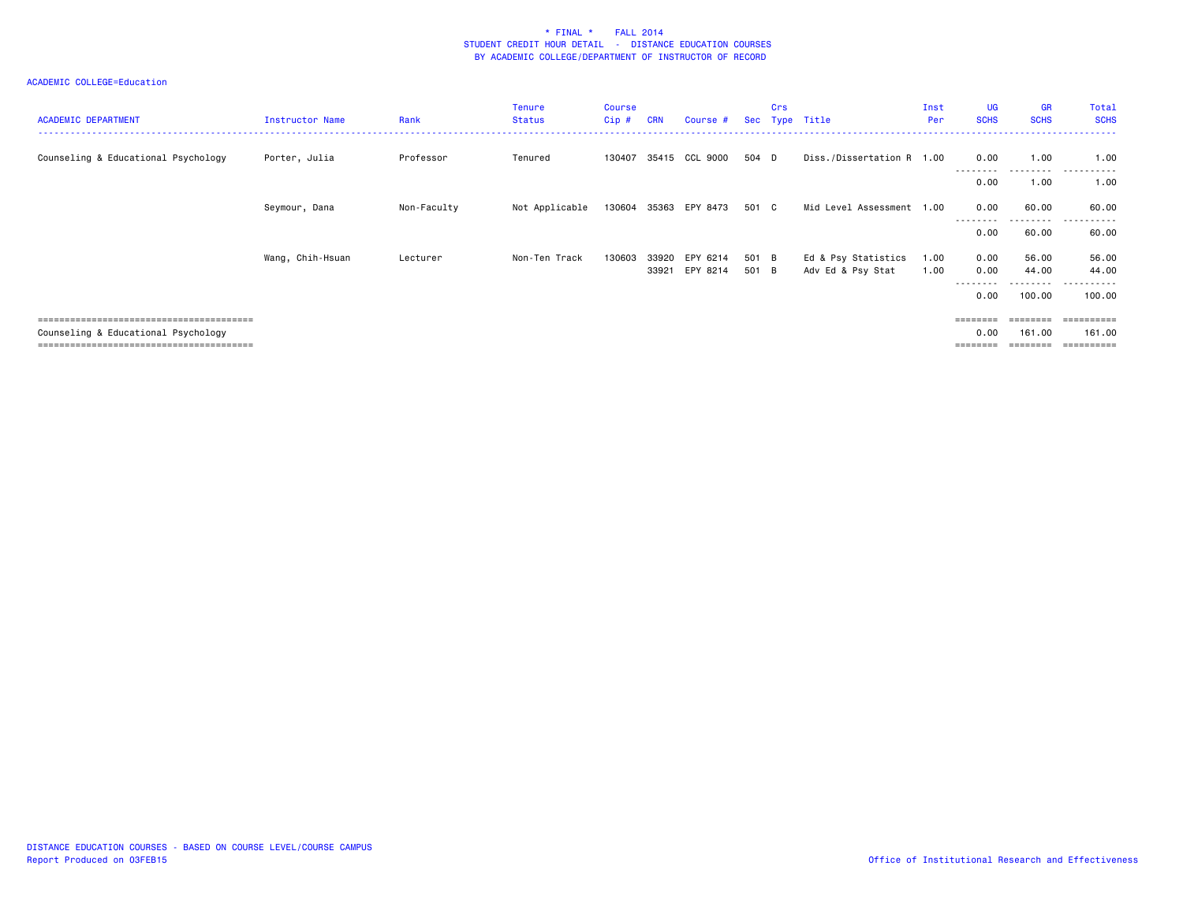\* FINAL \*    FALL 2014
STUDENT CREDIT HOUR DETAIL - DISTANCE EDUCATION COURSES
BY ACADEMIC COLLEGE/DEPARTMENT OF INSTRUCTOR OF RECORD

ACADEMIC COLLEGE=Education

| ACADEMIC DEPARTMENT | Instructor Name | Rank | Tenure Status | Course Cip # | CRN | Course # | Sec | Crs Type | Title | Inst Per | UG SCHS | GR SCHS | Total SCHS |
|---|---|---|---|---|---|---|---|---|---|---|---|---|---|
| Counseling & Educational Psychology | Porter, Julia | Professor | Tenured | 130407 | 35415 | CCL 9000 | 504 | D | Diss./Dissertation R | 1.00 | 0.00 | 1.00 | 1.00 |
| | | | | | | | | | | | 0.00 | 1.00 | 1.00 |
| | Seymour, Dana | Non-Faculty | Not Applicable | 130604 | 35363 | EPY 8473 | 501 | C | Mid Level Assessment | 1.00 | 0.00 | 60.00 | 60.00 |
| | | | | | | | | | | | 0.00 | 60.00 | 60.00 |
| | Wang, Chih-Hsuan | Lecturer | Non-Ten Track | 130603 | 33920 | EPY 6214 | 501 | B | Ed & Psy Statistics | 1.00 | 0.00 | 56.00 | 56.00 |
| | | | | | 33921 | EPY 8214 | 501 | B | Adv Ed & Psy Stat | 1.00 | 0.00 | 44.00 | 44.00 |
| | | | | | | | | | | | 0.00 | 100.00 | 100.00 |
| Counseling & Educational Psychology | | | | | | | | | | | 0.00 | 161.00 | 161.00 |

DISTANCE EDUCATION COURSES - BASED ON COURSE LEVEL/COURSE CAMPUS
Report Produced on 03FEB15

Office of Institutional Research and Effectiveness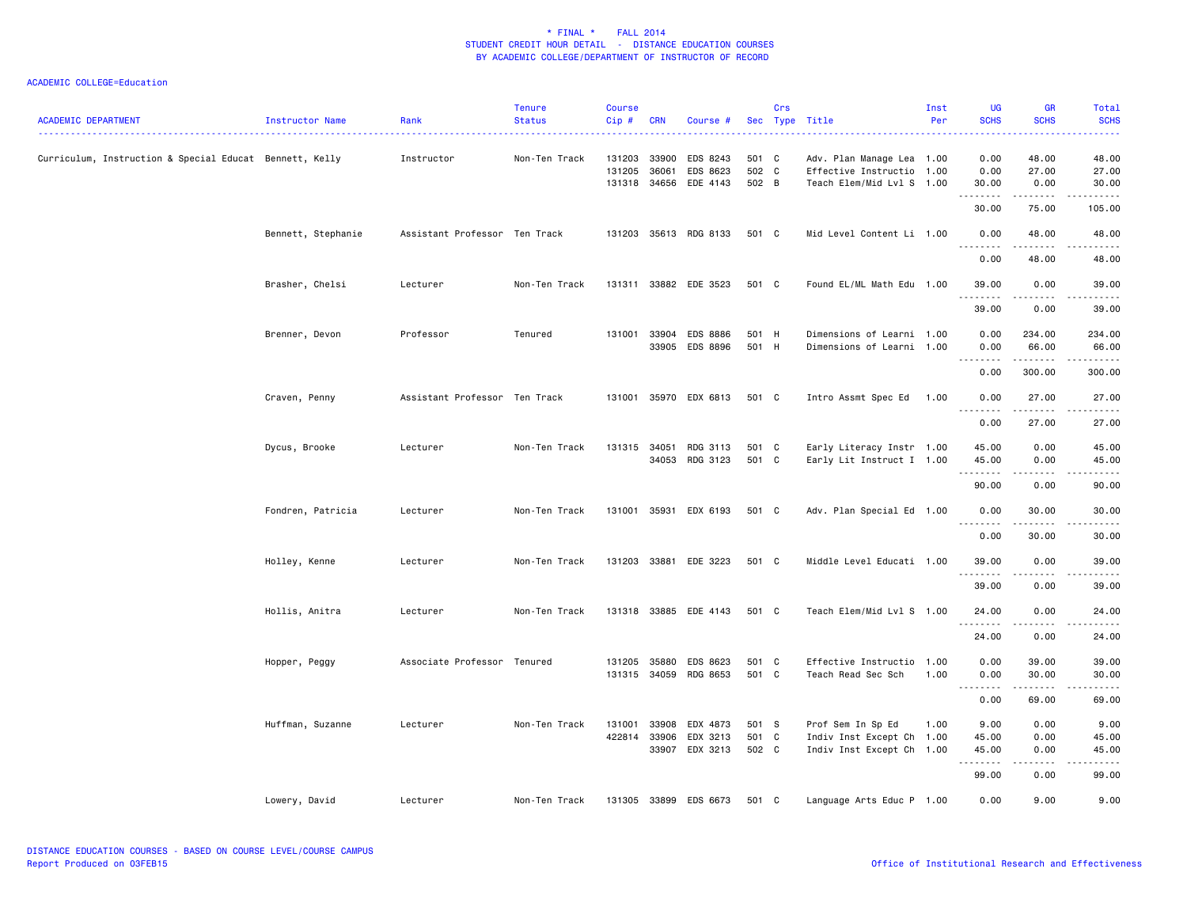\* FINAL \*    FALL 2014
STUDENT CREDIT HOUR DETAIL - DISTANCE EDUCATION COURSES
BY ACADEMIC COLLEGE/DEPARTMENT OF INSTRUCTOR OF RECORD

ACADEMIC COLLEGE=Education

| ACADEMIC DEPARTMENT | Instructor Name | Rank | Tenure Status | Course Cip # | CRN | Course # | Sec | Crs Type | Title | Inst Per | UG SCHS | GR SCHS | Total SCHS |
|---|---|---|---|---|---|---|---|---|---|---|---|---|---|
| Curriculum, Instruction & Special Educat | Bennett, Kelly | Instructor | Non-Ten Track | 131203 | 33900 | EDS 8243 | 501 | C | Adv. Plan Manage Lea | 1.00 | 0.00 | 48.00 | 48.00 |
| | | | | 131205 | 36061 | EDS 8623 | 502 | C | Effective Instructio | 1.00 | 0.00 | 27.00 | 27.00 |
| | | | | 131318 | 34656 | EDE 4143 | 502 | B | Teach Elem/Mid Lvl S | 1.00 | 30.00 | 0.00 | 30.00 |
| | | | | | | | | | | | 30.00 | 75.00 | 105.00 |
| | Bennett, Stephanie | Assistant Professor | Ten Track | 131203 | 35613 | RDG 8133 | 501 | C | Mid Level Content Li | 1.00 | 0.00 | 48.00 | 48.00 |
| | | | | | | | | | | | 0.00 | 48.00 | 48.00 |
| | Brasher, Chelsi | Lecturer | Non-Ten Track | 131311 | 33882 | EDE 3523 | 501 | C | Found EL/ML Math Edu | 1.00 | 39.00 | 0.00 | 39.00 |
| | | | | | | | | | | | 39.00 | 0.00 | 39.00 |
| | Brenner, Devon | Professor | Tenured | 131001 | 33904 | EDS 8886 | 501 | H | Dimensions of Learni | 1.00 | 0.00 | 234.00 | 234.00 |
| | | | | | 33905 | EDS 8896 | 501 | H | Dimensions of Learni | 1.00 | 0.00 | 66.00 | 66.00 |
| | | | | | | | | | | | 0.00 | 300.00 | 300.00 |
| | Craven, Penny | Assistant Professor | Ten Track | 131001 | 35970 | EDX 6813 | 501 | C | Intro Assmt Spec Ed | 1.00 | 0.00 | 27.00 | 27.00 |
| | | | | | | | | | | | 0.00 | 27.00 | 27.00 |
| | Dycus, Brooke | Lecturer | Non-Ten Track | 131315 | 34051 | RDG 3113 | 501 | C | Early Literacy Instr | 1.00 | 45.00 | 0.00 | 45.00 |
| | | | | | 34053 | RDG 3123 | 501 | C | Early Lit Instruct I | 1.00 | 45.00 | 0.00 | 45.00 |
| | | | | | | | | | | | 90.00 | 0.00 | 90.00 |
| | Fondren, Patricia | Lecturer | Non-Ten Track | 131001 | 35931 | EDX 6193 | 501 | C | Adv. Plan Special Ed | 1.00 | 0.00 | 30.00 | 30.00 |
| | | | | | | | | | | | 0.00 | 30.00 | 30.00 |
| | Holley, Kenne | Lecturer | Non-Ten Track | 131203 | 33881 | EDE 3223 | 501 | C | Middle Level Educati | 1.00 | 39.00 | 0.00 | 39.00 |
| | | | | | | | | | | | 39.00 | 0.00 | 39.00 |
| | Hollis, Anitra | Lecturer | Non-Ten Track | 131318 | 33885 | EDE 4143 | 501 | C | Teach Elem/Mid Lvl S | 1.00 | 24.00 | 0.00 | 24.00 |
| | | | | | | | | | | | 24.00 | 0.00 | 24.00 |
| | Hopper, Peggy | Associate Professor | Tenured | 131205 | 35880 | EDS 8623 | 501 | C | Effective Instructio | 1.00 | 0.00 | 39.00 | 39.00 |
| | | | | 131315 | 34059 | RDG 8653 | 501 | C | Teach Read Sec Sch | 1.00 | 0.00 | 30.00 | 30.00 |
| | | | | | | | | | | | 0.00 | 69.00 | 69.00 |
| | Huffman, Suzanne | Lecturer | Non-Ten Track | 131001 | 33908 | EDX 4873 | 501 | S | Prof Sem In Sp Ed | 1.00 | 9.00 | 0.00 | 9.00 |
| | | | | 422814 | 33906 | EDX 3213 | 501 | C | Indiv Inst Except Ch | 1.00 | 45.00 | 0.00 | 45.00 |
| | | | | | 33907 | EDX 3213 | 502 | C | Indiv Inst Except Ch | 1.00 | 45.00 | 0.00 | 45.00 |
| | | | | | | | | | | | 99.00 | 0.00 | 99.00 |
| | Lowery, David | Lecturer | Non-Ten Track | 131305 | 33899 | EDS 6673 | 501 | C | Language Arts Educ P | 1.00 | 0.00 | 9.00 | 9.00 |

DISTANCE EDUCATION COURSES - BASED ON COURSE LEVEL/COURSE CAMPUS
Report Produced on 03FEB15

Office of Institutional Research and Effectiveness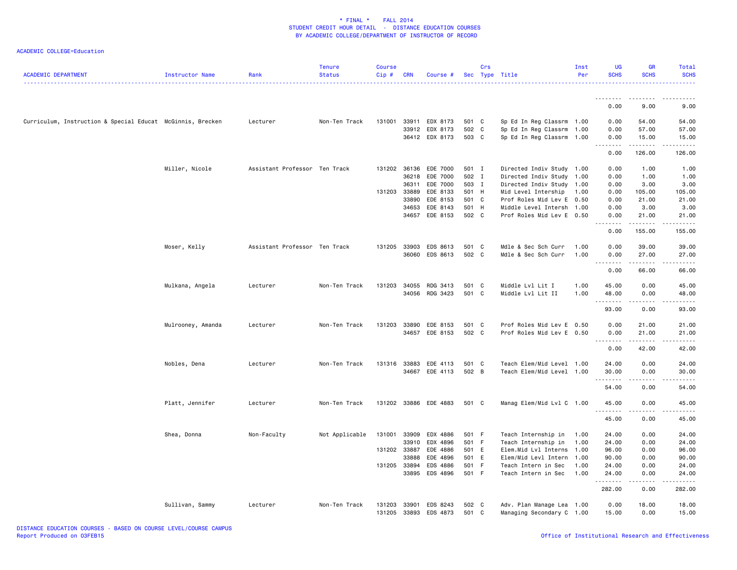\* FINAL \* FALL 2014
STUDENT CREDIT HOUR DETAIL - DISTANCE EDUCATION COURSES
BY ACADEMIC COLLEGE/DEPARTMENT OF INSTRUCTOR OF RECORD

ACADEMIC COLLEGE=Education

| ACADEMIC DEPARTMENT | Instructor Name | Rank | Tenure Status | Course Cip # | CRN | Course # | Sec | Crs Type | Title | Inst Per | UG SCHS | GR SCHS | Total SCHS |
|---|---|---|---|---|---|---|---|---|---|---|---|---|---|
| | | | | | | | | | | | 0.00 | 9.00 | 9.00 |
| Curriculum, Instruction & Special Educat | McGinnis, Brecken | Lecturer | Non-Ten Track | 131001 | 33911 | EDX 8173 | 501 | C | Sp Ed In Reg Classrm | 1.00 | 0.00 | 54.00 | 54.00 |
| | | | | | 33912 | EDX 8173 | 502 | C | Sp Ed In Reg Classrm | 1.00 | 0.00 | 57.00 | 57.00 |
| | | | | | 36412 | EDX 8173 | 503 | C | Sp Ed In Reg Classrm | 1.00 | 0.00 | 15.00 | 15.00 |
| | | | | | | | | | | | 0.00 | 126.00 | 126.00 |
| | Miller, Nicole | Assistant Professor | Ten Track | 131202 | 36136 | EDE 7000 | 501 | I | Directed Indiv Study | 1.00 | 0.00 | 1.00 | 1.00 |
| | | | | | 36218 | EDE 7000 | 502 | I | Directed Indiv Study | 1.00 | 0.00 | 1.00 | 1.00 |
| | | | | | 36311 | EDE 7000 | 503 | I | Directed Indiv Study | 1.00 | 0.00 | 3.00 | 3.00 |
| | | | | 131203 | 33889 | EDE 8133 | 501 | H | Mid Level Intership | 1.00 | 0.00 | 105.00 | 105.00 |
| | | | | | 33890 | EDE 8153 | 501 | C | Prof Roles Mid Lev E | 0.50 | 0.00 | 21.00 | 21.00 |
| | | | | | 34653 | EDE 8143 | 501 | H | Middle Level Intersh | 1.00 | 0.00 | 3.00 | 3.00 |
| | | | | | 34657 | EDE 8153 | 502 | C | Prof Roles Mid Lev E | 0.50 | 0.00 | 21.00 | 21.00 |
| | | | | | | | | | | | 0.00 | 155.00 | 155.00 |
| | Moser, Kelly | Assistant Professor | Ten Track | 131205 | 33903 | EDS 8613 | 501 | C | Mdle & Sec Sch Curr | 1.00 | 0.00 | 39.00 | 39.00 |
| | | | | | 36060 | EDS 8613 | 502 | C | Mdle & Sec Sch Curr | 1.00 | 0.00 | 27.00 | 27.00 |
| | | | | | | | | | | | 0.00 | 66.00 | 66.00 |
| | Mulkana, Angela | Lecturer | Non-Ten Track | 131203 | 34055 | RDG 3413 | 501 | C | Middle Lvl Lit I | 1.00 | 45.00 | 0.00 | 45.00 |
| | | | | | 34056 | RDG 3423 | 501 | C | Middle Lvl Lit II | 1.00 | 48.00 | 0.00 | 48.00 |
| | | | | | | | | | | | 93.00 | 0.00 | 93.00 |
| | Mulrooney, Amanda | Lecturer | Non-Ten Track | 131203 | 33890 | EDE 8153 | 501 | C | Prof Roles Mid Lev E | 0.50 | 0.00 | 21.00 | 21.00 |
| | | | | | 34657 | EDE 8153 | 502 | C | Prof Roles Mid Lev E | 0.50 | 0.00 | 21.00 | 21.00 |
| | | | | | | | | | | | 0.00 | 42.00 | 42.00 |
| | Nobles, Dena | Lecturer | Non-Ten Track | 131316 | 33883 | EDE 4113 | 501 | C | Teach Elem/Mid Level | 1.00 | 24.00 | 0.00 | 24.00 |
| | | | | | 34667 | EDE 4113 | 502 | B | Teach Elem/Mid Level | 1.00 | 30.00 | 0.00 | 30.00 |
| | | | | | | | | | | | 54.00 | 0.00 | 54.00 |
| | Platt, Jennifer | Lecturer | Non-Ten Track | 131202 | 33886 | EDE 4883 | 501 | C | Manag Elem/Mid Lvl C | 1.00 | 45.00 | 0.00 | 45.00 |
| | | | | | | | | | | | 45.00 | 0.00 | 45.00 |
| | Shea, Donna | Non-Faculty | Not Applicable | 131001 | 33909 | EDX 4886 | 501 | F | Teach Internship in | 1.00 | 24.00 | 0.00 | 24.00 |
| | | | | | 33910 | EDX 4896 | 501 | F | Teach Internship in | 1.00 | 24.00 | 0.00 | 24.00 |
| | | | | 131202 | 33887 | EDE 4886 | 501 | E | Elem.Mid Lvl Interns | 1.00 | 96.00 | 0.00 | 96.00 |
| | | | | | 33888 | EDE 4896 | 501 | E | Elem/Mid Levl Intern | 1.00 | 90.00 | 0.00 | 90.00 |
| | | | | 131205 | 33894 | EDS 4886 | 501 | F | Teach Intern in Sec | 1.00 | 24.00 | 0.00 | 24.00 |
| | | | | | 33895 | EDS 4896 | 501 | F | Teach Intern in Sec | 1.00 | 24.00 | 0.00 | 24.00 |
| | | | | | | | | | | | 282.00 | 0.00 | 282.00 |
| | Sullivan, Sammy | Lecturer | Non-Ten Track | 131203 | 33901 | EDS 8243 | 502 | C | Adv. Plan Manage Lea | 1.00 | 0.00 | 18.00 | 18.00 |
| | | | | 131205 | 33893 | EDS 4873 | 501 | C | Managing Secondary C | 1.00 | 15.00 | 0.00 | 15.00 |

DISTANCE EDUCATION COURSES - BASED ON COURSE LEVEL/COURSE CAMPUS
Report Produced on 03FEB15

Office of Institutional Research and Effectiveness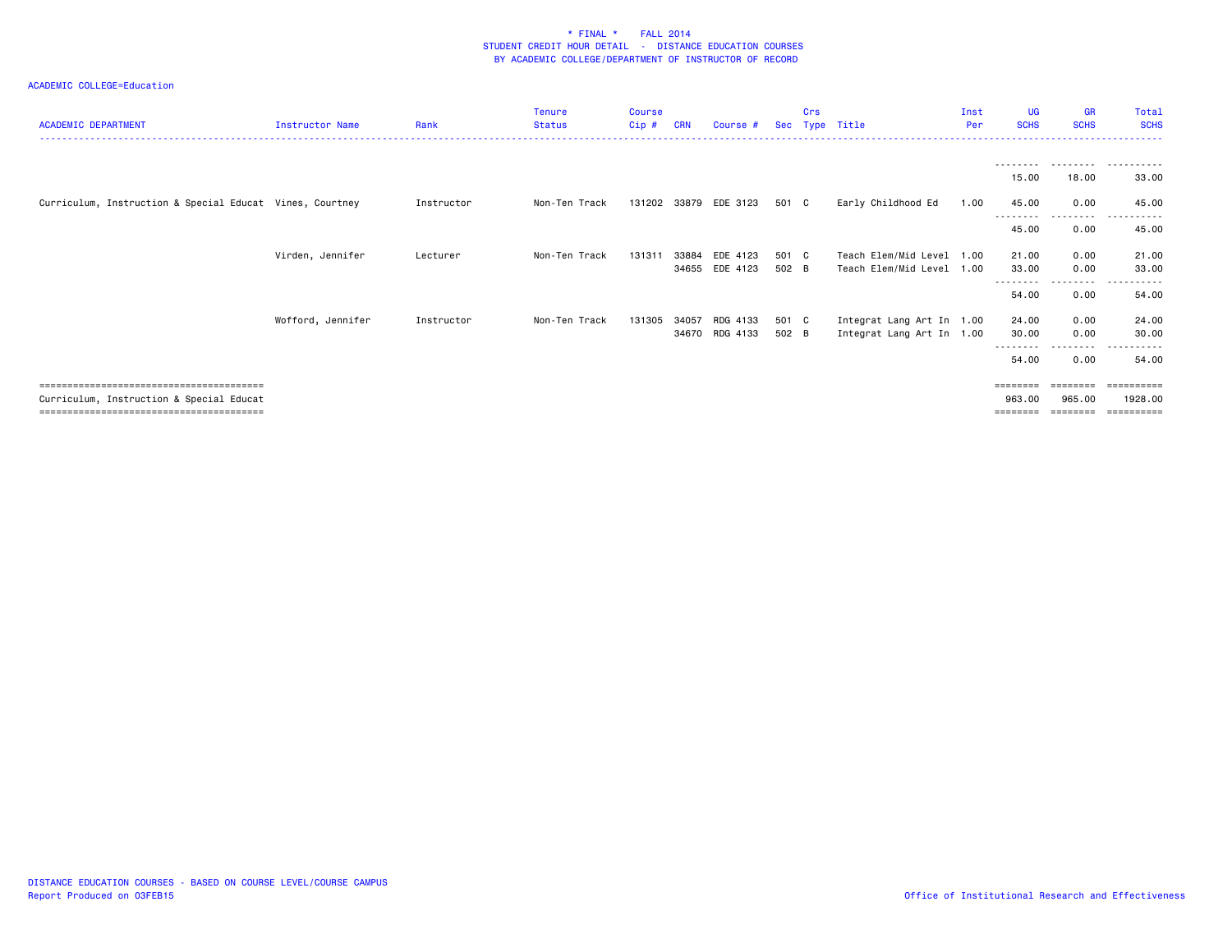\* FINAL \* FALL 2014
STUDENT CREDIT HOUR DETAIL - DISTANCE EDUCATION COURSES
BY ACADEMIC COLLEGE/DEPARTMENT OF INSTRUCTOR OF RECORD

ACADEMIC COLLEGE=Education

| ACADEMIC DEPARTMENT | Instructor Name | Rank | Tenure Status | Course Cip # | CRN | Course # | Sec | Crs Type | Title | Inst Per | UG SCHS | GR SCHS | Total SCHS |
|---|---|---|---|---|---|---|---|---|---|---|---|---|---|
| | | | | | | | | | | | 15.00 | 18.00 | 33.00 |
| Curriculum, Instruction & Special Educat | Vines, Courtney | Instructor | Non-Ten Track | 131202 | 33879 | EDE 3123 | 501 | C | Early Childhood Ed | 1.00 | 45.00 | 0.00 | 45.00 |
| | | | | | | | | | | | 45.00 | 0.00 | 45.00 |
| | Virden, Jennifer | Lecturer | Non-Ten Track | 131311 | 33884 | EDE 4123 | 501 | C | Teach Elem/Mid Level | 1.00 | 21.00 | 0.00 | 21.00 |
| | | | | | 34655 | EDE 4123 | 502 | B | Teach Elem/Mid Level | 1.00 | 33.00 | 0.00 | 33.00 |
| | | | | | | | | | | | 54.00 | 0.00 | 54.00 |
| | Wofford, Jennifer | Instructor | Non-Ten Track | 131305 | 34057 | RDG 4133 | 501 | C | Integrat Lang Art In | 1.00 | 24.00 | 0.00 | 24.00 |
| | | | | | 34670 | RDG 4133 | 502 | B | Integrat Lang Art In | 1.00 | 30.00 | 0.00 | 30.00 |
| | | | | | | | | | | | 54.00 | 0.00 | 54.00 |
| Curriculum, Instruction & Special Educat | | | | | | | | | | | 963.00 | 965.00 | 1928.00 |

DISTANCE EDUCATION COURSES - BASED ON COURSE LEVEL/COURSE CAMPUS
Report Produced on 03FEB15

Office of Institutional Research and Effectiveness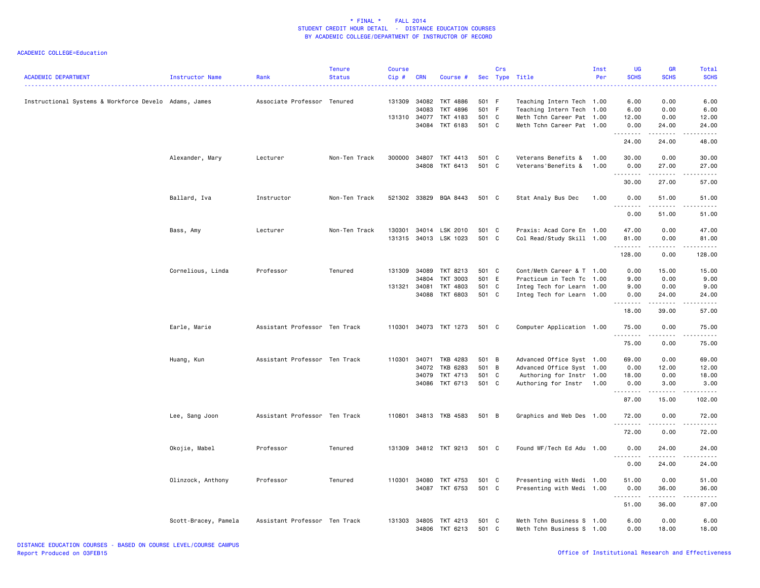* FINAL * FALL 2014
STUDENT CREDIT HOUR DETAIL - DISTANCE EDUCATION COURSES
BY ACADEMIC COLLEGE/DEPARTMENT OF INSTRUCTOR OF RECORD

ACADEMIC COLLEGE=Education

| ACADEMIC DEPARTMENT | Instructor Name | Rank | Tenure Status | Course Cip # | CRN | Course # | Sec | Crs Type | Title | Inst Per | UG SCHS | GR SCHS | Total SCHS |
|---|---|---|---|---|---|---|---|---|---|---|---|---|---|
| Instructional Systems & Workforce Develo | Adams, James | Associate Professor | Tenured | 131309 | 34082 | TKT 4886 | 501 | F | Teaching Intern Tech | 1.00 | 6.00 | 0.00 | 6.00 |
| | | | | | 34083 | TKT 4896 | 501 | F | Teaching Intern Tech | 1.00 | 6.00 | 0.00 | 6.00 |
| | | | | 131310 | 34077 | TKT 4183 | 501 | C | Meth Tchn Career Pat | 1.00 | 12.00 | 0.00 | 12.00 |
| | | | | | 34084 | TKT 6183 | 501 | C | Meth Tchn Career Pat | 1.00 | 0.00 | 24.00 | 24.00 |
| | | | | | | | | | | | 24.00 | 24.00 | 48.00 |
| | Alexander, Mary | Lecturer | Non-Ten Track | 300000 | 34807 | TKT 4413 | 501 | C | Veterans Benefits & | 1.00 | 30.00 | 0.00 | 30.00 |
| | | | | | 34808 | TKT 6413 | 501 | C | Veterans'Benefits & | 1.00 | 0.00 | 27.00 | 27.00 |
| | | | | | | | | | | | 30.00 | 27.00 | 57.00 |
| | Ballard, Iva | Instructor | Non-Ten Track | 521302 | 33829 | BQA 8443 | 501 | C | Stat Analy Bus Dec | 1.00 | 0.00 | 51.00 | 51.00 |
| | | | | | | | | | | | 0.00 | 51.00 | 51.00 |
| | Bass, Amy | Lecturer | Non-Ten Track | 130301 | 34014 | LSK 2010 | 501 | C | Praxis: Acad Core En | 1.00 | 47.00 | 0.00 | 47.00 |
| | | | | 131315 | 34013 | LSK 1023 | 501 | C | Col Read/Study Skill | 1.00 | 81.00 | 0.00 | 81.00 |
| | | | | | | | | | | | 128.00 | 0.00 | 128.00 |
| | Cornelious, Linda | Professor | Tenured | 131309 | 34089 | TKT 8213 | 501 | C | Cont/Meth Career & T | 1.00 | 0.00 | 15.00 | 15.00 |
| | | | | | 34804 | TKT 3003 | 501 | E | Practicum in Tech Tc | 1.00 | 9.00 | 0.00 | 9.00 |
| | | | | 131321 | 34081 | TKT 4803 | 501 | C | Integ Tech for Learn | 1.00 | 9.00 | 0.00 | 9.00 |
| | | | | | 34088 | TKT 6803 | 501 | C | Integ Tech for Learn | 1.00 | 0.00 | 24.00 | 24.00 |
| | | | | | | | | | | | 18.00 | 39.00 | 57.00 |
| | Earle, Marie | Assistant Professor | Ten Track | 110301 | 34073 | TKT 1273 | 501 | C | Computer Application | 1.00 | 75.00 | 0.00 | 75.00 |
| | | | | | | | | | | | 75.00 | 0.00 | 75.00 |
| | Huang, Kun | Assistant Professor | Ten Track | 110301 | 34071 | TKB 4283 | 501 | B | Advanced Office Syst | 1.00 | 69.00 | 0.00 | 69.00 |
| | | | | | 34072 | TKB 6283 | 501 | B | Advanced Office Syst | 1.00 | 0.00 | 12.00 | 12.00 |
| | | | | | 34079 | TKT 4713 | 501 | C | Authoring for Instr | 1.00 | 18.00 | 0.00 | 18.00 |
| | | | | | 34086 | TKT 6713 | 501 | C | Authoring for Instr | 1.00 | 0.00 | 3.00 | 3.00 |
| | | | | | | | | | | | 87.00 | 15.00 | 102.00 |
| | Lee, Sang Joon | Assistant Professor | Ten Track | 110801 | 34813 | TKB 4583 | 501 | B | Graphics and Web Des | 1.00 | 72.00 | 0.00 | 72.00 |
| | | | | | | | | | | | 72.00 | 0.00 | 72.00 |
| | Okojie, Mabel | Professor | Tenured | 131309 | 34812 | TKT 9213 | 501 | C | Found WF/Tech Ed Adu | 1.00 | 0.00 | 24.00 | 24.00 |
| | | | | | | | | | | | 0.00 | 24.00 | 24.00 |
| | Olinzock, Anthony | Professor | Tenured | 110301 | 34080 | TKT 4753 | 501 | C | Presenting with Medi | 1.00 | 51.00 | 0.00 | 51.00 |
| | | | | | 34087 | TKT 6753 | 501 | C | Presenting with Medi | 1.00 | 0.00 | 36.00 | 36.00 |
| | | | | | | | | | | | 51.00 | 36.00 | 87.00 |
| | Scott-Bracey, Pamela | Assistant Professor | Ten Track | 131303 | 34805 | TKT 4213 | 501 | C | Meth Tchn Business S | 1.00 | 6.00 | 0.00 | 6.00 |
| | | | | | 34806 | TKT 6213 | 501 | C | Meth Tchn Business S | 1.00 | 0.00 | 18.00 | 18.00 |

DISTANCE EDUCATION COURSES - BASED ON COURSE LEVEL/COURSE CAMPUS
Report Produced on 03FEB15

Office of Institutional Research and Effectiveness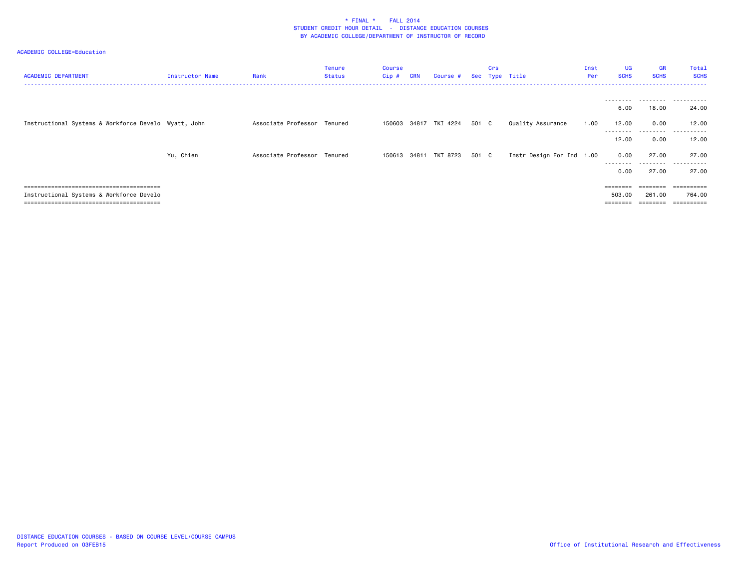\* FINAL \*    FALL 2014
STUDENT CREDIT HOUR DETAIL - DISTANCE EDUCATION COURSES
BY ACADEMIC COLLEGE/DEPARTMENT OF INSTRUCTOR OF RECORD

ACADEMIC COLLEGE=Education

| ACADEMIC DEPARTMENT | Instructor Name | Rank | Tenure Status | Course Cip # | CRN | Course # | Sec | Crs Type | Title | Inst Per | UG SCHS | GR SCHS | Total SCHS |
|---|---|---|---|---|---|---|---|---|---|---|---|---|---|
| | | | | | | | | | | | 6.00 | 18.00 | 24.00 |
| Instructional Systems & Workforce Develo | Wyatt, John | Associate Professor | Tenured | 150603 | 34817 | TKI 4224 | 501 | C | Quality Assurance | 1.00 | 12.00 | 0.00 | 12.00 |
| | | | | | | | | | | | 12.00 | 0.00 | 12.00 |
| | Yu, Chien | Associate Professor | Tenured | 150613 | 34811 | TKT 8723 | 501 | C | Instr Design For Ind | 1.00 | 0.00 | 27.00 | 27.00 |
| | | | | | | | | | | | 0.00 | 27.00 | 27.00 |
| Instructional Systems & Workforce Develo | | | | | | | | | | | 503.00 | 261.00 | 764.00 |

DISTANCE EDUCATION COURSES - BASED ON COURSE LEVEL/COURSE CAMPUS
Report Produced on 03FEB15

Office of Institutional Research and Effectiveness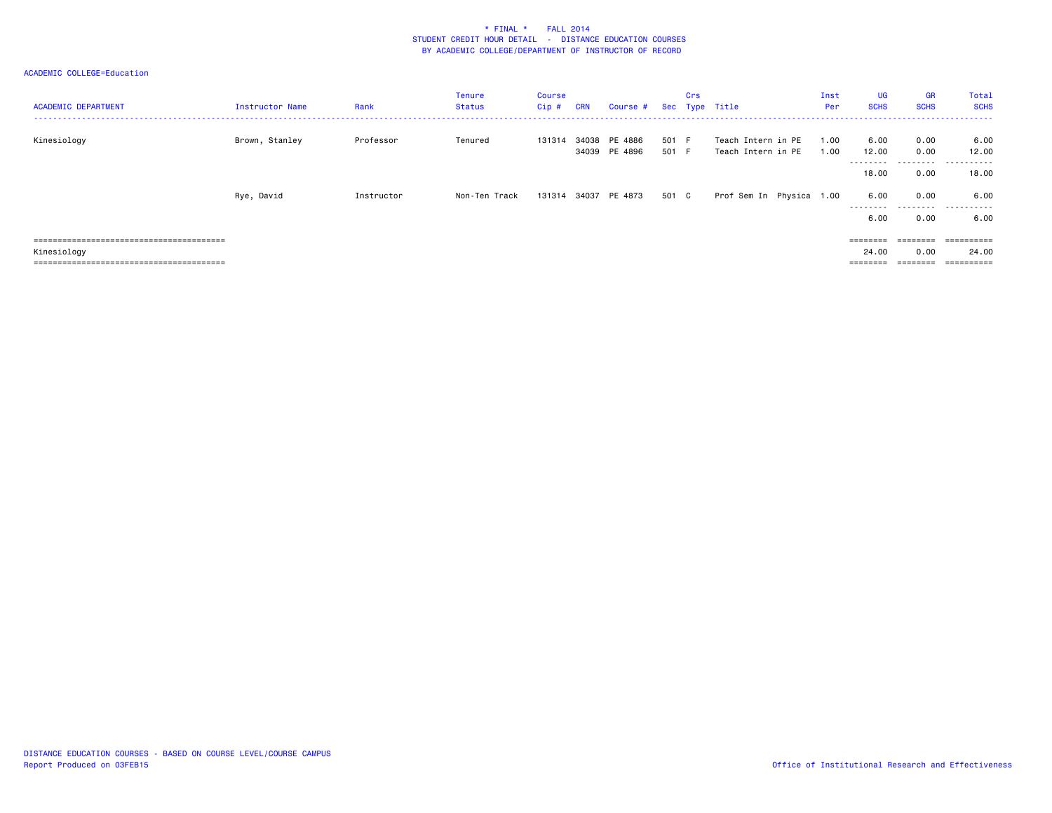# * FINAL * FALL 2014
## STUDENT CREDIT HOUR DETAIL - DISTANCE EDUCATION COURSES
## BY ACADEMIC COLLEGE/DEPARTMENT OF INSTRUCTOR OF RECORD

ACADEMIC COLLEGE=Education

| ACADEMIC DEPARTMENT | Instructor Name | Rank | Tenure Status | Course Cip # | CRN | Course # | Sec | Crs Type | Title | Inst Per | UG SCHS | GR SCHS | Total SCHS |
|---|---|---|---|---|---|---|---|---|---|---|---|---|---|
| Kinesiology | Brown, Stanley | Professor | Tenured | 131314 | 34038 | PE 4886 | 501 | F | Teach Intern in PE | 1.00 | 6.00 | 0.00 | 6.00 |
| | | | | | 34039 | PE 4896 | 501 | F | Teach Intern in PE | 1.00 | 12.00 | 0.00 | 12.00 |
| | | | | | | | | | | | 18.00 | 0.00 | 18.00 |
| | Rye, David | Instructor | Non-Ten Track | 131314 | 34037 | PE 4873 | 501 | C | Prof Sem In Physica | 1.00 | 6.00 | 0.00 | 6.00 |
| | | | | | | | | | | | 6.00 | 0.00 | 6.00 |
| Kinesiology | | | | | | | | | | | 24.00 | 0.00 | 24.00 |

DISTANCE EDUCATION COURSES - BASED ON COURSE LEVEL/COURSE CAMPUS
Report Produced on 03FEB15

Office of Institutional Research and Effectiveness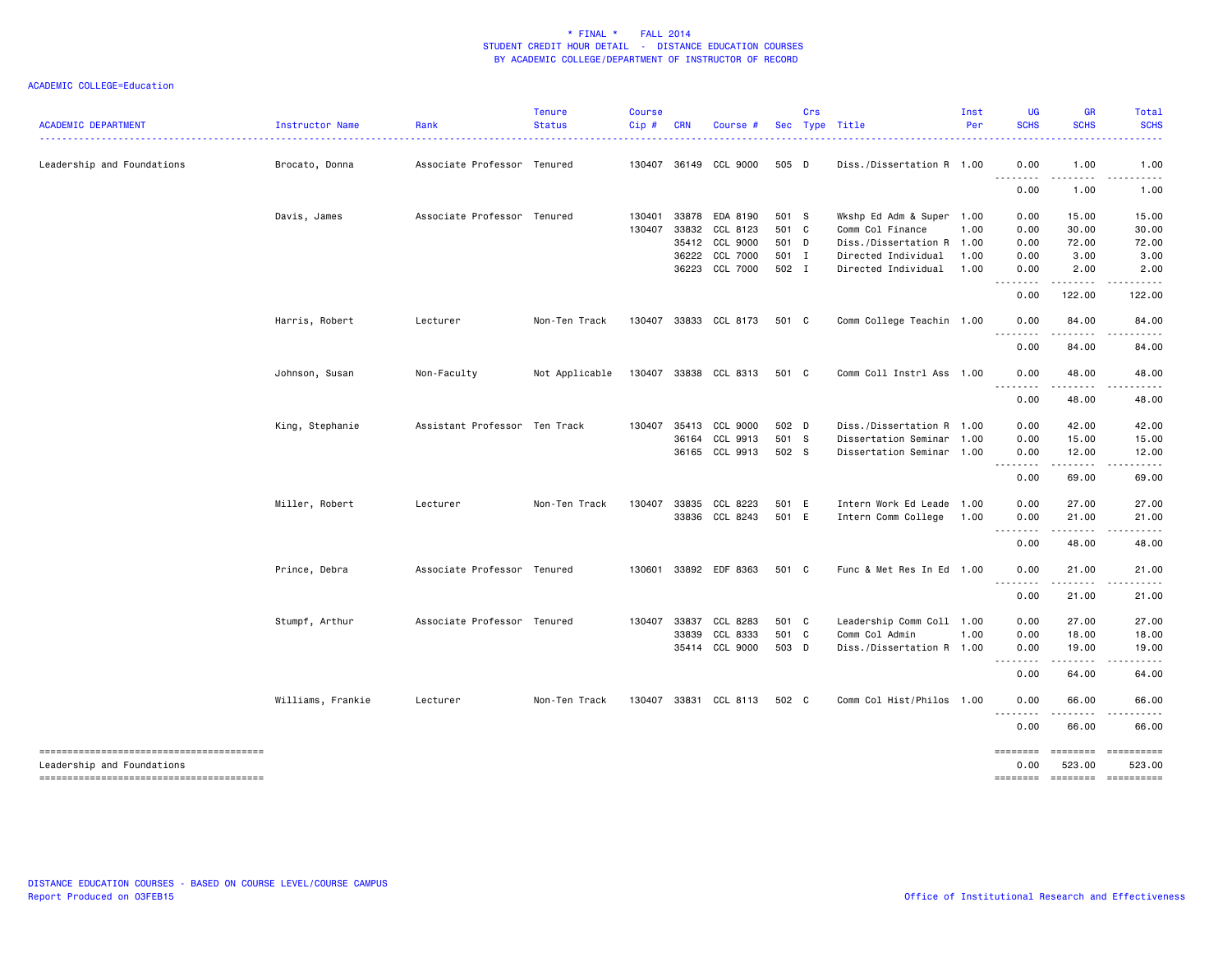\* FINAL \*    FALL 2014
STUDENT CREDIT HOUR DETAIL - DISTANCE EDUCATION COURSES
BY ACADEMIC COLLEGE/DEPARTMENT OF INSTRUCTOR OF RECORD

ACADEMIC COLLEGE=Education

| ACADEMIC DEPARTMENT | Instructor Name | Rank | Tenure Status | Course Cip # | CRN | Course # | Sec | Crs Type | Title | Inst Per | UG SCHS | GR SCHS | Total SCHS |
|---|---|---|---|---|---|---|---|---|---|---|---|---|---|
| Leadership and Foundations | Brocato, Donna | Associate Professor | Tenured | 130407 | 36149 | CCL 9000 | 505 | D | Diss./Dissertation R | 1.00 | 0.00 | 1.00 | 1.00 |
| | | | | | | | | | | | 0.00 | 1.00 | 1.00 |
| | Davis, James | Associate Professor | Tenured | 130401 | 33878 | EDA 8190 | 501 | S | Wkshp Ed Adm & Super | 1.00 | 0.00 | 15.00 | 15.00 |
| | | | | 130407 | 33832 | CCL 8123 | 501 | C | Comm Col Finance | 1.00 | 0.00 | 30.00 | 30.00 |
| | | | | | 35412 | CCL 9000 | 501 | D | Diss./Dissertation R | 1.00 | 0.00 | 72.00 | 72.00 |
| | | | | | 36222 | CCL 7000 | 501 | I | Directed Individual | 1.00 | 0.00 | 3.00 | 3.00 |
| | | | | | 36223 | CCL 7000 | 502 | I | Directed Individual | 1.00 | 0.00 | 2.00 | 2.00 |
| | | | | | | | | | | | 0.00 | 122.00 | 122.00 |
| | Harris, Robert | Lecturer | Non-Ten Track | 130407 | 33833 | CCL 8173 | 501 | C | Comm College Teachin | 1.00 | 0.00 | 84.00 | 84.00 |
| | | | | | | | | | | | 0.00 | 84.00 | 84.00 |
| | Johnson, Susan | Non-Faculty | Not Applicable | 130407 | 33838 | CCL 8313 | 501 | C | Comm Coll Instrl Ass | 1.00 | 0.00 | 48.00 | 48.00 |
| | | | | | | | | | | | 0.00 | 48.00 | 48.00 |
| | King, Stephanie | Assistant Professor | Ten Track | 130407 | 35413 | CCL 9000 | 502 | D | Diss./Dissertation R | 1.00 | 0.00 | 42.00 | 42.00 |
| | | | | | 36164 | CCL 9913 | 501 | S | Dissertation Seminar | 1.00 | 0.00 | 15.00 | 15.00 |
| | | | | | 36165 | CCL 9913 | 502 | S | Dissertation Seminar | 1.00 | 0.00 | 12.00 | 12.00 |
| | | | | | | | | | | | 0.00 | 69.00 | 69.00 |
| | Miller, Robert | Lecturer | Non-Ten Track | 130407 | 33835 | CCL 8223 | 501 | E | Intern Work Ed Leade | 1.00 | 0.00 | 27.00 | 27.00 |
| | | | | | 33836 | CCL 8243 | 501 | E | Intern Comm College | 1.00 | 0.00 | 21.00 | 21.00 |
| | | | | | | | | | | | 0.00 | 48.00 | 48.00 |
| | Prince, Debra | Associate Professor | Tenured | 130601 | 33892 | EDF 8363 | 501 | C | Func & Met Res In Ed | 1.00 | 0.00 | 21.00 | 21.00 |
| | | | | | | | | | | | 0.00 | 21.00 | 21.00 |
| | Stumpf, Arthur | Associate Professor | Tenured | 130407 | 33837 | CCL 8283 | 501 | C | Leadership Comm Coll | 1.00 | 0.00 | 27.00 | 27.00 |
| | | | | | 33839 | CCL 8333 | 501 | C | Comm Col Admin | 1.00 | 0.00 | 18.00 | 18.00 |
| | | | | | 35414 | CCL 9000 | 503 | D | Diss./Dissertation R | 1.00 | 0.00 | 19.00 | 19.00 |
| | | | | | | | | | | | 0.00 | 64.00 | 64.00 |
| | Williams, Frankie | Lecturer | Non-Ten Track | 130407 | 33831 | CCL 8113 | 502 | C | Comm Col Hist/Philos | 1.00 | 0.00 | 66.00 | 66.00 |
| | | | | | | | | | | | 0.00 | 66.00 | 66.00 |
| Leadership and Foundations | | | | | | | | | | | 0.00 | 523.00 | 523.00 |

DISTANCE EDUCATION COURSES - BASED ON COURSE LEVEL/COURSE CAMPUS
Report Produced on 03FEB15

Office of Institutional Research and Effectiveness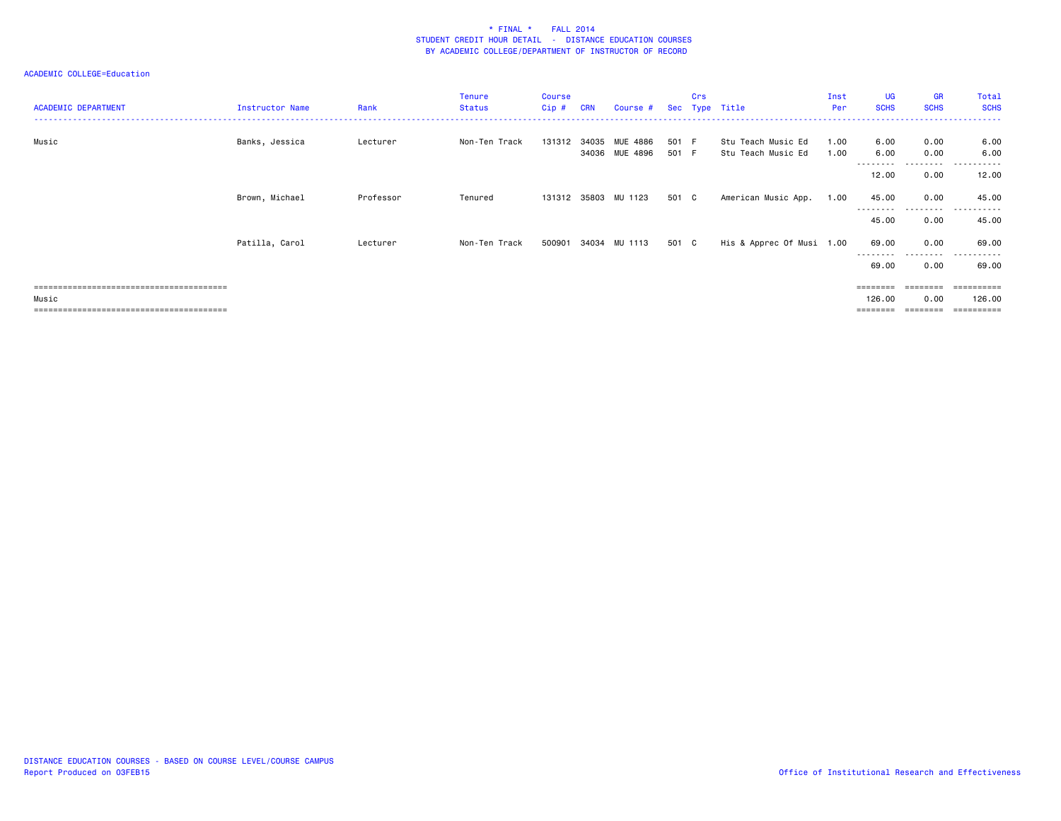\* FINAL \*    FALL 2014
STUDENT CREDIT HOUR DETAIL - DISTANCE EDUCATION COURSES
BY ACADEMIC COLLEGE/DEPARTMENT OF INSTRUCTOR OF RECORD

ACADEMIC COLLEGE=Education

| ACADEMIC DEPARTMENT | Instructor Name | Rank | Tenure Status | Course Cip # | CRN | Course # | Sec | Crs Type | Title | Inst Per | UG SCHS | GR SCHS | Total SCHS |
|---|---|---|---|---|---|---|---|---|---|---|---|---|---|
| Music | Banks, Jessica | Lecturer | Non-Ten Track | 131312 | 34035 | MUE 4886 | 501 | F | Stu Teach Music Ed | 1.00 | 6.00 | 0.00 | 6.00 |
| | | | | | 34036 | MUE 4896 | 501 | F | Stu Teach Music Ed | 1.00 | 6.00 | 0.00 | 6.00 |
| | | | | | | | | | | | 12.00 | 0.00 | 12.00 |
| | Brown, Michael | Professor | Tenured | 131312 | 35803 | MU 1123 | 501 | C | American Music App. | 1.00 | 45.00 | 0.00 | 45.00 |
| | | | | | | | | | | | 45.00 | 0.00 | 45.00 |
| | Patilla, Carol | Lecturer | Non-Ten Track | 500901 | 34034 | MU 1113 | 501 | C | His & Apprec Of Musi | 1.00 | 69.00 | 0.00 | 69.00 |
| | | | | | | | | | | | 69.00 | 0.00 | 69.00 |
| Music | | | | | | | | | | | 126.00 | 0.00 | 126.00 |

DISTANCE EDUCATION COURSES - BASED ON COURSE LEVEL/COURSE CAMPUS
Report Produced on 03FEB15

Office of Institutional Research and Effectiveness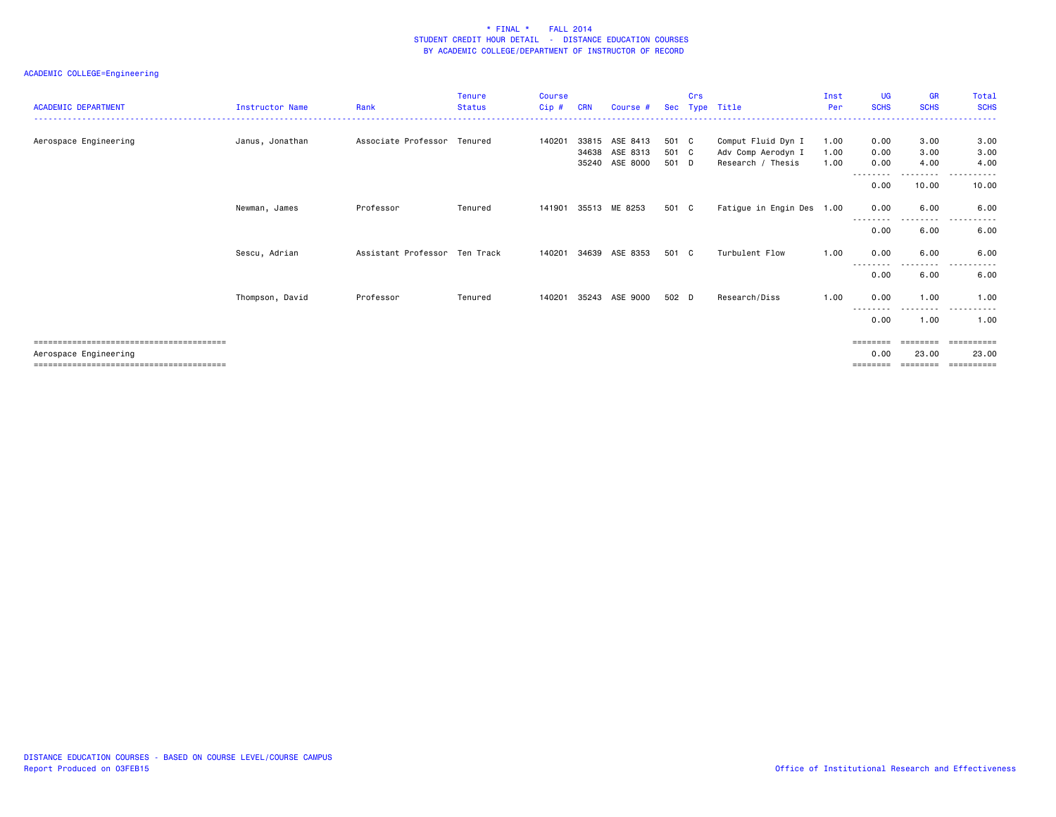# * FINAL * FALL 2014
## STUDENT CREDIT HOUR DETAIL - DISTANCE EDUCATION COURSES
## BY ACADEMIC COLLEGE/DEPARTMENT OF INSTRUCTOR OF RECORD

ACADEMIC COLLEGE=Engineering

| ACADEMIC DEPARTMENT | Instructor Name | Rank | Tenure Status | Course Cip # | CRN | Course # | Sec | Crs Type | Title | Inst Per | UG SCHS | GR SCHS | Total SCHS |
|---|---|---|---|---|---|---|---|---|---|---|---|---|---|
| Aerospace Engineering | Janus, Jonathan | Associate Professor | Tenured | 140201 | 33815 | ASE 8413 | 501 | C | Comput Fluid Dyn I | 1.00 | 0.00 | 3.00 | 3.00 |
| | | | | | 34638 | ASE 8313 | 501 | C | Adv Comp Aerodyn I | 1.00 | 0.00 | 3.00 | 3.00 |
| | | | | | 35240 | ASE 8000 | 501 | D | Research / Thesis | 1.00 | 0.00 | 4.00 | 4.00 |
| | | | | | | | | | | | 0.00 | 10.00 | 10.00 |
| | Newman, James | Professor | Tenured | 141901 | 35513 | ME 8253 | 501 | C | Fatigue in Engin Des | 1.00 | 0.00 | 6.00 | 6.00 |
| | | | | | | | | | | | 0.00 | 6.00 | 6.00 |
| | Sescu, Adrian | Assistant Professor | Ten Track | 140201 | 34639 | ASE 8353 | 501 | C | Turbulent Flow | 1.00 | 0.00 | 6.00 | 6.00 |
| | | | | | | | | | | | 0.00 | 6.00 | 6.00 |
| | Thompson, David | Professor | Tenured | 140201 | 35243 | ASE 9000 | 502 | D | Research/Diss | 1.00 | 0.00 | 1.00 | 1.00 |
| | | | | | | | | | | | 0.00 | 1.00 | 1.00 |
| Aerospace Engineering | | | | | | | | | | | 0.00 | 23.00 | 23.00 |

DISTANCE EDUCATION COURSES - BASED ON COURSE LEVEL/COURSE CAMPUS
Report Produced on 03FEB15

Office of Institutional Research and Effectiveness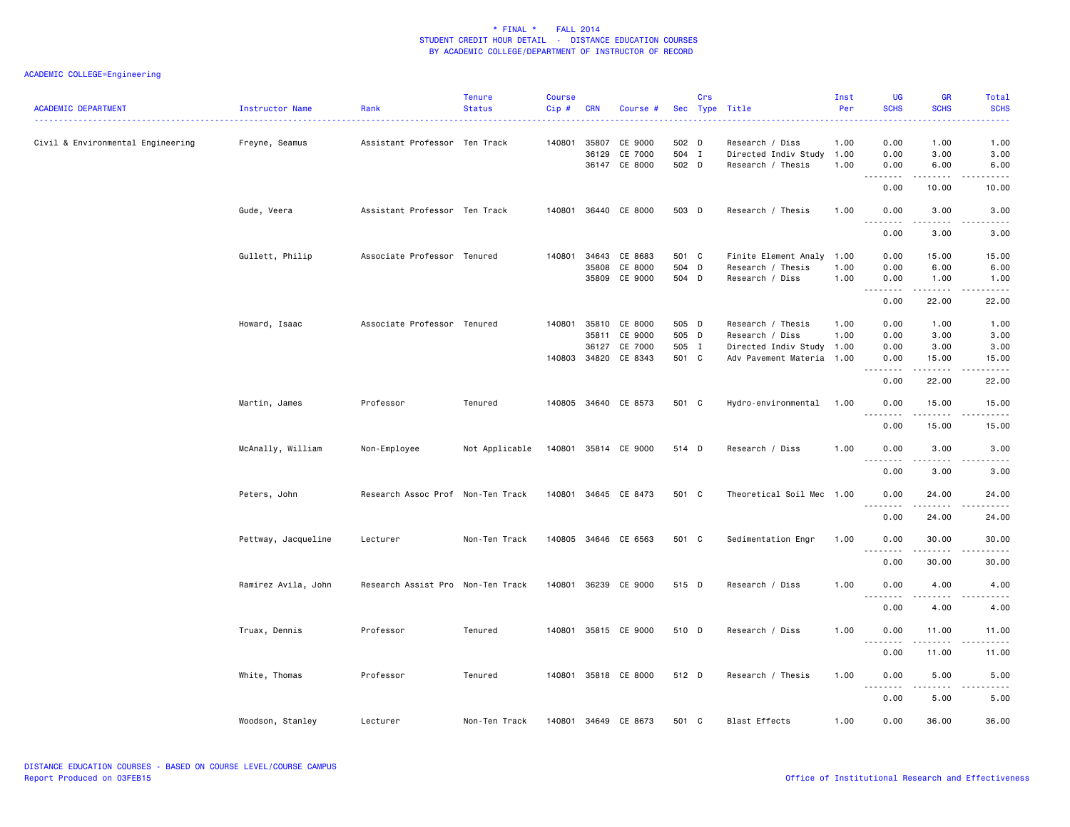# * FINAL * FALL 2014
## STUDENT CREDIT HOUR DETAIL - DISTANCE EDUCATION COURSES
## BY ACADEMIC COLLEGE/DEPARTMENT OF INSTRUCTOR OF RECORD

ACADEMIC COLLEGE=Engineering

| ACADEMIC DEPARTMENT | Instructor Name | Rank | Tenure Status | Course Cip # | CRN | Course # | Sec | Crs Type | Title | Inst Per | UG SCHS | GR SCHS | Total SCHS |
|---|---|---|---|---|---|---|---|---|---|---|---|---|---|
| Civil & Environmental Engineering | Freyne, Seamus | Assistant Professor | Ten Track | 140801 | 35807 | CE 9000 | 502 | D | Research / Diss | 1.00 | 0.00 | 1.00 | 1.00 |
| | | | | | 36129 | CE 7000 | 504 | I | Directed Indiv Study | 1.00 | 0.00 | 3.00 | 3.00 |
| | | | | | 36147 | CE 8000 | 502 | D | Research / Thesis | 1.00 | 0.00 | 6.00 | 6.00 |
| | | | | | | | | | | | 0.00 | 10.00 | 10.00 |
| | Gude, Veera | Assistant Professor | Ten Track | 140801 | 36440 | CE 8000 | 503 | D | Research / Thesis | 1.00 | 0.00 | 3.00 | 3.00 |
| | | | | | | | | | | | 0.00 | 3.00 | 3.00 |
| | Gullett, Philip | Associate Professor | Tenured | 140801 | 34643 | CE 8683 | 501 | C | Finite Element Analy | 1.00 | 0.00 | 15.00 | 15.00 |
| | | | | | 35808 | CE 8000 | 504 | D | Research / Thesis | 1.00 | 0.00 | 6.00 | 6.00 |
| | | | | | 35809 | CE 9000 | 504 | D | Research / Diss | 1.00 | 0.00 | 1.00 | 1.00 |
| | | | | | | | | | | | 0.00 | 22.00 | 22.00 |
| | Howard, Isaac | Associate Professor | Tenured | 140801 | 35810 | CE 8000 | 505 | D | Research / Thesis | 1.00 | 0.00 | 1.00 | 1.00 |
| | | | | | 35811 | CE 9000 | 505 | D | Research / Diss | 1.00 | 0.00 | 3.00 | 3.00 |
| | | | | | 36127 | CE 7000 | 505 | I | Directed Indiv Study | 1.00 | 0.00 | 3.00 | 3.00 |
| | | | | 140803 | 34820 | CE 8343 | 501 | C | Adv Pavement Materia | 1.00 | 0.00 | 15.00 | 15.00 |
| | | | | | | | | | | | 0.00 | 22.00 | 22.00 |
| | Martin, James | Professor | Tenured | 140805 | 34640 | CE 8573 | 501 | C | Hydro-environmental | 1.00 | 0.00 | 15.00 | 15.00 |
| | | | | | | | | | | | 0.00 | 15.00 | 15.00 |
| | McAnally, William | Non-Employee | Not Applicable | 140801 | 35814 | CE 9000 | 514 | D | Research / Diss | 1.00 | 0.00 | 3.00 | 3.00 |
| | | | | | | | | | | | 0.00 | 3.00 | 3.00 |
| | Peters, John | Research Assoc Prof | Non-Ten Track | 140801 | 34645 | CE 8473 | 501 | C | Theoretical Soil Mec | 1.00 | 0.00 | 24.00 | 24.00 |
| | | | | | | | | | | | 0.00 | 24.00 | 24.00 |
| | Pettway, Jacqueline | Lecturer | Non-Ten Track | 140805 | 34646 | CE 6563 | 501 | C | Sedimentation Engr | 1.00 | 0.00 | 30.00 | 30.00 |
| | | | | | | | | | | | 0.00 | 30.00 | 30.00 |
| | Ramirez Avila, John | Research Assist Pro | Non-Ten Track | 140801 | 36239 | CE 9000 | 515 | D | Research / Diss | 1.00 | 0.00 | 4.00 | 4.00 |
| | | | | | | | | | | | 0.00 | 4.00 | 4.00 |
| | Truax, Dennis | Professor | Tenured | 140801 | 35815 | CE 9000 | 510 | D | Research / Diss | 1.00 | 0.00 | 11.00 | 11.00 |
| | | | | | | | | | | | 0.00 | 11.00 | 11.00 |
| | White, Thomas | Professor | Tenured | 140801 | 35818 | CE 8000 | 512 | D | Research / Thesis | 1.00 | 0.00 | 5.00 | 5.00 |
| | | | | | | | | | | | 0.00 | 5.00 | 5.00 |
| | Woodson, Stanley | Lecturer | Non-Ten Track | 140801 | 34649 | CE 8673 | 501 | C | Blast Effects | 1.00 | 0.00 | 36.00 | 36.00 |

DISTANCE EDUCATION COURSES - BASED ON COURSE LEVEL/COURSE CAMPUS
Report Produced on 03FEB15

Office of Institutional Research and Effectiveness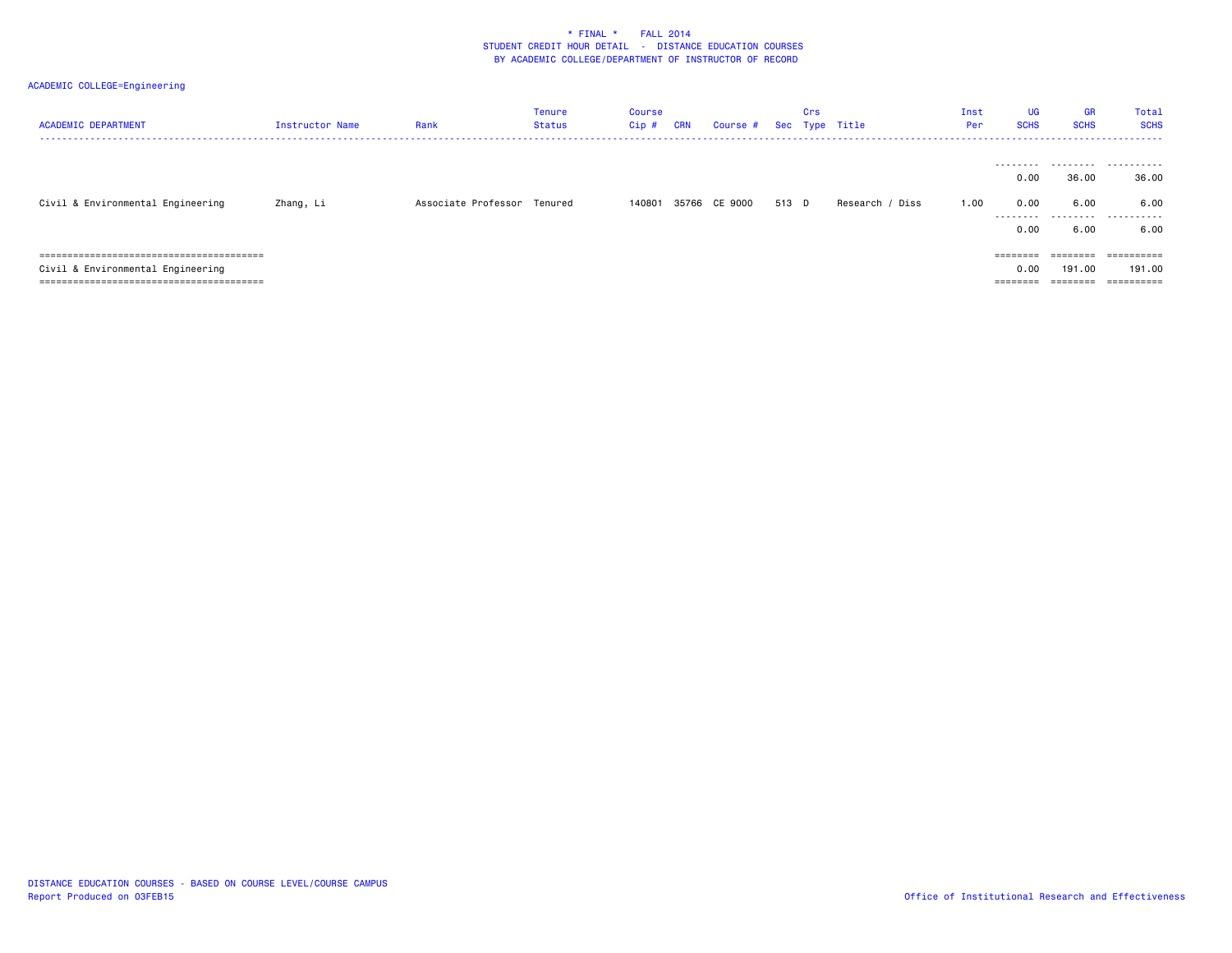\* FINAL \*    FALL 2014
STUDENT CREDIT HOUR DETAIL - DISTANCE EDUCATION COURSES
BY ACADEMIC COLLEGE/DEPARTMENT OF INSTRUCTOR OF RECORD

ACADEMIC COLLEGE=Engineering

| ACADEMIC DEPARTMENT | Instructor Name | Rank | Tenure Status | Course Cip # | CRN | Course # | Sec | Crs Type | Title | Inst Per | UG SCHS | GR SCHS | Total SCHS |
|---|---|---|---|---|---|---|---|---|---|---|---|---|---|
| | | | | | | | | | | | 0.00 | 36.00 | 36.00 |
| Civil & Environmental Engineering | Zhang, Li | Associate Professor | Tenured | 140801 | 35766 | CE 9000 | 513 | D | Research / Diss | 1.00 | 0.00 | 6.00 | 6.00 |
| | | | | | | | | | | | 0.00 | 6.00 | 6.00 |
| Civil & Environmental Engineering | | | | | | | | | | | 0.00 | 191.00 | 191.00 |

DISTANCE EDUCATION COURSES - BASED ON COURSE LEVEL/COURSE CAMPUS
Report Produced on 03FEB15

Office of Institutional Research and Effectiveness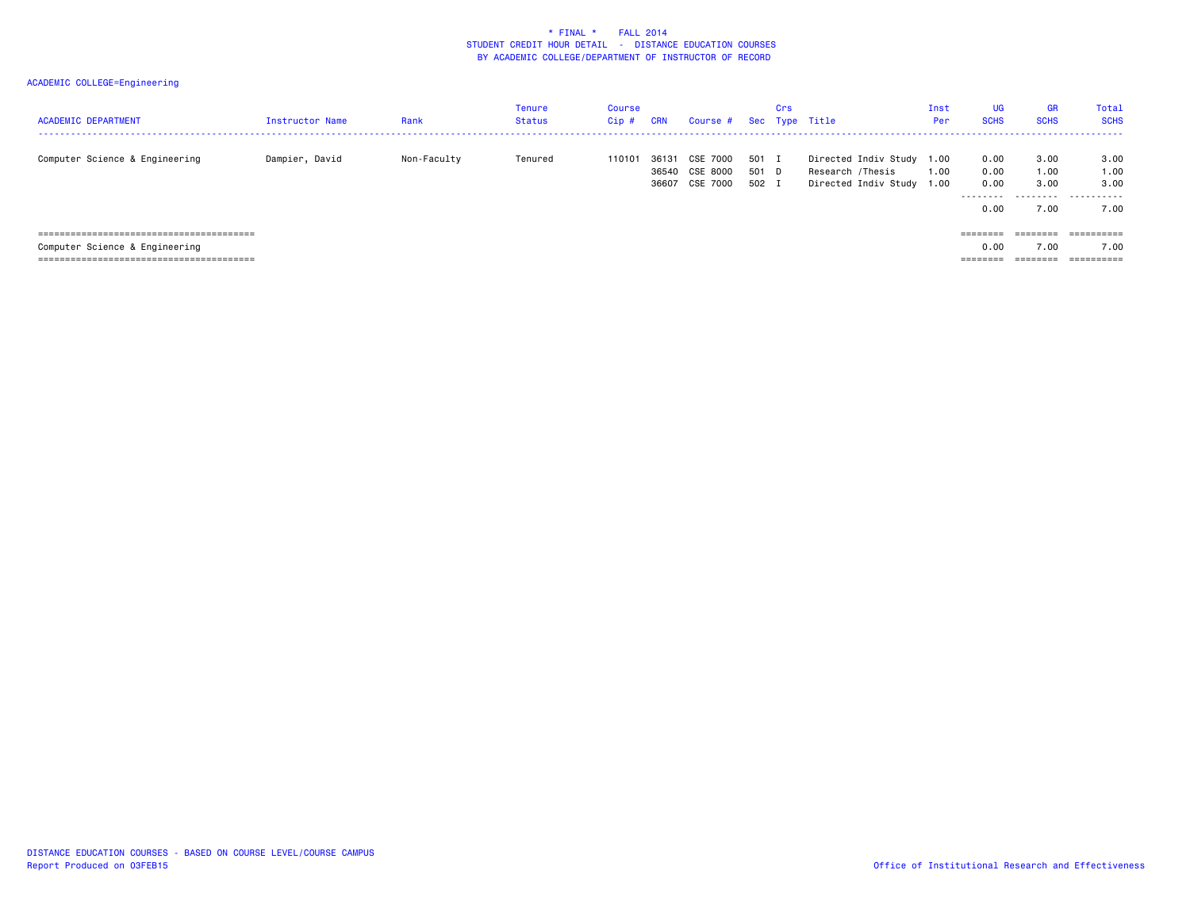\* FINAL \* FALL 2014
STUDENT CREDIT HOUR DETAIL - DISTANCE EDUCATION COURSES
BY ACADEMIC COLLEGE/DEPARTMENT OF INSTRUCTOR OF RECORD

ACADEMIC COLLEGE=Engineering

| ACADEMIC DEPARTMENT | Instructor Name | Rank | Tenure Status | Course Cip # | CRN | Course # | Sec | Crs Type | Title | Inst Per | UG SCHS | GR SCHS | Total SCHS |
|---|---|---|---|---|---|---|---|---|---|---|---|---|---|
| Computer Science & Engineering | Dampier, David | Non-Faculty | Tenured | 110101 | 36131 | CSE 7000 | 501 | I | Directed Indiv Study | 1.00 | 0.00 | 3.00 | 3.00 |
| | | | | | 36540 | CSE 8000 | 501 | D | Research /Thesis | 1.00 | 0.00 | 1.00 | 1.00 |
| | | | | | 36607 | CSE 7000 | 502 | I | Directed Indiv Study | 1.00 | 0.00 | 3.00 | 3.00 |
| | | | | | | | | | | | 0.00 | 7.00 | 7.00 |
| Computer Science & Engineering | | | | | | | | | | | 0.00 | 7.00 | 7.00 |

DISTANCE EDUCATION COURSES - BASED ON COURSE LEVEL/COURSE CAMPUS
Report Produced on 03FEB15

Office of Institutional Research and Effectiveness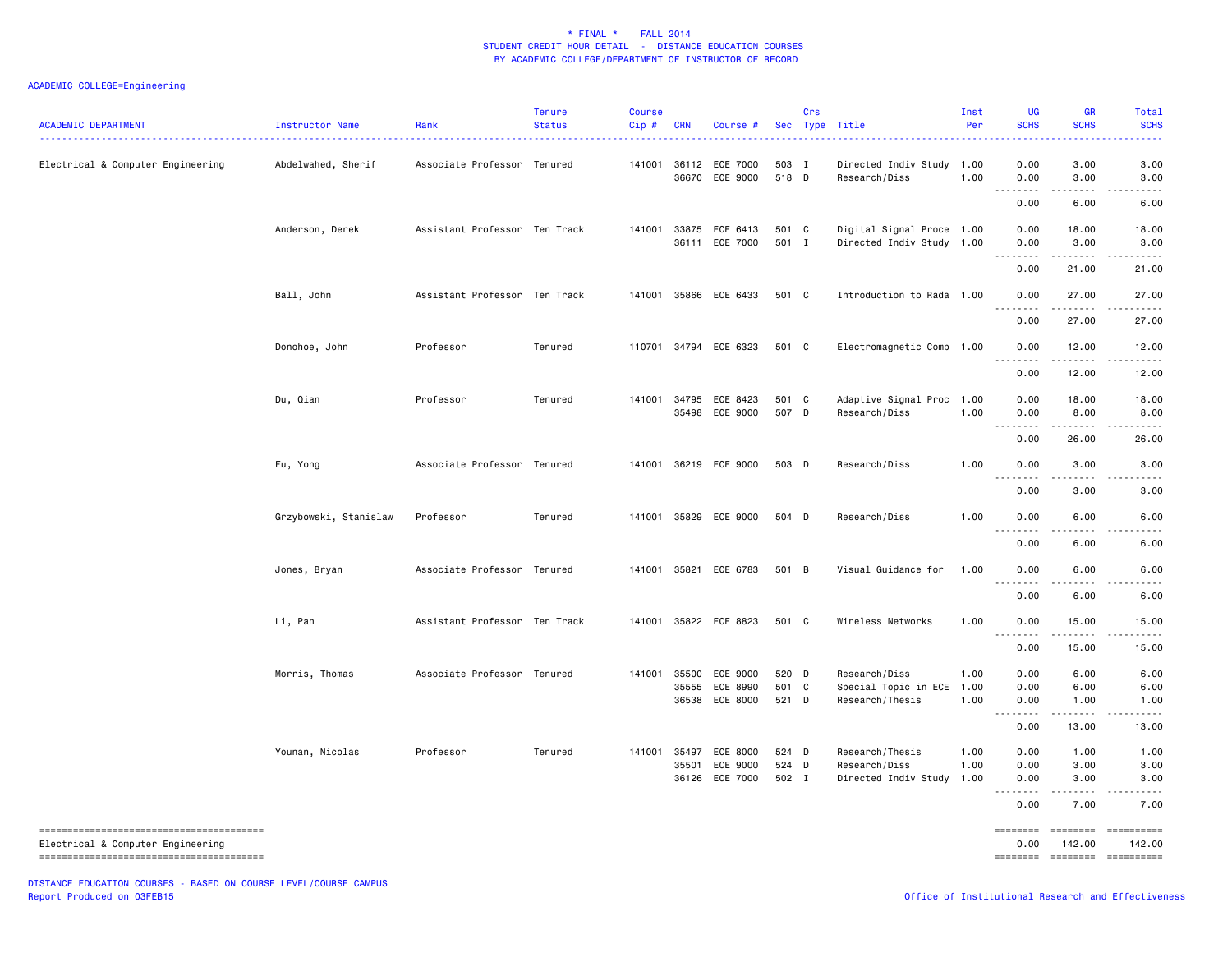\* FINAL \* FALL 2014
STUDENT CREDIT HOUR DETAIL - DISTANCE EDUCATION COURSES
BY ACADEMIC COLLEGE/DEPARTMENT OF INSTRUCTOR OF RECORD

ACADEMIC COLLEGE=Engineering

| ACADEMIC DEPARTMENT | Instructor Name | Rank | Tenure Status | Course Cip # | CRN | Course # | Sec | Crs Type | Title | Inst Per | UG SCHS | GR SCHS | Total SCHS |
|---|---|---|---|---|---|---|---|---|---|---|---|---|---|
| Electrical & Computer Engineering | Abdelwahed, Sherif | Associate Professor | Tenured | 141001 | 36112 | ECE 7000 | 503 | I | Directed Indiv Study | 1.00 | 0.00 | 3.00 | 3.00 |
| | | | | | 36670 | ECE 9000 | 518 | D | Research/Diss | 1.00 | 0.00 | 3.00 | 3.00 |
| | | | | | | | | | | | 0.00 | 6.00 | 6.00 |
| | Anderson, Derek | Assistant Professor | Ten Track | 141001 | 33875 | ECE 6413 | 501 | C | Digital Signal Proce | 1.00 | 0.00 | 18.00 | 18.00 |
| | | | | | 36111 | ECE 7000 | 501 | I | Directed Indiv Study | 1.00 | 0.00 | 3.00 | 3.00 |
| | | | | | | | | | | | 0.00 | 21.00 | 21.00 |
| | Ball, John | Assistant Professor | Ten Track | 141001 | 35866 | ECE 6433 | 501 | C | Introduction to Rada | 1.00 | 0.00 | 27.00 | 27.00 |
| | | | | | | | | | | | 0.00 | 27.00 | 27.00 |
| | Donohoe, John | Professor | Tenured | 110701 | 34794 | ECE 6323 | 501 | C | Electromagnetic Comp | 1.00 | 0.00 | 12.00 | 12.00 |
| | | | | | | | | | | | 0.00 | 12.00 | 12.00 |
| | Du, Qian | Professor | Tenured | 141001 | 34795 | ECE 8423 | 501 | C | Adaptive Signal Proc | 1.00 | 0.00 | 18.00 | 18.00 |
| | | | | | 35498 | ECE 9000 | 507 | D | Research/Diss | 1.00 | 0.00 | 8.00 | 8.00 |
| | | | | | | | | | | | 0.00 | 26.00 | 26.00 |
| | Fu, Yong | Associate Professor | Tenured | 141001 | 36219 | ECE 9000 | 503 | D | Research/Diss | 1.00 | 0.00 | 3.00 | 3.00 |
| | | | | | | | | | | | 0.00 | 3.00 | 3.00 |
| | Grzybowski, Stanislaw | Professor | Tenured | 141001 | 35829 | ECE 9000 | 504 | D | Research/Diss | 1.00 | 0.00 | 6.00 | 6.00 |
| | | | | | | | | | | | 0.00 | 6.00 | 6.00 |
| | Jones, Bryan | Associate Professor | Tenured | 141001 | 35821 | ECE 6783 | 501 | B | Visual Guidance for | 1.00 | 0.00 | 6.00 | 6.00 |
| | | | | | | | | | | | 0.00 | 6.00 | 6.00 |
| | Li, Pan | Assistant Professor | Ten Track | 141001 | 35822 | ECE 8823 | 501 | C | Wireless Networks | 1.00 | 0.00 | 15.00 | 15.00 |
| | | | | | | | | | | | 0.00 | 15.00 | 15.00 |
| | Morris, Thomas | Associate Professor | Tenured | 141001 | 35500 | ECE 9000 | 520 | D | Research/Diss | 1.00 | 0.00 | 6.00 | 6.00 |
| | | | | | 35555 | ECE 8990 | 501 | C | Special Topic in ECE | 1.00 | 0.00 | 6.00 | 6.00 |
| | | | | | 36538 | ECE 8000 | 521 | D | Research/Thesis | 1.00 | 0.00 | 1.00 | 1.00 |
| | | | | | | | | | | | 0.00 | 13.00 | 13.00 |
| | Younan, Nicolas | Professor | Tenured | 141001 | 35497 | ECE 8000 | 524 | D | Research/Thesis | 1.00 | 0.00 | 1.00 | 1.00 |
| | | | | | 35501 | ECE 9000 | 524 | D | Research/Diss | 1.00 | 0.00 | 3.00 | 3.00 |
| | | | | | 36126 | ECE 7000 | 502 | I | Directed Indiv Study | 1.00 | 0.00 | 3.00 | 3.00 |
| | | | | | | | | | | | 0.00 | 7.00 | 7.00 |
| Electrical & Computer Engineering | | | | | | | | | | | 0.00 | 142.00 | 142.00 |

DISTANCE EDUCATION COURSES - BASED ON COURSE LEVEL/COURSE CAMPUS
Report Produced on 03FEB15

Office of Institutional Research and Effectiveness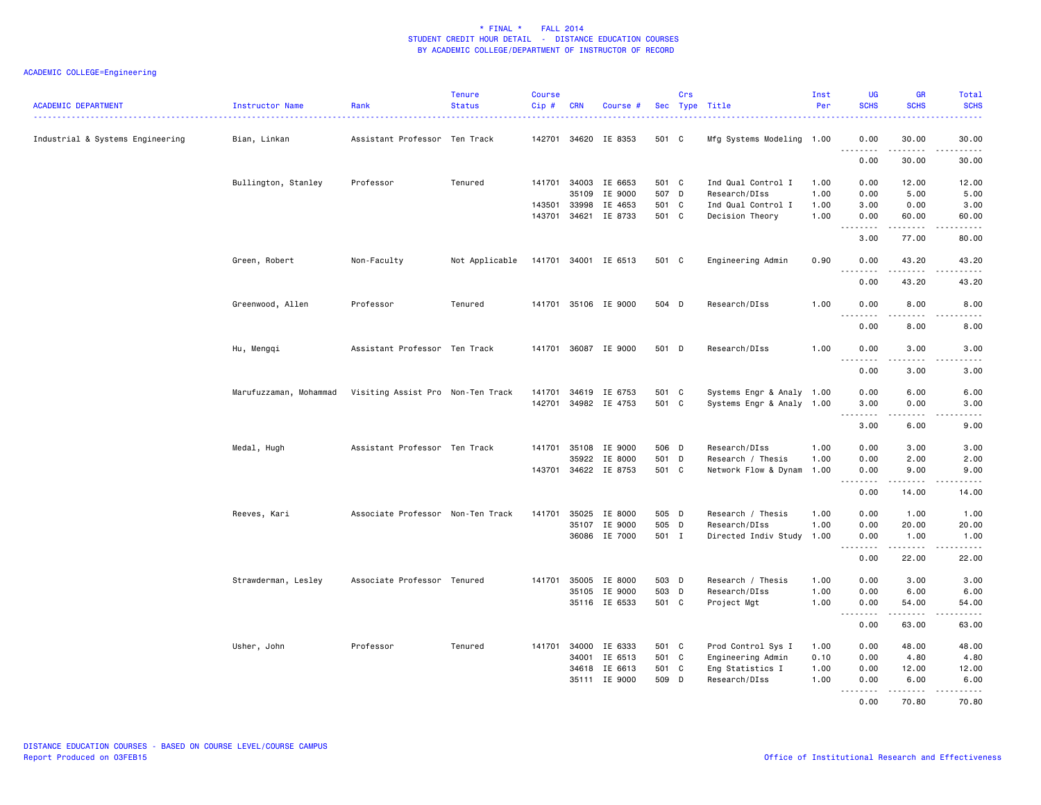\* FINAL \*    FALL 2014
STUDENT CREDIT HOUR DETAIL - DISTANCE EDUCATION COURSES
BY ACADEMIC COLLEGE/DEPARTMENT OF INSTRUCTOR OF RECORD

ACADEMIC COLLEGE=Engineering

| ACADEMIC DEPARTMENT | Instructor Name | Rank | Tenure Status | Course Cip # | CRN | Course # | Sec | Crs Type | Title | Inst Per | UG SCHS | GR SCHS | Total SCHS |
|---|---|---|---|---|---|---|---|---|---|---|---|---|---|
| Industrial & Systems Engineering | Bian, Linkan | Assistant Professor | Ten Track | 142701 | 34620 | IE 8353 | 501 | C | Mfg Systems Modeling | 1.00 | 0.00 | 30.00 | 30.00 |
| | | | | | | | | | | | 0.00 | 30.00 | 30.00 |
| | Bullington, Stanley | Professor | Tenured | 141701 | 34003 | IE 6653 | 501 | C | Ind Qual Control I | 1.00 | 0.00 | 12.00 | 12.00 |
| | | | | | 35109 | IE 9000 | 507 | D | Research/DIss | 1.00 | 0.00 | 5.00 | 5.00 |
| | | | | 143501 | 33998 | IE 4653 | 501 | C | Ind Qual Control I | 1.00 | 3.00 | 0.00 | 3.00 |
| | | | | 143701 | 34621 | IE 8733 | 501 | C | Decision Theory | 1.00 | 0.00 | 60.00 | 60.00 |
| | | | | | | | | | | | 3.00 | 77.00 | 80.00 |
| | Green, Robert | Non-Faculty | Not Applicable | 141701 | 34001 | IE 6513 | 501 | C | Engineering Admin | 0.90 | 0.00 | 43.20 | 43.20 |
| | | | | | | | | | | | 0.00 | 43.20 | 43.20 |
| | Greenwood, Allen | Professor | Tenured | 141701 | 35106 | IE 9000 | 504 | D | Research/DIss | 1.00 | 0.00 | 8.00 | 8.00 |
| | | | | | | | | | | | 0.00 | 8.00 | 8.00 |
| | Hu, Mengqi | Assistant Professor | Ten Track | 141701 | 36087 | IE 9000 | 501 | D | Research/DIss | 1.00 | 0.00 | 3.00 | 3.00 |
| | | | | | | | | | | | 0.00 | 3.00 | 3.00 |
| | Marufuzzaman, Mohammad | Visiting Assist Pro | Non-Ten Track | 141701 | 34619 | IE 6753 | 501 | C | Systems Engr & Analy | 1.00 | 0.00 | 6.00 | 6.00 |
| | | | | 142701 | 34982 | IE 4753 | 501 | C | Systems Engr & Analy | 1.00 | 3.00 | 0.00 | 3.00 |
| | | | | | | | | | | | 3.00 | 6.00 | 9.00 |
| | Medal, Hugh | Assistant Professor | Ten Track | 141701 | 35108 | IE 9000 | 506 | D | Research/DIss | 1.00 | 0.00 | 3.00 | 3.00 |
| | | | | | 35922 | IE 8000 | 501 | D | Research / Thesis | 1.00 | 0.00 | 2.00 | 2.00 |
| | | | | 143701 | 34622 | IE 8753 | 501 | C | Network Flow & Dynam | 1.00 | 0.00 | 9.00 | 9.00 |
| | | | | | | | | | | | 0.00 | 14.00 | 14.00 |
| | Reeves, Kari | Associate Professor | Non-Ten Track | 141701 | 35025 | IE 8000 | 505 | D | Research / Thesis | 1.00 | 0.00 | 1.00 | 1.00 |
| | | | | | 35107 | IE 9000 | 505 | D | Research/DIss | 1.00 | 0.00 | 20.00 | 20.00 |
| | | | | | 36086 | IE 7000 | 501 | I | Directed Indiv Study | 1.00 | 0.00 | 1.00 | 1.00 |
| | | | | | | | | | | | 0.00 | 22.00 | 22.00 |
| | Strawderman, Lesley | Associate Professor | Tenured | 141701 | 35005 | IE 8000 | 503 | D | Research / Thesis | 1.00 | 0.00 | 3.00 | 3.00 |
| | | | | | 35105 | IE 9000 | 503 | D | Research/DIss | 1.00 | 0.00 | 6.00 | 6.00 |
| | | | | | 35116 | IE 6533 | 501 | C | Project Mgt | 1.00 | 0.00 | 54.00 | 54.00 |
| | | | | | | | | | | | 0.00 | 63.00 | 63.00 |
| | Usher, John | Professor | Tenured | 141701 | 34000 | IE 6333 | 501 | C | Prod Control Sys I | 1.00 | 0.00 | 48.00 | 48.00 |
| | | | | | 34001 | IE 6513 | 501 | C | Engineering Admin | 0.10 | 0.00 | 4.80 | 4.80 |
| | | | | | 34618 | IE 6613 | 501 | C | Eng Statistics I | 1.00 | 0.00 | 12.00 | 12.00 |
| | | | | | 35111 | IE 9000 | 509 | D | Research/DIss | 1.00 | 0.00 | 6.00 | 6.00 |
| | | | | | | | | | | | 0.00 | 70.80 | 70.80 |

DISTANCE EDUCATION COURSES - BASED ON COURSE LEVEL/COURSE CAMPUS
Report Produced on 03FEB15

Office of Institutional Research and Effectiveness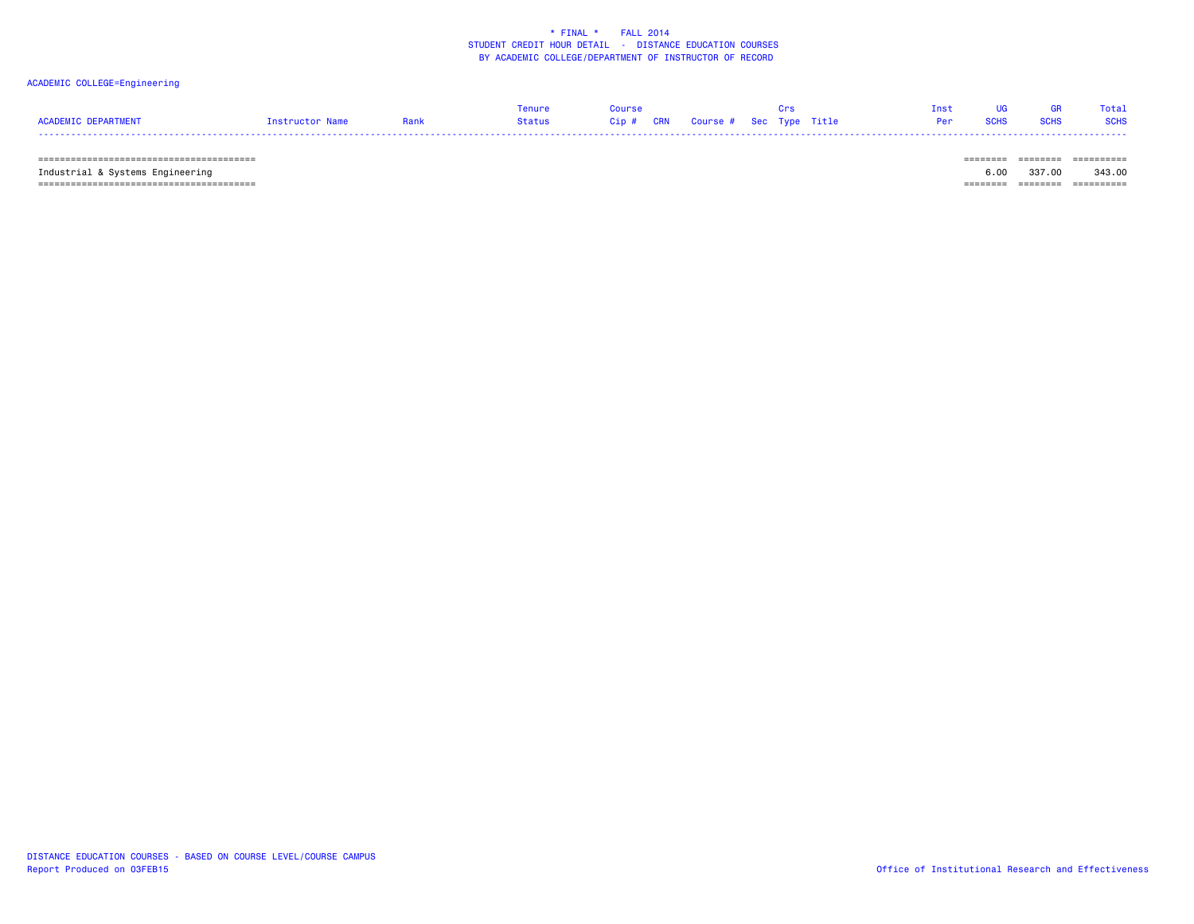\* FINAL \*    FALL 2014
STUDENT CREDIT HOUR DETAIL - DISTANCE EDUCATION COURSES
BY ACADEMIC COLLEGE/DEPARTMENT OF INSTRUCTOR OF RECORD

ACADEMIC COLLEGE=Engineering

| ACADEMIC DEPARTMENT | Instructor Name | Rank | Tenure Status | Course Cip # | CRN | Course # | Sec | Crs Type | Title | Inst Per | UG SCHS | GR SCHS | Total SCHS |
|---|---|---|---|---|---|---|---|---|---|---|---|---|---|
| Industrial & Systems Engineering | | | | | | | | | | | 6.00 | 337.00 | 343.00 |

DISTANCE EDUCATION COURSES - BASED ON COURSE LEVEL/COURSE CAMPUS
Report Produced on 03FEB15

Office of Institutional Research and Effectiveness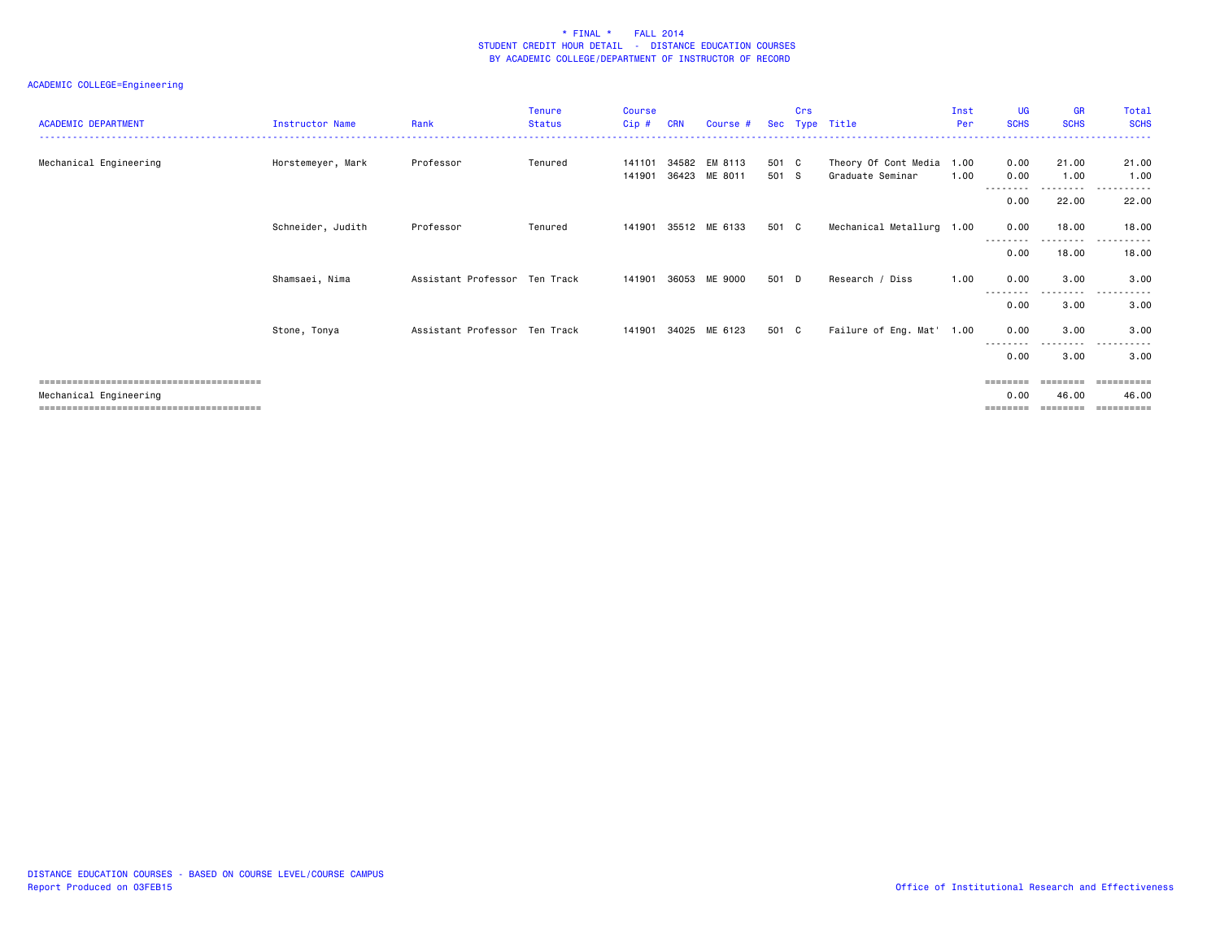# * FINAL * FALL 2014
## STUDENT CREDIT HOUR DETAIL - DISTANCE EDUCATION COURSES
## BY ACADEMIC COLLEGE/DEPARTMENT OF INSTRUCTOR OF RECORD

ACADEMIC COLLEGE=Engineering

| ACADEMIC DEPARTMENT | Instructor Name | Rank | Tenure Status | Course Cip # | CRN | Course # | Sec | Crs Type | Title | Inst Per | UG SCHS | GR SCHS | Total SCHS |
|---|---|---|---|---|---|---|---|---|---|---|---|---|---|
| Mechanical Engineering | Horstemeyer, Mark | Professor | Tenured | 141101 | 34582 | EM 8113 | 501 | C | Theory Of Cont Media | 1.00 | 0.00 | 21.00 | 21.00 |
| | | | | 141901 | 36423 | ME 8011 | 501 | S | Graduate Seminar | 1.00 | 0.00 | 1.00 | 1.00 |
| | | | | | | | | | | | 0.00 | 22.00 | 22.00 |
| | Schneider, Judith | Professor | Tenured | 141901 | 35512 | ME 6133 | 501 | C | Mechanical Metallurg | 1.00 | 0.00 | 18.00 | 18.00 |
| | | | | | | | | | | | 0.00 | 18.00 | 18.00 |
| | Shamsaei, Nima | Assistant Professor | Ten Track | 141901 | 36053 | ME 9000 | 501 | D | Research / Diss | 1.00 | 0.00 | 3.00 | 3.00 |
| | | | | | | | | | | | 0.00 | 3.00 | 3.00 |
| | Stone, Tonya | Assistant Professor | Ten Track | 141901 | 34025 | ME 6123 | 501 | C | Failure of Eng. Mat' | 1.00 | 0.00 | 3.00 | 3.00 |
| | | | | | | | | | | | 0.00 | 3.00 | 3.00 |
| Mechanical Engineering | | | | | | | | | | | 0.00 | 46.00 | 46.00 |

DISTANCE EDUCATION COURSES - BASED ON COURSE LEVEL/COURSE CAMPUS
Report Produced on 03FEB15

Office of Institutional Research and Effectiveness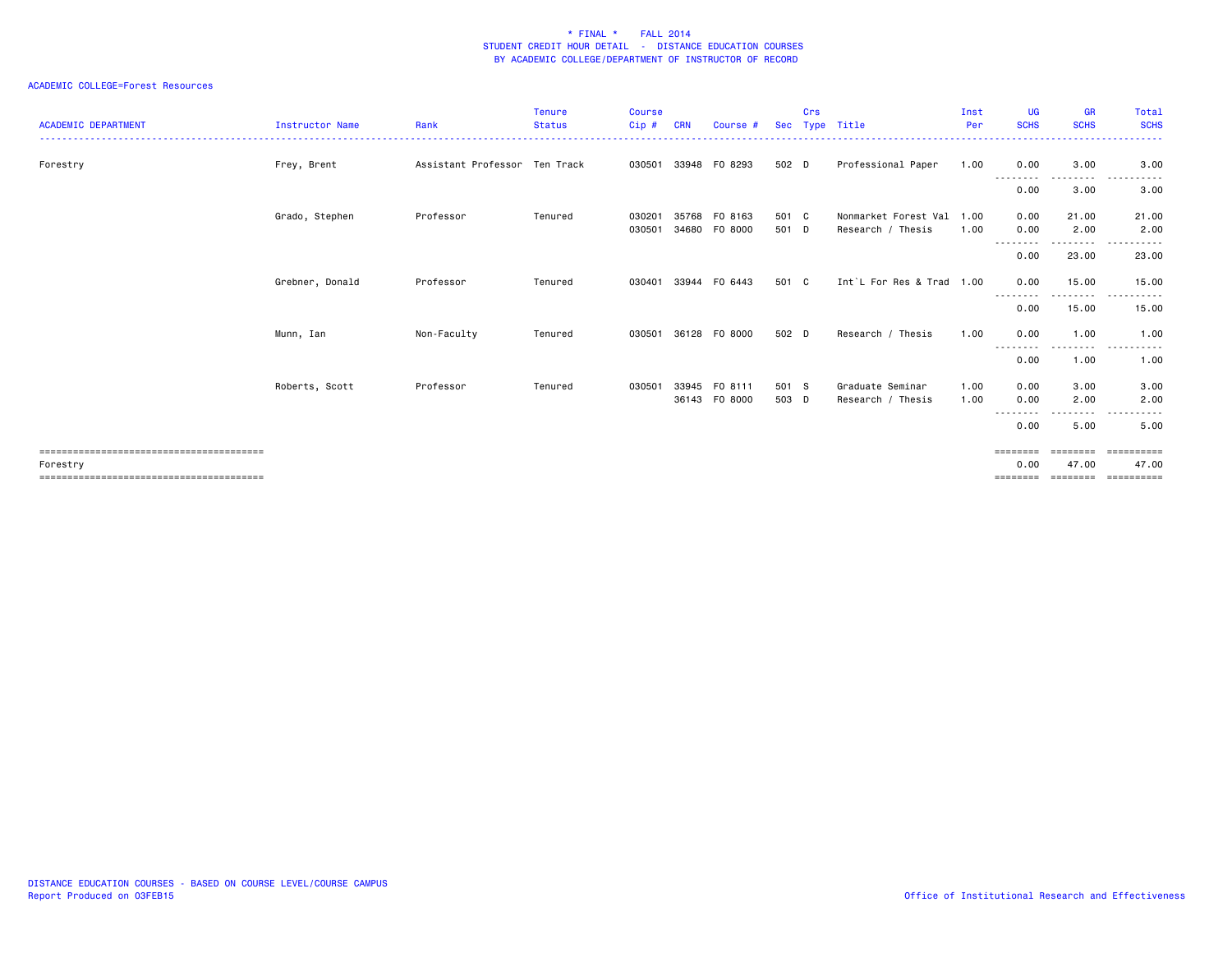# * FINAL * FALL 2014
## STUDENT CREDIT HOUR DETAIL - DISTANCE EDUCATION COURSES
### BY ACADEMIC COLLEGE/DEPARTMENT OF INSTRUCTOR OF RECORD

ACADEMIC COLLEGE=Forest Resources

| ACADEMIC DEPARTMENT | Instructor Name | Rank | Tenure Status | Course Cip # | CRN | Course # | Sec | Crs Type | Title | Inst Per | UG SCHS | GR SCHS | Total SCHS |
|---|---|---|---|---|---|---|---|---|---|---|---|---|---|
| Forestry | Frey, Brent | Assistant Professor | Ten Track | 030501 | 33948 | FO 8293 | 502 | D | Professional Paper | 1.00 | 0.00 | 3.00 | 3.00 |
| | | | | | | | | | | | 0.00 | 3.00 | 3.00 |
| | Grado, Stephen | Professor | Tenured | 030201 | 35768 | FO 8163 | 501 | C | Nonmarket Forest Val | 1.00 | 0.00 | 21.00 | 21.00 |
| | | | | 030501 | 34680 | FO 8000 | 501 | D | Research / Thesis | 1.00 | 0.00 | 2.00 | 2.00 |
| | | | | | | | | | | | 0.00 | 23.00 | 23.00 |
| | Grebner, Donald | Professor | Tenured | 030401 | 33944 | FO 6443 | 501 | C | Int`L For Res & Trad | 1.00 | 0.00 | 15.00 | 15.00 |
| | | | | | | | | | | | 0.00 | 15.00 | 15.00 |
| | Munn, Ian | Non-Faculty | Tenured | 030501 | 36128 | FO 8000 | 502 | D | Research / Thesis | 1.00 | 0.00 | 1.00 | 1.00 |
| | | | | | | | | | | | 0.00 | 1.00 | 1.00 |
| | Roberts, Scott | Professor | Tenured | 030501 | 33945 | FO 8111 | 501 | S | Graduate Seminar | 1.00 | 0.00 | 3.00 | 3.00 |
| | | | | | 36143 | FO 8000 | 503 | D | Research / Thesis | 1.00 | 0.00 | 2.00 | 2.00 |
| | | | | | | | | | | | 0.00 | 5.00 | 5.00 |
| Forestry | | | | | | | | | | | 0.00 | 47.00 | 47.00 |

DISTANCE EDUCATION COURSES - BASED ON COURSE LEVEL/COURSE CAMPUS
Report Produced on 03FEB15

Office of Institutional Research and Effectiveness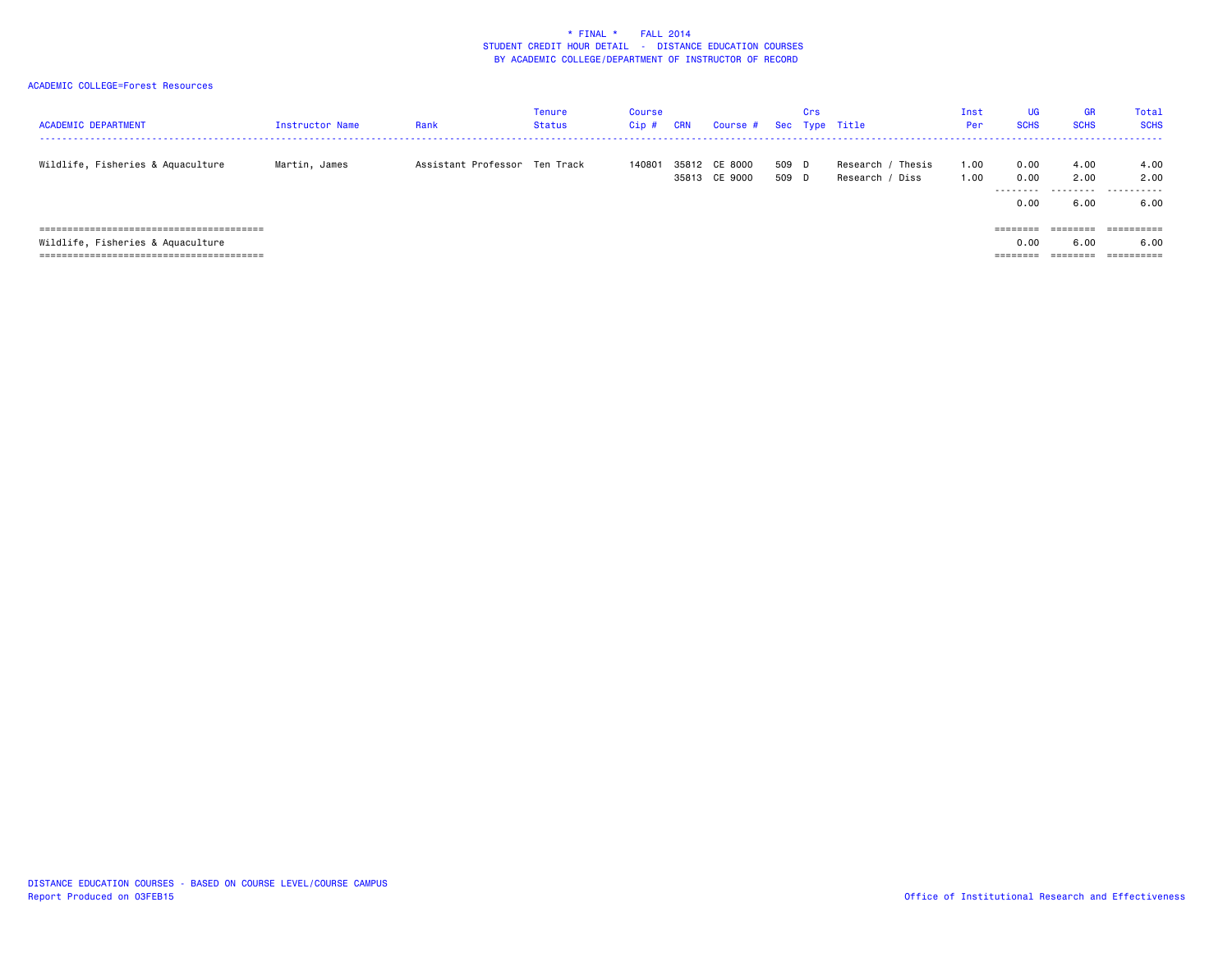\* FINAL \* FALL 2014
STUDENT CREDIT HOUR DETAIL - DISTANCE EDUCATION COURSES
BY ACADEMIC COLLEGE/DEPARTMENT OF INSTRUCTOR OF RECORD

ACADEMIC COLLEGE=Forest Resources

| ACADEMIC DEPARTMENT | Instructor Name | Rank | Tenure Status | Course Cip # | CRN | Course # | Sec | Crs Type | Title | Inst Per | UG SCHS | GR SCHS | Total SCHS |
|---|---|---|---|---|---|---|---|---|---|---|---|---|---|
| Wildlife, Fisheries & Aquaculture | Martin, James | Assistant Professor | Ten Track | 140801 | 35812 | CE 8000 | 509 | D | Research / Thesis | 1.00 | 0.00 | 4.00 | 4.00 |
| | | | | | 35813 | CE 9000 | 509 | D | Research / Diss | 1.00 | 0.00 | 2.00 | 2.00 |
| | | | | | | | | | | | 0.00 | 6.00 | 6.00 |
| Wildlife, Fisheries & Aquaculture | | | | | | | | | | | 0.00 | 6.00 | 6.00 |

DISTANCE EDUCATION COURSES - BASED ON COURSE LEVEL/COURSE CAMPUS
Report Produced on 03FEB15

Office of Institutional Research and Effectiveness